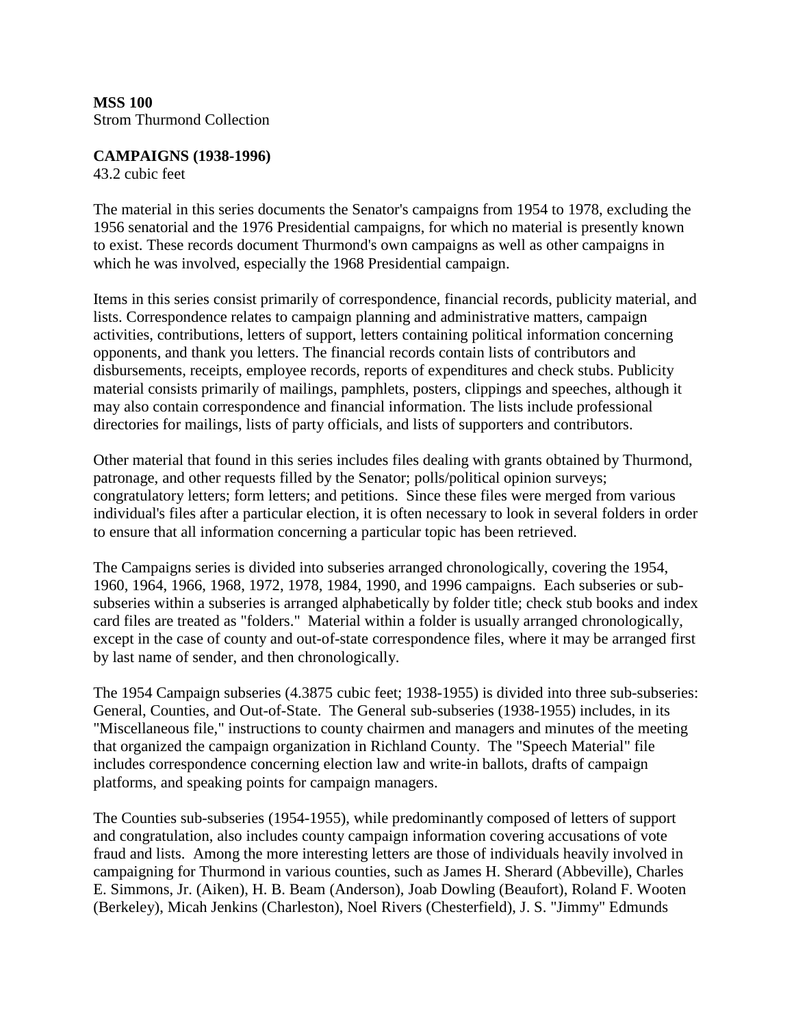**MSS 100**
Strom Thurmond Collection

**CAMPAIGNS (1938-1996)**
43.2 cubic feet

The material in this series documents the Senator's campaigns from 1954 to 1978, excluding the 1956 senatorial and the 1976 Presidential campaigns, for which no material is presently known to exist. These records document Thurmond's own campaigns as well as other campaigns in which he was involved, especially the 1968 Presidential campaign.

Items in this series consist primarily of correspondence, financial records, publicity material, and lists. Correspondence relates to campaign planning and administrative matters, campaign activities, contributions, letters of support, letters containing political information concerning opponents, and thank you letters. The financial records contain lists of contributors and disbursements, receipts, employee records, reports of expenditures and check stubs. Publicity material consists primarily of mailings, pamphlets, posters, clippings and speeches, although it may also contain correspondence and financial information. The lists include professional directories for mailings, lists of party officials, and lists of supporters and contributors.

Other material that found in this series includes files dealing with grants obtained by Thurmond, patronage, and other requests filled by the Senator; polls/political opinion surveys; congratulatory letters; form letters; and petitions. Since these files were merged from various individual's files after a particular election, it is often necessary to look in several folders in order to ensure that all information concerning a particular topic has been retrieved.

The Campaigns series is divided into subseries arranged chronologically, covering the 1954, 1960, 1964, 1966, 1968, 1972, 1978, 1984, 1990, and 1996 campaigns. Each subseries or sub-subseries within a subseries is arranged alphabetically by folder title; check stub books and index card files are treated as "folders." Material within a folder is usually arranged chronologically, except in the case of county and out-of-state correspondence files, where it may be arranged first by last name of sender, and then chronologically.

The 1954 Campaign subseries (4.3875 cubic feet; 1938-1955) is divided into three sub-subseries: General, Counties, and Out-of-State. The General sub-subseries (1938-1955) includes, in its "Miscellaneous file," instructions to county chairmen and managers and minutes of the meeting that organized the campaign organization in Richland County. The "Speech Material" file includes correspondence concerning election law and write-in ballots, drafts of campaign platforms, and speaking points for campaign managers.

The Counties sub-subseries (1954-1955), while predominantly composed of letters of support and congratulation, also includes county campaign information covering accusations of vote fraud and lists. Among the more interesting letters are those of individuals heavily involved in campaigning for Thurmond in various counties, such as James H. Sherard (Abbeville), Charles E. Simmons, Jr. (Aiken), H. B. Beam (Anderson), Joab Dowling (Beaufort), Roland F. Wooten (Berkeley), Micah Jenkins (Charleston), Noel Rivers (Chesterfield), J. S. "Jimmy" Edmunds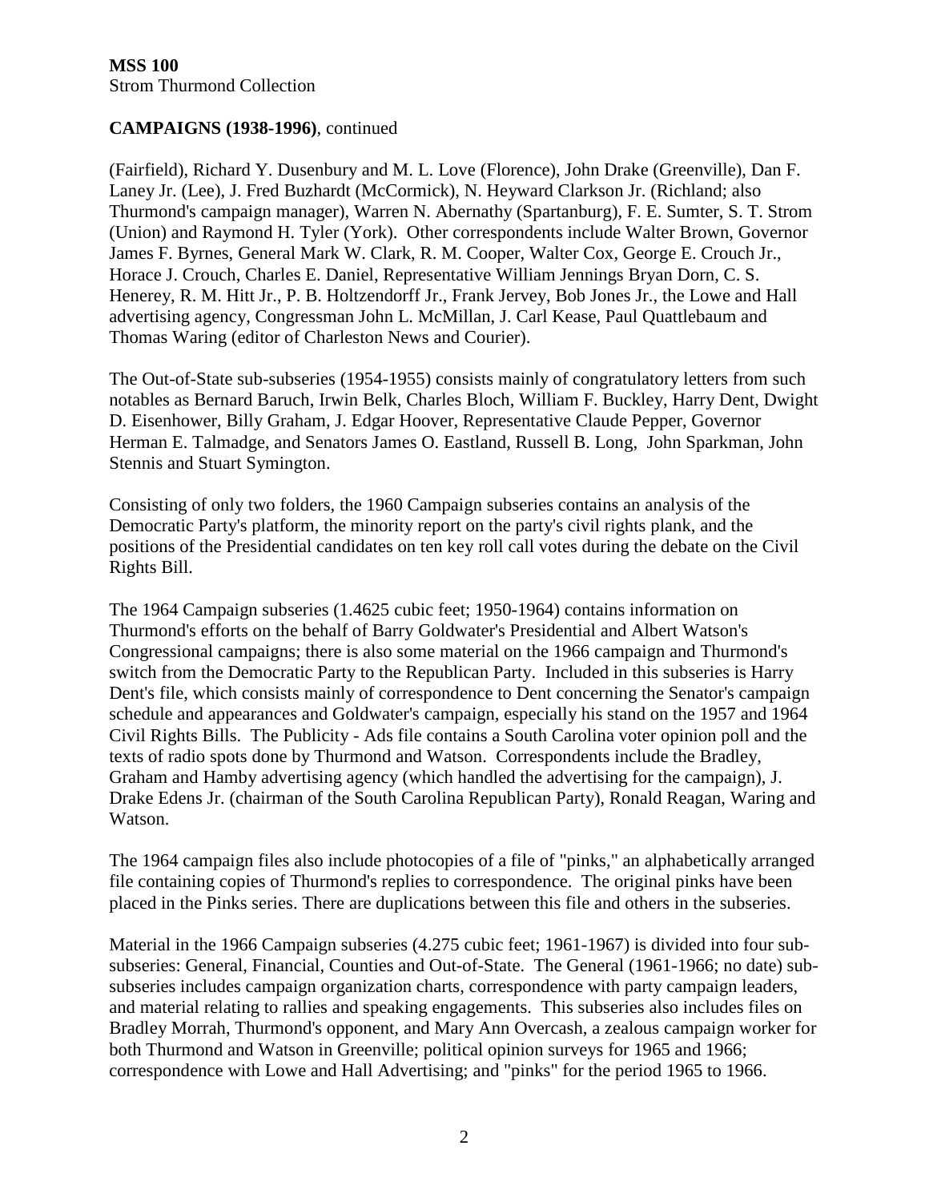**CAMPAIGNS (1938-1996)**, continued

(Fairfield), Richard Y. Dusenbury and M. L. Love (Florence), John Drake (Greenville), Dan F. Laney Jr. (Lee), J. Fred Buzhardt (McCormick), N. Heyward Clarkson Jr. (Richland; also Thurmond's campaign manager), Warren N. Abernathy (Spartanburg), F. E. Sumter, S. T. Strom (Union) and Raymond H. Tyler (York). Other correspondents include Walter Brown, Governor James F. Byrnes, General Mark W. Clark, R. M. Cooper, Walter Cox, George E. Crouch Jr., Horace J. Crouch, Charles E. Daniel, Representative William Jennings Bryan Dorn, C. S. Henerey, R. M. Hitt Jr., P. B. Holtzendorff Jr., Frank Jervey, Bob Jones Jr., the Lowe and Hall advertising agency, Congressman John L. McMillan, J. Carl Kease, Paul Quattlebaum and Thomas Waring (editor of Charleston News and Courier).

The Out-of-State sub-subseries (1954-1955) consists mainly of congratulatory letters from such notables as Bernard Baruch, Irwin Belk, Charles Bloch, William F. Buckley, Harry Dent, Dwight D. Eisenhower, Billy Graham, J. Edgar Hoover, Representative Claude Pepper, Governor Herman E. Talmadge, and Senators James O. Eastland, Russell B. Long, John Sparkman, John Stennis and Stuart Symington.

Consisting of only two folders, the 1960 Campaign subseries contains an analysis of the Democratic Party's platform, the minority report on the party's civil rights plank, and the positions of the Presidential candidates on ten key roll call votes during the debate on the Civil Rights Bill.

The 1964 Campaign subseries (1.4625 cubic feet; 1950-1964) contains information on Thurmond's efforts on the behalf of Barry Goldwater's Presidential and Albert Watson's Congressional campaigns; there is also some material on the 1966 campaign and Thurmond's switch from the Democratic Party to the Republican Party. Included in this subseries is Harry Dent's file, which consists mainly of correspondence to Dent concerning the Senator's campaign schedule and appearances and Goldwater's campaign, especially his stand on the 1957 and 1964 Civil Rights Bills. The Publicity - Ads file contains a South Carolina voter opinion poll and the texts of radio spots done by Thurmond and Watson. Correspondents include the Bradley, Graham and Hamby advertising agency (which handled the advertising for the campaign), J. Drake Edens Jr. (chairman of the South Carolina Republican Party), Ronald Reagan, Waring and Watson.

The 1964 campaign files also include photocopies of a file of "pinks," an alphabetically arranged file containing copies of Thurmond's replies to correspondence. The original pinks have been placed in the Pinks series. There are duplications between this file and others in the subseries.

Material in the 1966 Campaign subseries (4.275 cubic feet; 1961-1967) is divided into four sub-subseries: General, Financial, Counties and Out-of-State. The General (1961-1966; no date) sub-subseries includes campaign organization charts, correspondence with party campaign leaders, and material relating to rallies and speaking engagements. This subseries also includes files on Bradley Morrah, Thurmond's opponent, and Mary Ann Overcash, a zealous campaign worker for both Thurmond and Watson in Greenville; political opinion surveys for 1965 and 1966; correspondence with Lowe and Hall Advertising; and "pinks" for the period 1965 to 1966.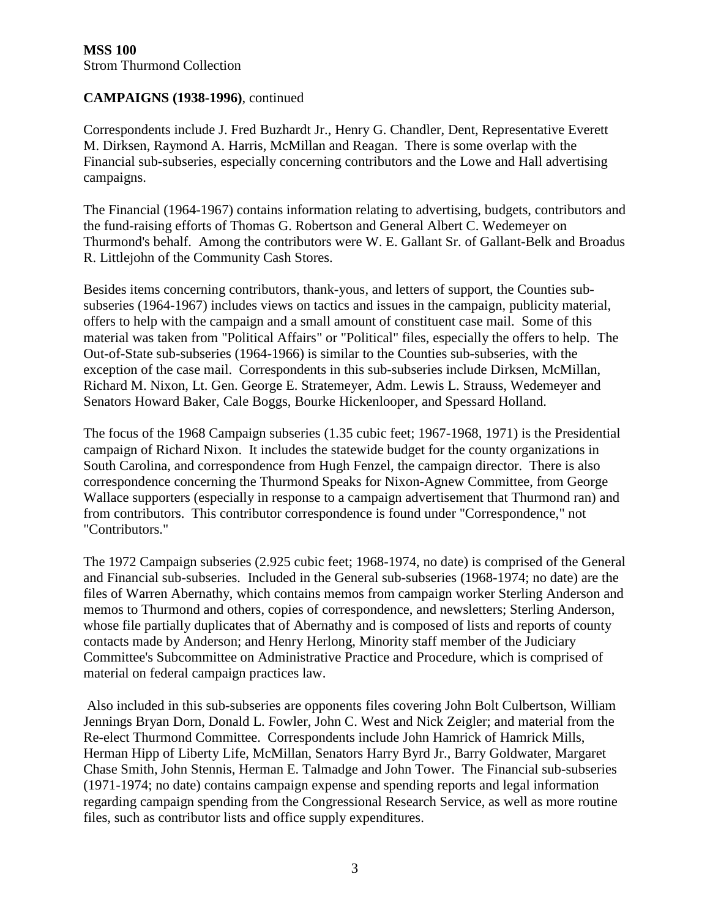**CAMPAIGNS (1938-1996)**, continued

Correspondents include J. Fred Buzhardt Jr., Henry G. Chandler, Dent, Representative Everett M. Dirksen, Raymond A. Harris, McMillan and Reagan. There is some overlap with the Financial sub-subseries, especially concerning contributors and the Lowe and Hall advertising campaigns.

The Financial (1964-1967) contains information relating to advertising, budgets, contributors and the fund-raising efforts of Thomas G. Robertson and General Albert C. Wedemeyer on Thurmond's behalf. Among the contributors were W. E. Gallant Sr. of Gallant-Belk and Broadus R. Littlejohn of the Community Cash Stores.

Besides items concerning contributors, thank-yous, and letters of support, the Counties sub-subseries (1964-1967) includes views on tactics and issues in the campaign, publicity material, offers to help with the campaign and a small amount of constituent case mail. Some of this material was taken from "Political Affairs" or "Political" files, especially the offers to help. The Out-of-State sub-subseries (1964-1966) is similar to the Counties sub-subseries, with the exception of the case mail. Correspondents in this sub-subseries include Dirksen, McMillan, Richard M. Nixon, Lt. Gen. George E. Stratemeyer, Adm. Lewis L. Strauss, Wedemeyer and Senators Howard Baker, Cale Boggs, Bourke Hickenlooper, and Spessard Holland.

The focus of the 1968 Campaign subseries (1.35 cubic feet; 1967-1968, 1971) is the Presidential campaign of Richard Nixon. It includes the statewide budget for the county organizations in South Carolina, and correspondence from Hugh Fenzel, the campaign director. There is also correspondence concerning the Thurmond Speaks for Nixon-Agnew Committee, from George Wallace supporters (especially in response to a campaign advertisement that Thurmond ran) and from contributors. This contributor correspondence is found under "Correspondence," not "Contributors."

The 1972 Campaign subseries (2.925 cubic feet; 1968-1974, no date) is comprised of the General and Financial sub-subseries. Included in the General sub-subseries (1968-1974; no date) are the files of Warren Abernathy, which contains memos from campaign worker Sterling Anderson and memos to Thurmond and others, copies of correspondence, and newsletters; Sterling Anderson, whose file partially duplicates that of Abernathy and is composed of lists and reports of county contacts made by Anderson; and Henry Herlong, Minority staff member of the Judiciary Committee's Subcommittee on Administrative Practice and Procedure, which is comprised of material on federal campaign practices law.

Also included in this sub-subseries are opponents files covering John Bolt Culbertson, William Jennings Bryan Dorn, Donald L. Fowler, John C. West and Nick Zeigler; and material from the Re-elect Thurmond Committee. Correspondents include John Hamrick of Hamrick Mills, Herman Hipp of Liberty Life, McMillan, Senators Harry Byrd Jr., Barry Goldwater, Margaret Chase Smith, John Stennis, Herman E. Talmadge and John Tower. The Financial sub-subseries (1971-1974; no date) contains campaign expense and spending reports and legal information regarding campaign spending from the Congressional Research Service, as well as more routine files, such as contributor lists and office supply expenditures.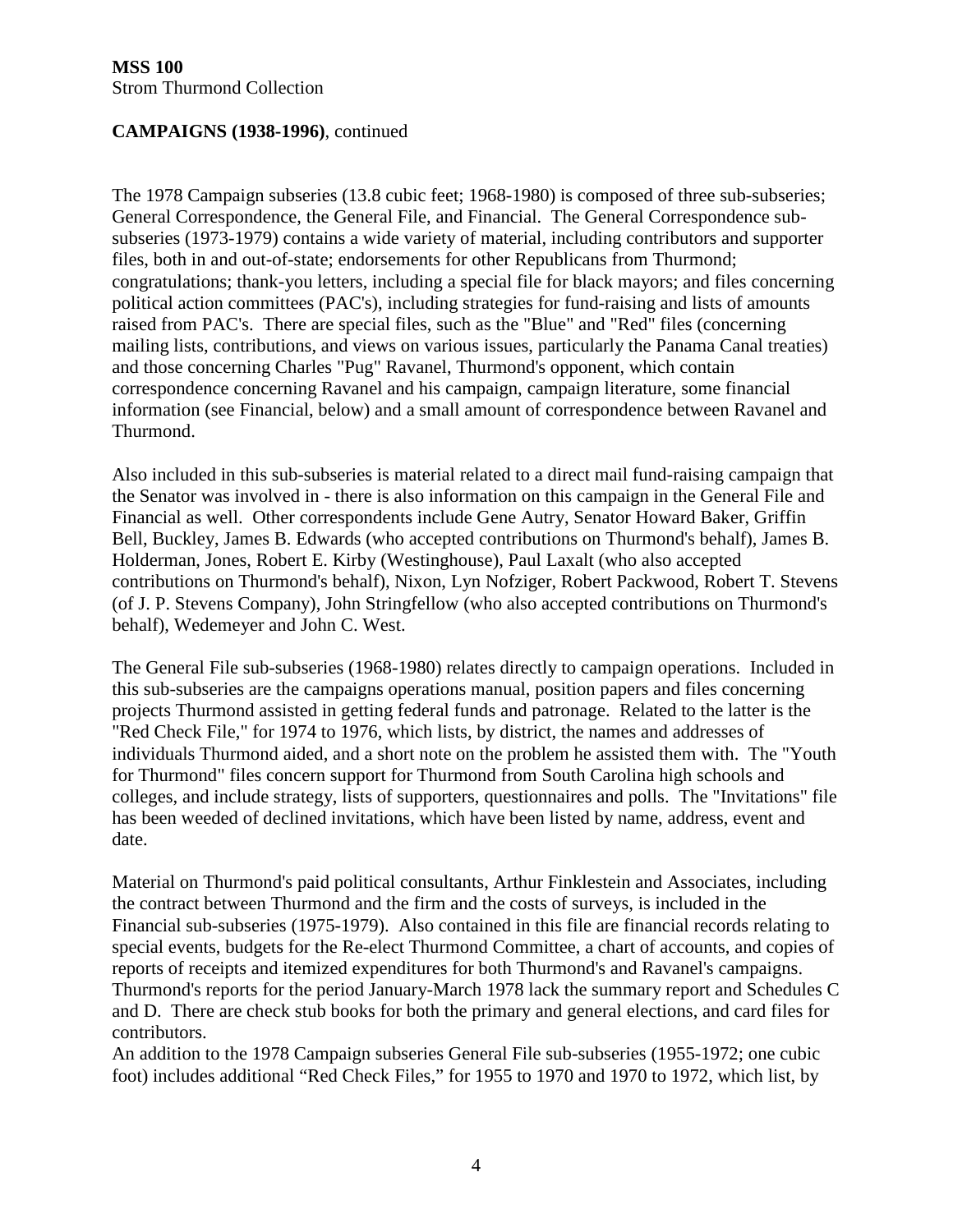**CAMPAIGNS (1938-1996)**, continued

The 1978 Campaign subseries (13.8 cubic feet; 1968-1980) is composed of three sub-subseries; General Correspondence, the General File, and Financial. The General Correspondence sub-subseries (1973-1979) contains a wide variety of material, including contributors and supporter files, both in and out-of-state; endorsements for other Republicans from Thurmond; congratulations; thank-you letters, including a special file for black mayors; and files concerning political action committees (PAC's), including strategies for fund-raising and lists of amounts raised from PAC's. There are special files, such as the "Blue" and "Red" files (concerning mailing lists, contributions, and views on various issues, particularly the Panama Canal treaties) and those concerning Charles "Pug" Ravanel, Thurmond's opponent, which contain correspondence concerning Ravanel and his campaign, campaign literature, some financial information (see Financial, below) and a small amount of correspondence between Ravanel and Thurmond.

Also included in this sub-subseries is material related to a direct mail fund-raising campaign that the Senator was involved in - there is also information on this campaign in the General File and Financial as well. Other correspondents include Gene Autry, Senator Howard Baker, Griffin Bell, Buckley, James B. Edwards (who accepted contributions on Thurmond's behalf), James B. Holderman, Jones, Robert E. Kirby (Westinghouse), Paul Laxalt (who also accepted contributions on Thurmond's behalf), Nixon, Lyn Nofziger, Robert Packwood, Robert T. Stevens (of J. P. Stevens Company), John Stringfellow (who also accepted contributions on Thurmond's behalf), Wedemeyer and John C. West.

The General File sub-subseries (1968-1980) relates directly to campaign operations. Included in this sub-subseries are the campaigns operations manual, position papers and files concerning projects Thurmond assisted in getting federal funds and patronage. Related to the latter is the "Red Check File," for 1974 to 1976, which lists, by district, the names and addresses of individuals Thurmond aided, and a short note on the problem he assisted them with. The "Youth for Thurmond" files concern support for Thurmond from South Carolina high schools and colleges, and include strategy, lists of supporters, questionnaires and polls. The "Invitations" file has been weeded of declined invitations, which have been listed by name, address, event and date.

Material on Thurmond's paid political consultants, Arthur Finklestein and Associates, including the contract between Thurmond and the firm and the costs of surveys, is included in the Financial sub-subseries (1975-1979). Also contained in this file are financial records relating to special events, budgets for the Re-elect Thurmond Committee, a chart of accounts, and copies of reports of receipts and itemized expenditures for both Thurmond's and Ravanel's campaigns. Thurmond's reports for the period January-March 1978 lack the summary report and Schedules C and D. There are check stub books for both the primary and general elections, and card files for contributors.

An addition to the 1978 Campaign subseries General File sub-subseries (1955-1972; one cubic foot) includes additional "Red Check Files," for 1955 to 1970 and 1970 to 1972, which list, by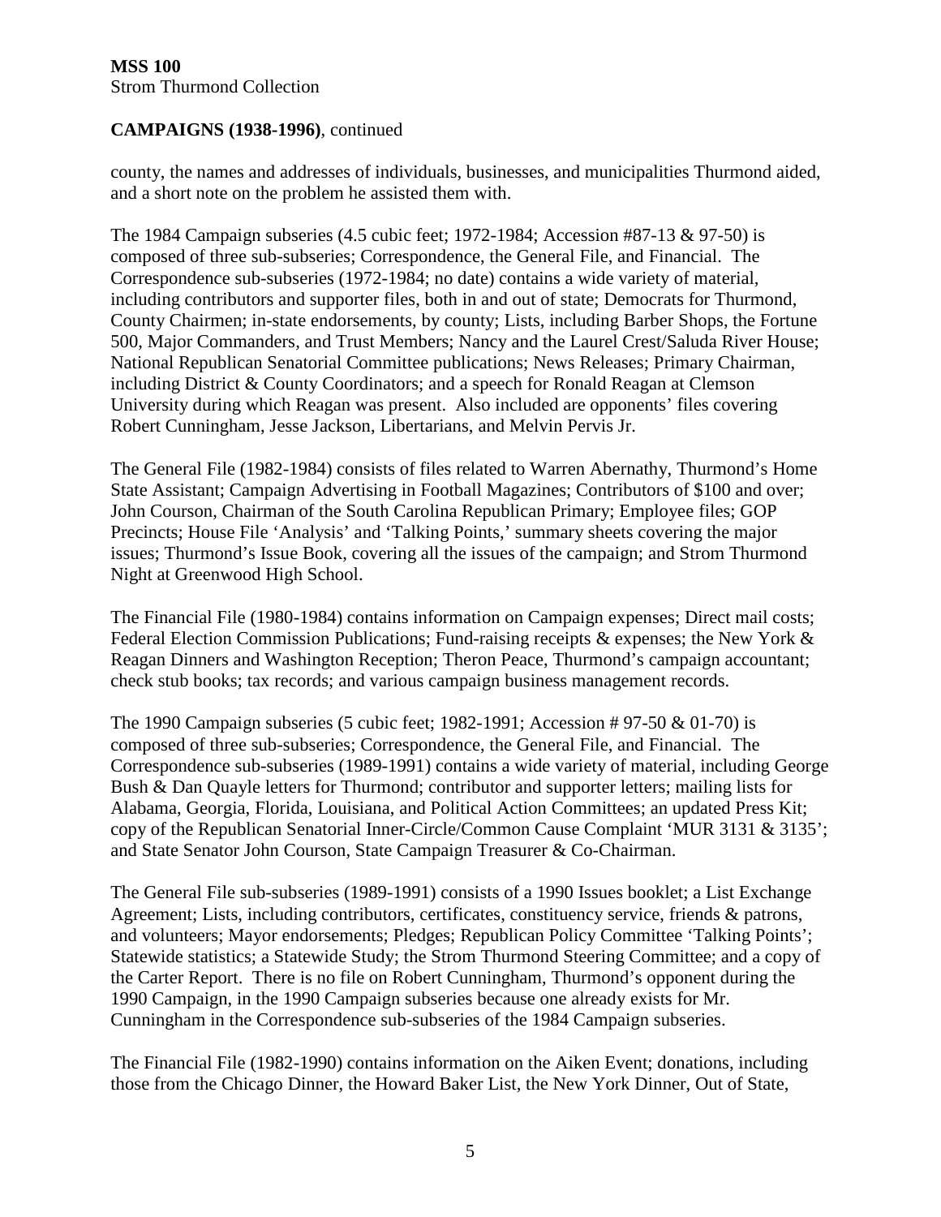**CAMPAIGNS (1938-1996)**, continued

county, the names and addresses of individuals, businesses, and municipalities Thurmond aided, and a short note on the problem he assisted them with.

The 1984 Campaign subseries (4.5 cubic feet; 1972-1984; Accession #87-13 & 97-50) is composed of three sub-subseries; Correspondence, the General File, and Financial. The Correspondence sub-subseries (1972-1984; no date) contains a wide variety of material, including contributors and supporter files, both in and out of state; Democrats for Thurmond, County Chairmen; in-state endorsements, by county; Lists, including Barber Shops, the Fortune 500, Major Commanders, and Trust Members; Nancy and the Laurel Crest/Saluda River House; National Republican Senatorial Committee publications; News Releases; Primary Chairman, including District & County Coordinators; and a speech for Ronald Reagan at Clemson University during which Reagan was present. Also included are opponents' files covering Robert Cunningham, Jesse Jackson, Libertarians, and Melvin Pervis Jr.

The General File (1982-1984) consists of files related to Warren Abernathy, Thurmond's Home State Assistant; Campaign Advertising in Football Magazines; Contributors of $100 and over; John Courson, Chairman of the South Carolina Republican Primary; Employee files; GOP Precincts; House File 'Analysis' and 'Talking Points,' summary sheets covering the major issues; Thurmond's Issue Book, covering all the issues of the campaign; and Strom Thurmond Night at Greenwood High School.

The Financial File (1980-1984) contains information on Campaign expenses; Direct mail costs; Federal Election Commission Publications; Fund-raising receipts & expenses; the New York & Reagan Dinners and Washington Reception; Theron Peace, Thurmond's campaign accountant; check stub books; tax records; and various campaign business management records.

The 1990 Campaign subseries (5 cubic feet; 1982-1991; Accession # 97-50 & 01-70) is composed of three sub-subseries; Correspondence, the General File, and Financial. The Correspondence sub-subseries (1989-1991) contains a wide variety of material, including George Bush & Dan Quayle letters for Thurmond; contributor and supporter letters; mailing lists for Alabama, Georgia, Florida, Louisiana, and Political Action Committees; an updated Press Kit; copy of the Republican Senatorial Inner-Circle/Common Cause Complaint 'MUR 3131 & 3135'; and State Senator John Courson, State Campaign Treasurer & Co-Chairman.

The General File sub-subseries (1989-1991) consists of a 1990 Issues booklet; a List Exchange Agreement; Lists, including contributors, certificates, constituency service, friends & patrons, and volunteers; Mayor endorsements; Pledges; Republican Policy Committee 'Talking Points'; Statewide statistics; a Statewide Study; the Strom Thurmond Steering Committee; and a copy of the Carter Report. There is no file on Robert Cunningham, Thurmond's opponent during the 1990 Campaign, in the 1990 Campaign subseries because one already exists for Mr. Cunningham in the Correspondence sub-subseries of the 1984 Campaign subseries.

The Financial File (1982-1990) contains information on the Aiken Event; donations, including those from the Chicago Dinner, the Howard Baker List, the New York Dinner, Out of State,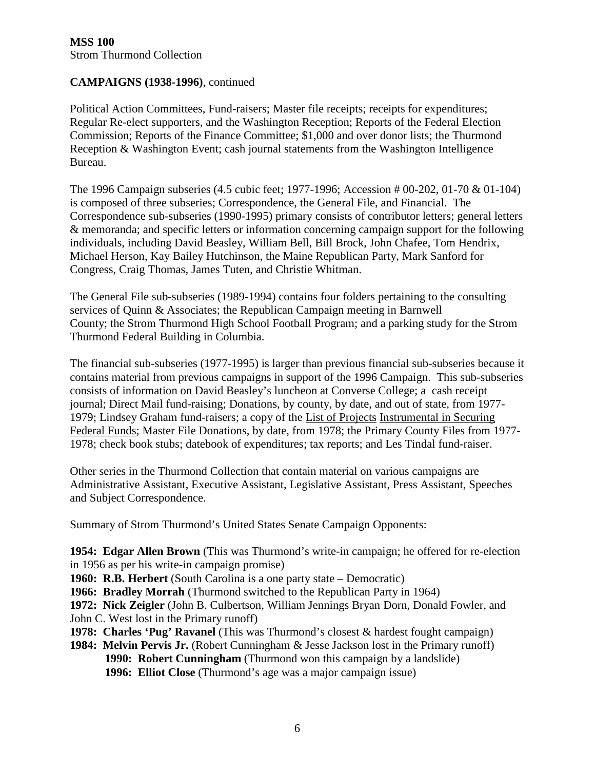**MSS 100**
Strom Thurmond Collection

**CAMPAIGNS (1938-1996)**, continued

Political Action Committees, Fund-raisers; Master file receipts; receipts for expenditures; Regular Re-elect supporters, and the Washington Reception; Reports of the Federal Election Commission; Reports of the Finance Committee; $1,000 and over donor lists; the Thurmond Reception & Washington Event; cash journal statements from the Washington Intelligence Bureau.

The 1996 Campaign subseries (4.5 cubic feet; 1977-1996; Accession # 00-202, 01-70 & 01-104) is composed of three subseries; Correspondence, the General File, and Financial. The Correspondence sub-subseries (1990-1995) primary consists of contributor letters; general letters & memoranda; and specific letters or information concerning campaign support for the following individuals, including David Beasley, William Bell, Bill Brock, John Chafee, Tom Hendrix, Michael Herson, Kay Bailey Hutchinson, the Maine Republican Party, Mark Sanford for Congress, Craig Thomas, James Tuten, and Christie Whitman.

The General File sub-subseries (1989-1994) contains four folders pertaining to the consulting services of Quinn & Associates; the Republican Campaign meeting in Barnwell County; the Strom Thurmond High School Football Program; and a parking study for the Strom Thurmond Federal Building in Columbia.

The financial sub-subseries (1977-1995) is larger than previous financial sub-subseries because it contains material from previous campaigns in support of the 1996 Campaign. This sub-subseries consists of information on David Beasley's luncheon at Converse College; a cash receipt journal; Direct Mail fund-raising; Donations, by county, by date, and out of state, from 1977-1979; Lindsey Graham fund-raisers; a copy of the List of Projects Instrumental in Securing Federal Funds; Master File Donations, by date, from 1978; the Primary County Files from 1977-1978; check book stubs; datebook of expenditures; tax reports; and Les Tindal fund-raiser.

Other series in the Thurmond Collection that contain material on various campaigns are Administrative Assistant, Executive Assistant, Legislative Assistant, Press Assistant, Speeches and Subject Correspondence.

Summary of Strom Thurmond's United States Senate Campaign Opponents:

**1954: Edgar Allen Brown** (This was Thurmond's write-in campaign; he offered for re-election in 1956 as per his write-in campaign promise)
**1960: R.B. Herbert** (South Carolina is a one party state – Democratic)
**1966: Bradley Morrah** (Thurmond switched to the Republican Party in 1964)
**1972: Nick Zeigler** (John B. Culbertson, William Jennings Bryan Dorn, Donald Fowler, and John C. West lost in the Primary runoff)
**1978: Charles 'Pug' Ravanel** (This was Thurmond's closest & hardest fought campaign)
**1984: Melvin Pervis Jr.** (Robert Cunningham & Jesse Jackson lost in the Primary runoff)
**1990: Robert Cunningham** (Thurmond won this campaign by a landslide)
**1996: Elliot Close** (Thurmond's age was a major campaign issue)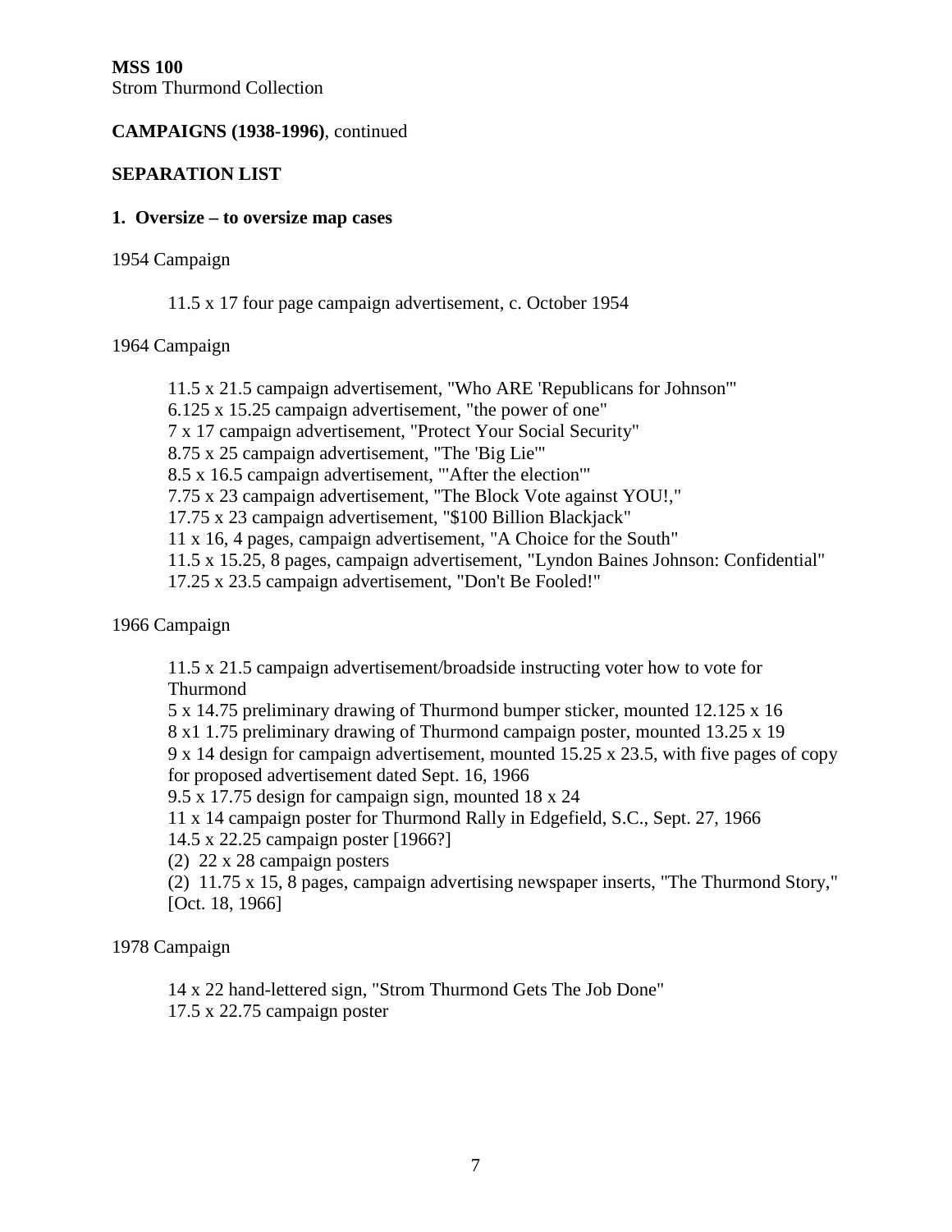**MSS 100**
Strom Thurmond Collection

**CAMPAIGNS (1938-1996)**, continued

**SEPARATION LIST**

**1. Oversize – to oversize map cases**

1954 Campaign

11.5 x 17 four page campaign advertisement, c. October 1954

1964 Campaign

11.5 x 21.5 campaign advertisement, "Who ARE 'Republicans for Johnson'"
6.125 x 15.25 campaign advertisement, "the power of one"
7 x 17 campaign advertisement, "Protect Your Social Security"
8.75 x 25 campaign advertisement, "The 'Big Lie'"
8.5 x 16.5 campaign advertisement, "'After the election'"
7.75 x 23 campaign advertisement, "The Block Vote against YOU!,"
17.75 x 23 campaign advertisement, "$100 Billion Blackjack"
11 x 16, 4 pages, campaign advertisement, "A Choice for the South"
11.5 x 15.25, 8 pages, campaign advertisement, "Lyndon Baines Johnson: Confidential"
17.25 x 23.5 campaign advertisement, "Don't Be Fooled!"

1966 Campaign

11.5 x 21.5 campaign advertisement/broadside instructing voter how to vote for Thurmond
5 x 14.75 preliminary drawing of Thurmond bumper sticker, mounted 12.125 x 16
8 x1 1.75 preliminary drawing of Thurmond campaign poster, mounted 13.25 x 19
9 x 14 design for campaign advertisement, mounted 15.25 x 23.5, with five pages of copy for proposed advertisement dated Sept. 16, 1966
9.5 x 17.75 design for campaign sign, mounted 18 x 24
11 x 14 campaign poster for Thurmond Rally in Edgefield, S.C., Sept. 27, 1966
14.5 x 22.25 campaign poster [1966?]
(2) 22 x 28 campaign posters
(2) 11.75 x 15, 8 pages, campaign advertising newspaper inserts, "The Thurmond Story," [Oct. 18, 1966]

1978 Campaign

14 x 22 hand-lettered sign, "Strom Thurmond Gets The Job Done"
17.5 x 22.75 campaign poster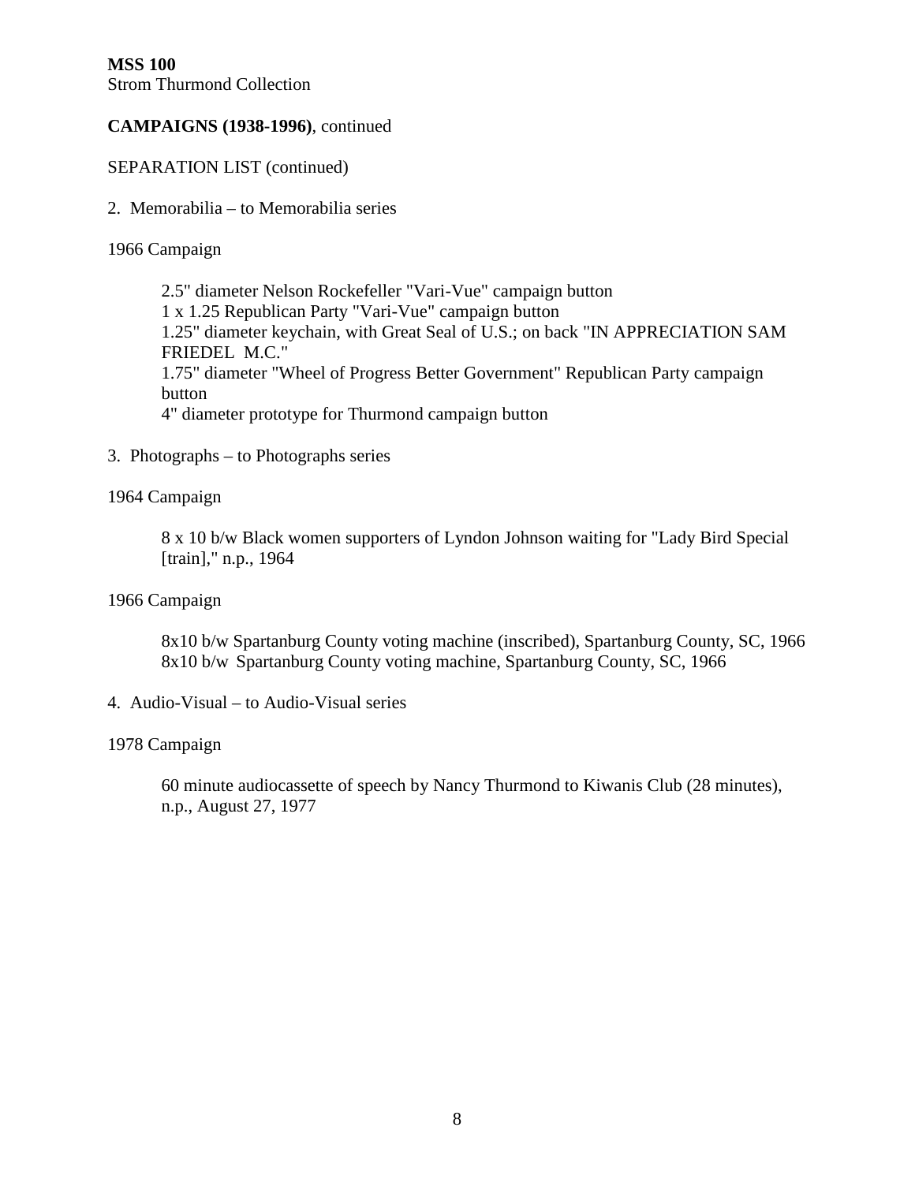**MSS 100**
Strom Thurmond Collection

**CAMPAIGNS (1938-1996)**, continued

SEPARATION LIST (continued)

2. Memorabilia – to Memorabilia series

1966 Campaign

> 2.5" diameter Nelson Rockefeller "Vari-Vue" campaign button
> 1 x 1.25 Republican Party "Vari-Vue" campaign button
> 1.25" diameter keychain, with Great Seal of U.S.; on back "IN APPRECIATION SAM FRIEDEL M.C."
> 1.75" diameter "Wheel of Progress Better Government" Republican Party campaign button
> 4" diameter prototype for Thurmond campaign button

3. Photographs – to Photographs series

1964 Campaign

> 8 x 10 b/w Black women supporters of Lyndon Johnson waiting for "Lady Bird Special [train]," n.p., 1964

1966 Campaign

> 8x10 b/w Spartanburg County voting machine (inscribed), Spartanburg County, SC, 1966
> 8x10 b/w Spartanburg County voting machine, Spartanburg County, SC, 1966

4. Audio-Visual – to Audio-Visual series

1978 Campaign

> 60 minute audiocassette of speech by Nancy Thurmond to Kiwanis Club (28 minutes), n.p., August 27, 1977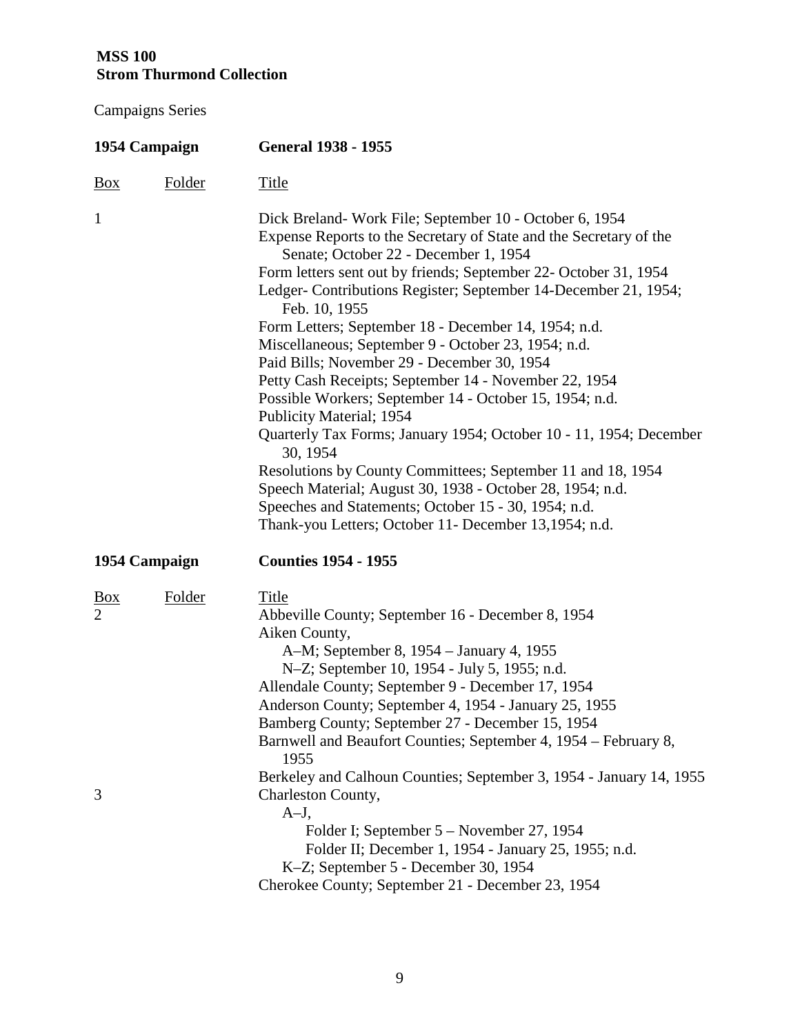**MSS 100**
**Strom Thurmond Collection**

Campaigns Series

| **1954 Campaign** | | **General 1938 - 1955** |
|---|---|---|
| Box | Folder | Title |
| 1 | | Dick Breland- Work File; September 10 - October 6, 1954 |
| | | Expense Reports to the Secretary of State and the Secretary of the Senate; October 22 - December 1, 1954 |
| | | Form letters sent out by friends; September 22- October 31, 1954 |
| | | Ledger- Contributions Register; September 14-December 21, 1954; Feb. 10, 1955 |
| | | Form Letters; September 18 - December 14, 1954; n.d. |
| | | Miscellaneous; September 9 - October 23, 1954; n.d. |
| | | Paid Bills; November 29 - December 30, 1954 |
| | | Petty Cash Receipts; September 14 - November 22, 1954 |
| | | Possible Workers; September 14 - October 15, 1954; n.d. |
| | | Publicity Material; 1954 |
| | | Quarterly Tax Forms; January 1954; October 10 - 11, 1954; December 30, 1954 |
| | | Resolutions by County Committees; September 11 and 18, 1954 |
| | | Speech Material; August 30, 1938 - October 28, 1954; n.d. |
| | | Speeches and Statements; October 15 - 30, 1954; n.d. |
| | | Thank-you Letters; October 11- December 13,1954; n.d. |

| **1954 Campaign** | | **Counties 1954 - 1955** |
|---|---|---|
| Box | Folder | Title |
| 2 | | Abbeville County; September 16 - December 8, 1954 |
| | | Aiken County, |
| | | A–M; September 8, 1954 – January 4, 1955 |
| | | N–Z; September 10, 1954 - July 5, 1955; n.d. |
| | | Allendale County; September 9 - December 17, 1954 |
| | | Anderson County; September 4, 1954 - January 25, 1955 |
| | | Bamberg County; September 27 - December 15, 1954 |
| | | Barnwell and Beaufort Counties; September 4, 1954 – February 8, 1955 |
| | | Berkeley and Calhoun Counties; September 3, 1954 - January 14, 1955 |
| 3 | | Charleston County, |
| | | A–J, |
| | | Folder I; September 5 – November 27, 1954 |
| | | Folder II; December 1, 1954 - January 25, 1955; n.d. |
| | | K–Z; September 5 - December 30, 1954 |
| | | Cherokee County; September 21 - December 23, 1954 |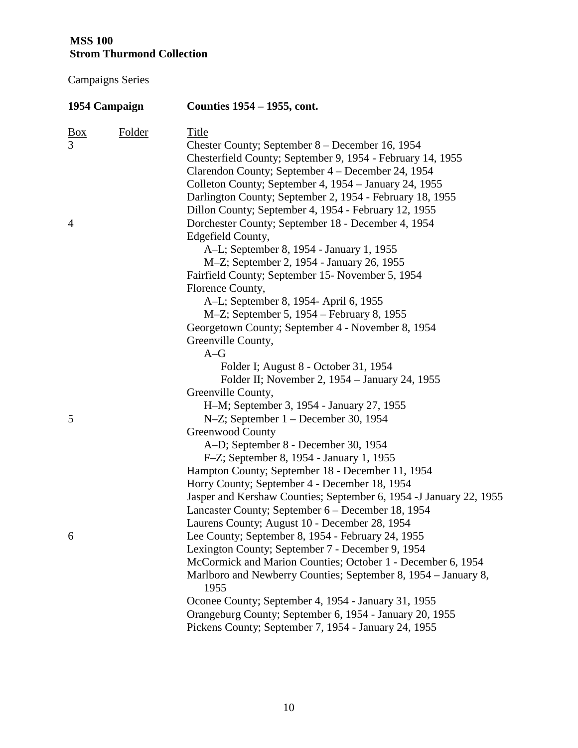**MSS 100**
**Strom Thurmond Collection**

Campaigns Series

**1954 Campaign** **Counties 1954 – 1955, cont.**

| Box | Folder | Title |
| --- | --- | --- |
| 3 | | Chester County; September 8 – December 16, 1954 |
| | | Chesterfield County; September 9, 1954 - February 14, 1955 |
| | | Clarendon County; September 4 – December 24, 1954 |
| | | Colleton County; September 4, 1954 – January 24, 1955 |
| | | Darlington County; September 2, 1954 - February 18, 1955 |
| | | Dillon County; September 4, 1954 - February 12, 1955 |
| 4 | | Dorchester County; September 18 - December 4, 1954 |
| | | Edgefield County, |
| | | A–L; September 8, 1954 - January 1, 1955 |
| | | M–Z; September 2, 1954 - January 26, 1955 |
| | | Fairfield County; September 15- November 5, 1954 |
| | | Florence County, |
| | | A–L; September 8, 1954- April 6, 1955 |
| | | M–Z; September 5, 1954 – February 8, 1955 |
| | | Georgetown County; September 4 - November 8, 1954 |
| | | Greenville County, |
| | | A–G |
| | | Folder I; August 8 - October 31, 1954 |
| | | Folder II; November 2, 1954 – January 24, 1955 |
| | | Greenville County, |
| | | H–M; September 3, 1954 - January 27, 1955 |
| 5 | | N–Z; September 1 – December 30, 1954 |
| | | Greenwood County |
| | | A–D; September 8 - December 30, 1954 |
| | | F–Z; September 8, 1954 - January 1, 1955 |
| | | Hampton County; September 18 - December 11, 1954 |
| | | Horry County; September 4 - December 18, 1954 |
| | | Jasper and Kershaw Counties; September 6, 1954 -J January 22, 1955 |
| | | Lancaster County; September 6 – December 18, 1954 |
| | | Laurens County; August 10 - December 28, 1954 |
| 6 | | Lee County; September 8, 1954 - February 24, 1955 |
| | | Lexington County; September 7 - December 9, 1954 |
| | | McCormick and Marion Counties; October 1 - December 6, 1954 |
| | | Marlboro and Newberry Counties; September 8, 1954 – January 8, 1955 |
| | | Oconee County; September 4, 1954 - January 31, 1955 |
| | | Orangeburg County; September 6, 1954 - January 20, 1955 |
| | | Pickens County; September 7, 1954 - January 24, 1955 |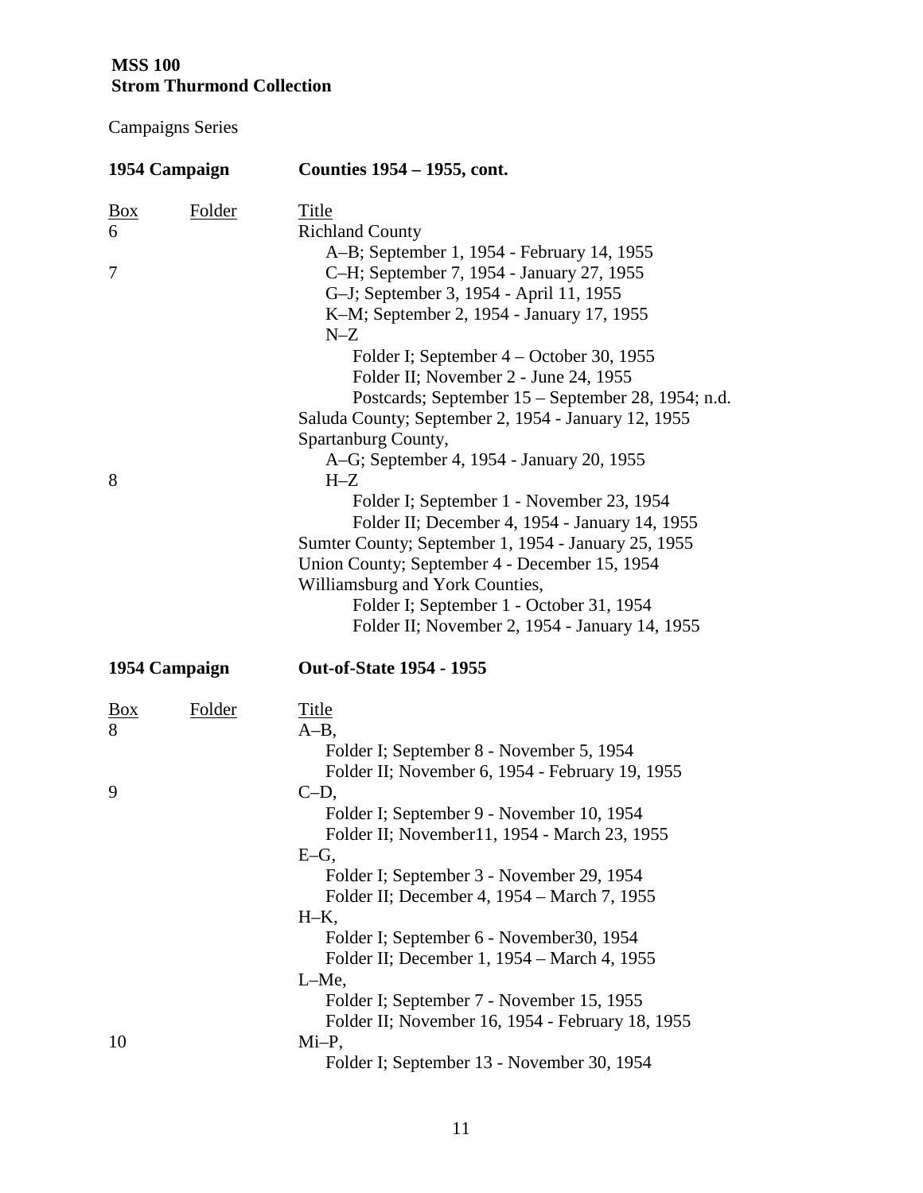**MSS 100**
**Strom Thurmond Collection**

Campaigns Series

| **1954 Campaign** | | **Counties 1954 – 1955, cont.** |
|---|---|---|
| Box | Folder | Title |
| 6 | | Richland County |
| | | A–B; September 1, 1954 - February 14, 1955 |
| 7 | | C–H; September 7, 1954 - January 27, 1955 |
| | | G–J; September 3, 1954 - April 11, 1955 |
| | | K–M; September 2, 1954 - January 17, 1955 |
| | | N–Z |
| | | Folder I; September 4 – October 30, 1955 |
| | | Folder II; November 2 - June 24, 1955 |
| | | Postcards; September 15 – September 28, 1954; n.d. |
| | | Saluda County; September 2, 1954 - January 12, 1955 |
| | | Spartanburg County, |
| | | A–G; September 4, 1954 - January 20, 1955 |
| 8 | | H–Z |
| | | Folder I; September 1 - November 23, 1954 |
| | | Folder II; December 4, 1954 - January 14, 1955 |
| | | Sumter County; September 1, 1954 - January 25, 1955 |
| | | Union County; September 4 - December 15, 1954 |
| | | Williamsburg and York Counties, |
| | | Folder I; September 1 - October 31, 1954 |
| | | Folder II; November 2, 1954 - January 14, 1955 |

| **1954 Campaign** | | **Out-of-State 1954 - 1955** |
|---|---|---|
| Box | Folder | Title |
| 8 | | A–B, |
| | | Folder I; September 8 - November 5, 1954 |
| | | Folder II; November 6, 1954 - February 19, 1955 |
| 9 | | C–D, |
| | | Folder I; September 9 - November 10, 1954 |
| | | Folder II; November11, 1954 - March 23, 1955 |
| | | E–G, |
| | | Folder I; September 3 - November 29, 1954 |
| | | Folder II; December 4, 1954 – March 7, 1955 |
| | | H–K, |
| | | Folder I; September 6 - November30, 1954 |
| | | Folder II; December 1, 1954 – March 4, 1955 |
| | | L–Me, |
| | | Folder I; September 7 - November 15, 1955 |
| | | Folder II; November 16, 1954 - February 18, 1955 |
| 10 | | Mi–P, |
| | | Folder I; September 13 - November 30, 1954 |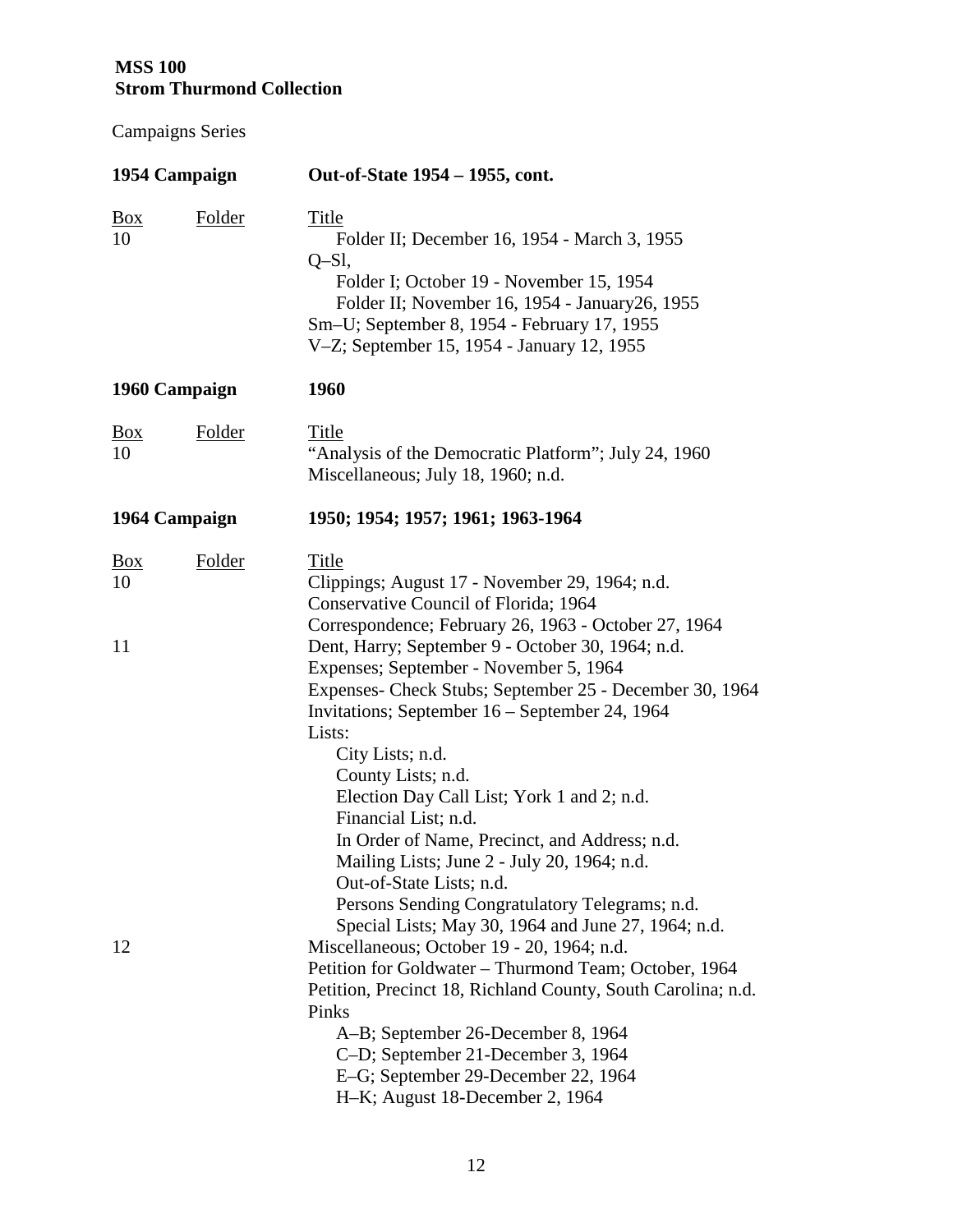**MSS 100**
**Strom Thurmond Collection**

Campaigns Series

| **1954 Campaign** | | **Out-of-State 1954 – 1955, cont.** |
|---|---|---|
| Box | Folder | Title |
| 10 | | Folder II; December 16, 1954 - March 3, 1955 |
| | | Q–Sl, |
| | | Folder I; October 19 - November 15, 1954 |
| | | Folder II; November 16, 1954 - January26, 1955 |
| | | Sm–U; September 8, 1954 - February 17, 1955 |
| | | V–Z; September 15, 1954 - January 12, 1955 |

| **1960 Campaign** | | **1960** |
|---|---|---|
| Box | Folder | Title |
| 10 | | "Analysis of the Democratic Platform"; July 24, 1960 |
| | | Miscellaneous; July 18, 1960; n.d. |

| **1964 Campaign** | | **1950; 1954; 1957; 1961; 1963-1964** |
|---|---|---|
| Box | Folder | Title |
| 10 | | Clippings; August 17 - November 29, 1964; n.d. |
| | | Conservative Council of Florida; 1964 |
| | | Correspondence; February 26, 1963 - October 27, 1964 |
| 11 | | Dent, Harry; September 9 - October 30, 1964; n.d. |
| | | Expenses; September - November 5, 1964 |
| | | Expenses- Check Stubs; September 25 - December 30, 1964 |
| | | Invitations; September 16 – September 24, 1964 |
| | | Lists: |
| | | City Lists; n.d. |
| | | County Lists; n.d. |
| | | Election Day Call List; York 1 and 2; n.d. |
| | | Financial List; n.d. |
| | | In Order of Name, Precinct, and Address; n.d. |
| | | Mailing Lists; June 2 - July 20, 1964; n.d. |
| | | Out-of-State Lists; n.d. |
| | | Persons Sending Congratulatory Telegrams; n.d. |
| | | Special Lists; May 30, 1964 and June 27, 1964; n.d. |
| 12 | | Miscellaneous; October 19 - 20, 1964; n.d. |
| | | Petition for Goldwater – Thurmond Team; October, 1964 |
| | | Petition, Precinct 18, Richland County, South Carolina; n.d. |
| | | Pinks |
| | | A–B; September 26-December 8, 1964 |
| | | C–D; September 21-December 3, 1964 |
| | | E–G; September 29-December 22, 1964 |
| | | H–K; August 18-December 2, 1964 |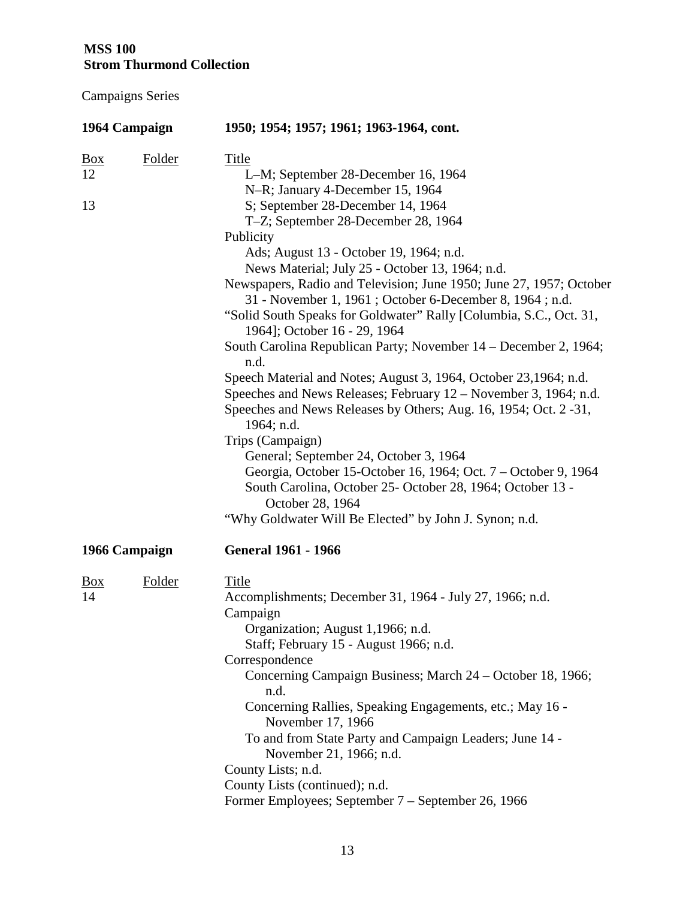**MSS 100**
**Strom Thurmond Collection**

Campaigns Series

**1964 Campaign** **1950; 1954; 1957; 1961; 1963-1964, cont.**

| Box | Folder | Title |
|---|---|---|
| 12 | | L–M; September 28-December 16, 1964 |
| | | N–R; January 4-December 15, 1964 |
| 13 | | S; September 28-December 14, 1964 |
| | | T–Z; September 28-December 28, 1964 |
| | | Publicity |
| | | Ads; August 13 - October 19, 1964; n.d. |
| | | News Material; July 25 - October 13, 1964; n.d. |
| | | Newspapers, Radio and Television; June 1950; June 27, 1957; October 31 - November 1, 1961 ; October 6-December 8, 1964 ; n.d. |
| | | "Solid South Speaks for Goldwater" Rally [Columbia, S.C., Oct. 31, 1964]; October 16 - 29, 1964 |
| | | South Carolina Republican Party; November 14 – December 2, 1964; n.d. |
| | | Speech Material and Notes; August 3, 1964, October 23,1964; n.d. |
| | | Speeches and News Releases; February 12 – November 3, 1964; n.d. |
| | | Speeches and News Releases by Others; Aug. 16, 1954; Oct. 2 -31, 1964; n.d. |
| | | Trips (Campaign) |
| | | General; September 24, October 3, 1964 |
| | | Georgia, October 15-October 16, 1964; Oct. 7 – October 9, 1964 |
| | | South Carolina, October 25- October 28, 1964; October 13 - October 28, 1964 |
| | | "Why Goldwater Will Be Elected" by John J. Synon; n.d. |

**1966 Campaign** **General 1961 - 1966**

| Box | Folder | Title |
|---|---|---|
| 14 | | Accomplishments; December 31, 1964 - July 27, 1966; n.d. |
| | | Campaign |
| | | Organization; August 1,1966; n.d. |
| | | Staff; February 15 - August 1966; n.d. |
| | | Correspondence |
| | | Concerning Campaign Business; March 24 – October 18, 1966; n.d. |
| | | Concerning Rallies, Speaking Engagements, etc.; May 16 - November 17, 1966 |
| | | To and from State Party and Campaign Leaders; June 14 - November 21, 1966; n.d. |
| | | County Lists; n.d. |
| | | County Lists (continued); n.d. |
| | | Former Employees; September 7 – September 26, 1966 |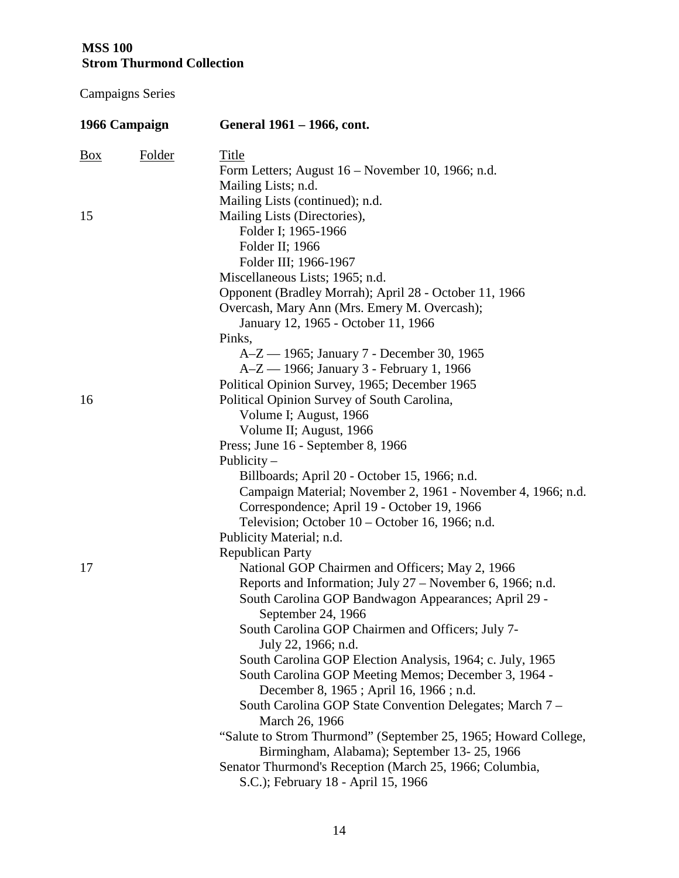**MSS 100**
**Strom Thurmond Collection**

Campaigns Series

| **1966 Campaign** | | **General 1961 – 1966, cont.** |
|---|---|---|
| Box | Folder | Title |
| | | Form Letters; August 16 – November 10, 1966; n.d. |
| | | Mailing Lists; n.d. |
| | | Mailing Lists (continued); n.d. |
| 15 | | Mailing Lists (Directories), |
| | | Folder I; 1965-1966 |
| | | Folder II; 1966 |
| | | Folder III; 1966-1967 |
| | | Miscellaneous Lists; 1965; n.d. |
| | | Opponent (Bradley Morrah); April 28 - October 11, 1966 |
| | | Overcash, Mary Ann (Mrs. Emery M. Overcash); January 12, 1965 - October 11, 1966 |
| | | Pinks, |
| | | A–Z — 1965; January 7 - December 30, 1965 |
| | | A–Z — 1966; January 3 - February 1, 1966 |
| | | Political Opinion Survey, 1965; December 1965 |
| 16 | | Political Opinion Survey of South Carolina, |
| | | Volume I; August, 1966 |
| | | Volume II; August, 1966 |
| | | Press; June 16 - September 8, 1966 |
| | | Publicity – |
| | | Billboards; April 20 - October 15, 1966; n.d. |
| | | Campaign Material; November 2, 1961 - November 4, 1966; n.d. |
| | | Correspondence; April 19 - October 19, 1966 |
| | | Television; October 10 – October 16, 1966; n.d. |
| | | Publicity Material; n.d. |
| | | Republican Party |
| 17 | | National GOP Chairmen and Officers; May 2, 1966 |
| | | Reports and Information; July 27 – November 6, 1966; n.d. |
| | | South Carolina GOP Bandwagon Appearances; April 29 - September 24, 1966 |
| | | South Carolina GOP Chairmen and Officers; July 7- July 22, 1966; n.d. |
| | | South Carolina GOP Election Analysis, 1964; c. July, 1965 |
| | | South Carolina GOP Meeting Memos; December 3, 1964 - December 8, 1965 ; April 16, 1966 ; n.d. |
| | | South Carolina GOP State Convention Delegates; March 7 – March 26, 1966 |
| | | "Salute to Strom Thurmond" (September 25, 1965; Howard College, Birmingham, Alabama); September 13- 25, 1966 |
| | | Senator Thurmond's Reception (March 25, 1966; Columbia, S.C.); February 18 - April 15, 1966 |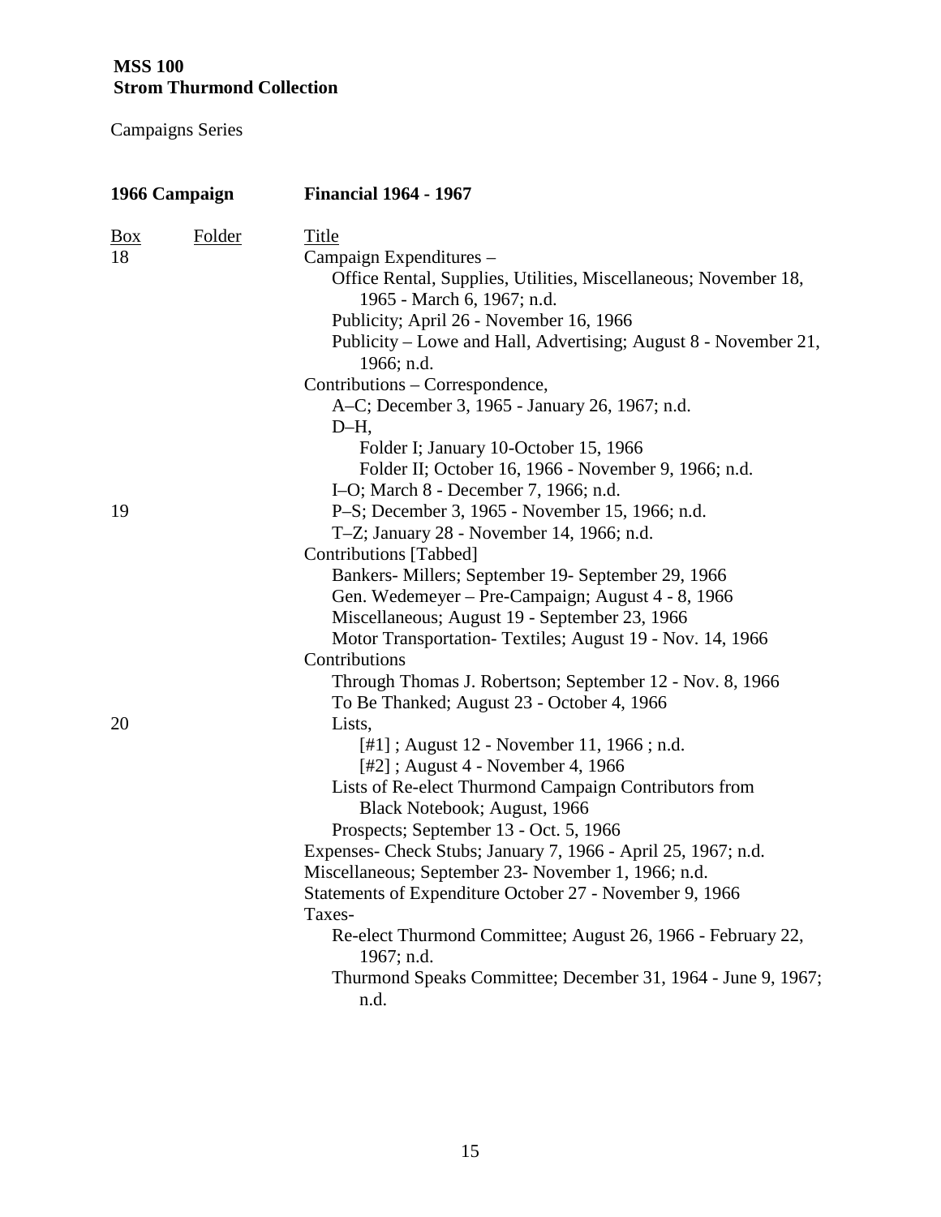**MSS 100**
**Strom Thurmond Collection**

Campaigns Series

| **1966 Campaign** | | **Financial 1964 - 1967** |
|---|---|---|
| Box | Folder | Title |
| 18 | | Campaign Expenditures – |
| | | Office Rental, Supplies, Utilities, Miscellaneous; November 18, 1965 - March 6, 1967; n.d. |
| | | Publicity; April 26 - November 16, 1966 |
| | | Publicity – Lowe and Hall, Advertising; August 8 - November 21, 1966; n.d. |
| | | Contributions – Correspondence, |
| | | A–C; December 3, 1965 - January 26, 1967; n.d. |
| | | D–H, |
| | | Folder I; January 10-October 15, 1966 |
| | | Folder II; October 16, 1966 - November 9, 1966; n.d. |
| | | I–O; March 8 - December 7, 1966; n.d. |
| 19 | | P–S; December 3, 1965 - November 15, 1966; n.d. |
| | | T–Z; January 28 - November 14, 1966; n.d. |
| | | Contributions [Tabbed] |
| | | Bankers- Millers; September 19- September 29, 1966 |
| | | Gen. Wedemeyer – Pre-Campaign; August 4 - 8, 1966 |
| | | Miscellaneous; August 19 - September 23, 1966 |
| | | Motor Transportation- Textiles; August 19 - Nov. 14, 1966 |
| | | Contributions |
| | | Through Thomas J. Robertson; September 12 - Nov. 8, 1966 |
| | | To Be Thanked; August 23 - October 4, 1966 |
| 20 | | Lists, |
| | | [#1] ; August 12 - November 11, 1966 ; n.d. |
| | | [#2] ; August 4 - November 4, 1966 |
| | | Lists of Re-elect Thurmond Campaign Contributors from Black Notebook; August, 1966 |
| | | Prospects; September 13 - Oct. 5, 1966 |
| | | Expenses- Check Stubs; January 7, 1966 - April 25, 1967; n.d. |
| | | Miscellaneous; September 23- November 1, 1966; n.d. |
| | | Statements of Expenditure October 27 - November 9, 1966 |
| | | Taxes- |
| | | Re-elect Thurmond Committee; August 26, 1966 - February 22, 1967; n.d. |
| | | Thurmond Speaks Committee; December 31, 1964 - June 9, 1967; n.d. |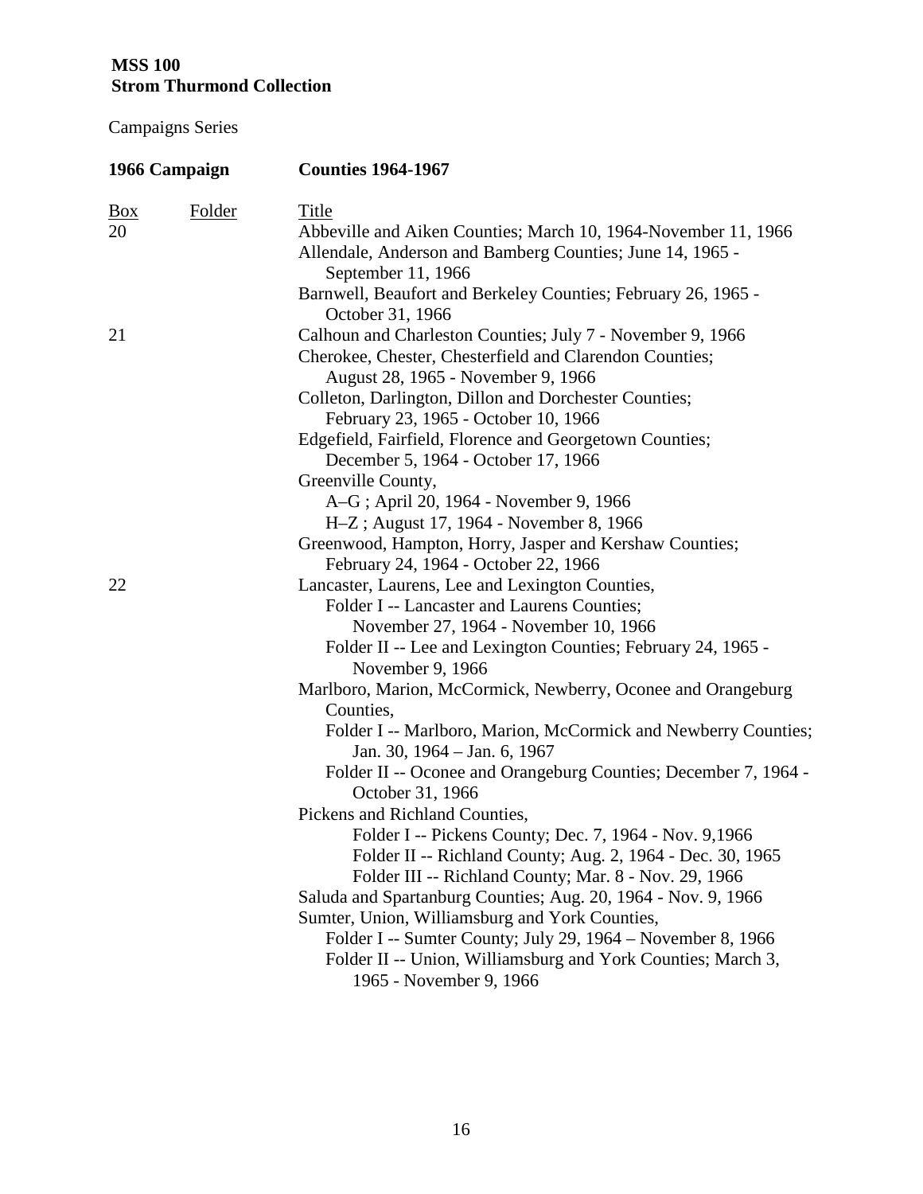**MSS 100**
**Strom Thurmond Collection**

Campaigns Series

| 1966 Campaign | | Counties 1964-1967 |
|---|---|---|
| Box | Folder | Title |
| 20 | | Abbeville and Aiken Counties; March 10, 1964-November 11, 1966 |
| | | Allendale, Anderson and Bamberg Counties; June 14, 1965 - September 11, 1966 |
| | | Barnwell, Beaufort and Berkeley Counties; February 26, 1965 - October 31, 1966 |
| 21 | | Calhoun and Charleston Counties; July 7 - November 9, 1966 |
| | | Cherokee, Chester, Chesterfield and Clarendon Counties; August 28, 1965 - November 9, 1966 |
| | | Colleton, Darlington, Dillon and Dorchester Counties; February 23, 1965 - October 10, 1966 |
| | | Edgefield, Fairfield, Florence and Georgetown Counties; December 5, 1964 - October 17, 1966 |
| | | Greenville County, |
| | | A–G ; April 20, 1964 - November 9, 1966 |
| | | H–Z ; August 17, 1964 - November 8, 1966 |
| | | Greenwood, Hampton, Horry, Jasper and Kershaw Counties; February 24, 1964 - October 22, 1966 |
| 22 | | Lancaster, Laurens, Lee and Lexington Counties, |
| | | Folder I -- Lancaster and Laurens Counties; November 27, 1964 - November 10, 1966 |
| | | Folder II -- Lee and Lexington Counties; February 24, 1965 - November 9, 1966 |
| | | Marlboro, Marion, McCormick, Newberry, Oconee and Orangeburg Counties, |
| | | Folder I -- Marlboro, Marion, McCormick and Newberry Counties; Jan. 30, 1964 – Jan. 6, 1967 |
| | | Folder II -- Oconee and Orangeburg Counties; December 7, 1964 - October 31, 1966 |
| | | Pickens and Richland Counties, |
| | | Folder I -- Pickens County; Dec. 7, 1964 - Nov. 9,1966 |
| | | Folder II -- Richland County; Aug. 2, 1964 - Dec. 30, 1965 |
| | | Folder III -- Richland County; Mar. 8 - Nov. 29, 1966 |
| | | Saluda and Spartanburg Counties; Aug. 20, 1964 - Nov. 9, 1966 |
| | | Sumter, Union, Williamsburg and York Counties, |
| | | Folder I -- Sumter County; July 29, 1964 – November 8, 1966 |
| | | Folder II -- Union, Williamsburg and York Counties; March 3, 1965 - November 9, 1966 |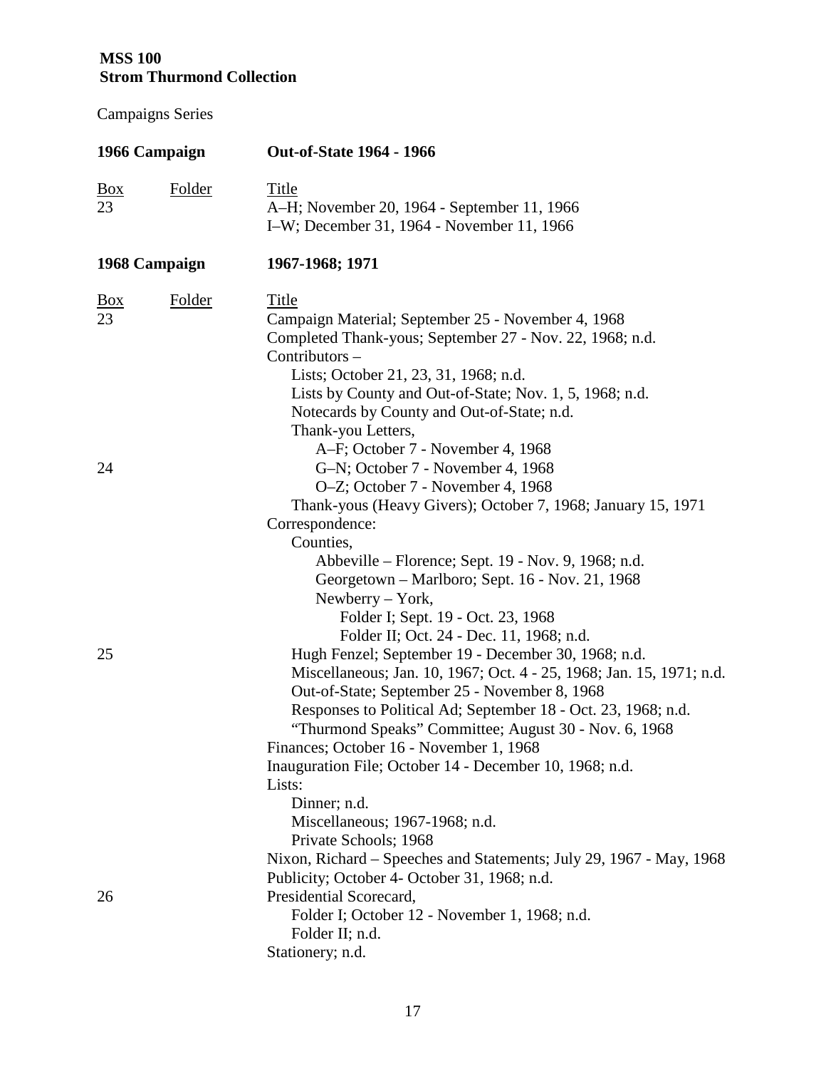**MSS 100**
**Strom Thurmond Collection**

Campaigns Series

| **1966 Campaign** | | **Out-of-State 1964 - 1966** |
|---|---|---|
| Box | Folder | Title |
| 23 | | A–H; November 20, 1964 - September 11, 1966 |
| | | I–W; December 31, 1964 - November 11, 1966 |

| **1968 Campaign** | | **1967-1968; 1971** |
|---|---|---|
| Box | Folder | Title |
| 23 | | Campaign Material; September 25 - November 4, 1968 |
| | | Completed Thank-yous; September 27 - Nov. 22, 1968; n.d. |
| | | Contributors – |
| | | Lists; October 21, 23, 31, 1968; n.d. |
| | | Lists by County and Out-of-State; Nov. 1, 5, 1968; n.d. |
| | | Notecards by County and Out-of-State; n.d. |
| | | Thank-you Letters, |
| | | A–F; October 7 - November 4, 1968 |
| 24 | | G–N; October 7 - November 4, 1968 |
| | | O–Z; October 7 - November 4, 1968 |
| | | Thank-yous (Heavy Givers); October 7, 1968; January 15, 1971 |
| | | Correspondence: |
| | | Counties, |
| | | Abbeville – Florence; Sept. 19 - Nov. 9, 1968; n.d. |
| | | Georgetown – Marlboro; Sept. 16 - Nov. 21, 1968 |
| | | Newberry – York, |
| | | Folder I; Sept. 19 - Oct. 23, 1968 |
| | | Folder II; Oct. 24 - Dec. 11, 1968; n.d. |
| 25 | | Hugh Fenzel; September 19 - December 30, 1968; n.d. |
| | | Miscellaneous; Jan. 10, 1967; Oct. 4 - 25, 1968; Jan. 15, 1971; n.d. |
| | | Out-of-State; September 25 - November 8, 1968 |
| | | Responses to Political Ad; September 18 - Oct. 23, 1968; n.d. |
| | | "Thurmond Speaks" Committee; August 30 - Nov. 6, 1968 |
| | | Finances; October 16 - November 1, 1968 |
| | | Inauguration File; October 14 - December 10, 1968; n.d. |
| | | Lists: |
| | | Dinner; n.d. |
| | | Miscellaneous; 1967-1968; n.d. |
| | | Private Schools; 1968 |
| | | Nixon, Richard – Speeches and Statements; July 29, 1967 - May, 1968 |
| | | Publicity; October 4- October 31, 1968; n.d. |
| 26 | | Presidential Scorecard, |
| | | Folder I; October 12 - November 1, 1968; n.d. |
| | | Folder II; n.d. |
| | | Stationery; n.d. |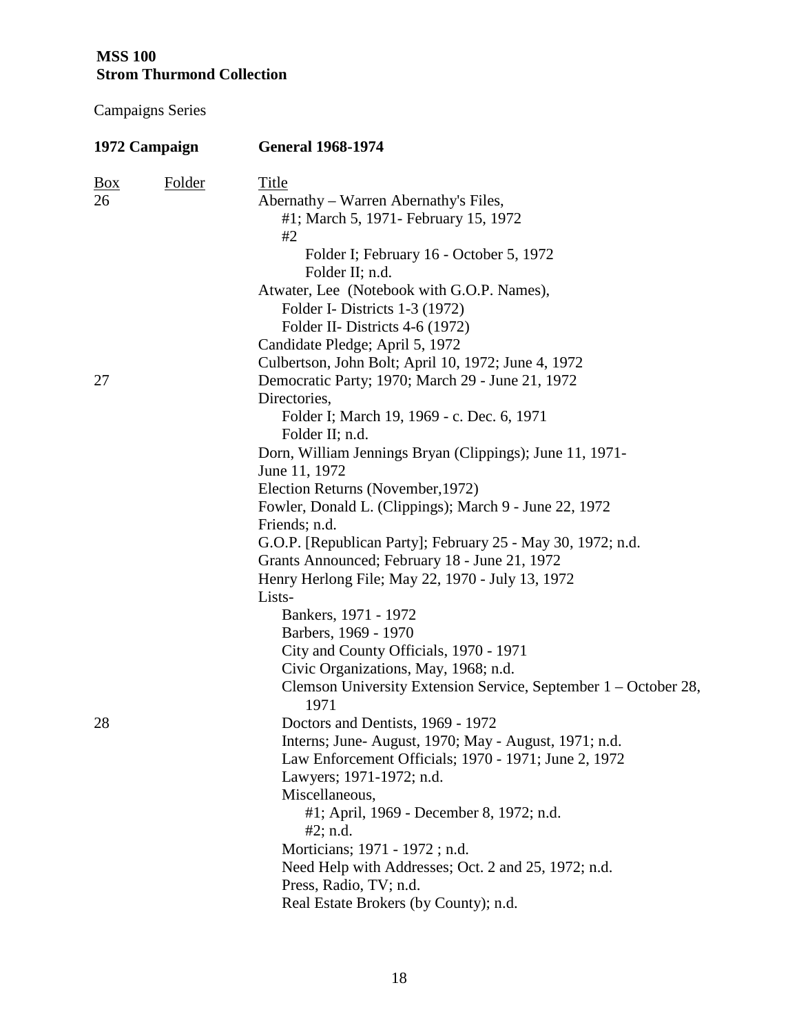**MSS 100**
**Strom Thurmond Collection**

Campaigns Series

**1972 Campaign** **General 1968-1974**

| Box | Folder | Title |
|---|---|---|
| 26 | | Abernathy – Warren Abernathy's Files, |
| | | #1; March 5, 1971- February 15, 1972 |
| | | #2 |
| | | Folder I; February 16 - October 5, 1972 |
| | | Folder II; n.d. |
| | | Atwater, Lee (Notebook with G.O.P. Names), |
| | | Folder I- Districts 1-3 (1972) |
| | | Folder II- Districts 4-6 (1972) |
| | | Candidate Pledge; April 5, 1972 |
| | | Culbertson, John Bolt; April 10, 1972; June 4, 1972 |
| 27 | | Democratic Party; 1970; March 29 - June 21, 1972 |
| | | Directories, |
| | | Folder I; March 19, 1969 - c. Dec. 6, 1971 |
| | | Folder II; n.d. |
| | | Dorn, William Jennings Bryan (Clippings); June 11, 1971- June 11, 1972 |
| | | Election Returns (November,1972) |
| | | Fowler, Donald L. (Clippings); March 9 - June 22, 1972 |
| | | Friends; n.d. |
| | | G.O.P. [Republican Party]; February 25 - May 30, 1972; n.d. |
| | | Grants Announced; February 18 - June 21, 1972 |
| | | Henry Herlong File; May 22, 1970 - July 13, 1972 |
| | | Lists- |
| | | Bankers, 1971 - 1972 |
| | | Barbers, 1969 - 1970 |
| | | City and County Officials, 1970 - 1971 |
| | | Civic Organizations, May, 1968; n.d. |
| | | Clemson University Extension Service, September 1 – October 28, 1971 |
| 28 | | Doctors and Dentists, 1969 - 1972 |
| | | Interns; June- August, 1970; May - August, 1971; n.d. |
| | | Law Enforcement Officials; 1970 - 1971; June 2, 1972 |
| | | Lawyers; 1971-1972; n.d. |
| | | Miscellaneous, |
| | | #1; April, 1969 - December 8, 1972; n.d. |
| | | #2; n.d. |
| | | Morticians; 1971 - 1972 ; n.d. |
| | | Need Help with Addresses; Oct. 2 and 25, 1972; n.d. |
| | | Press, Radio, TV; n.d. |
| | | Real Estate Brokers (by County); n.d. |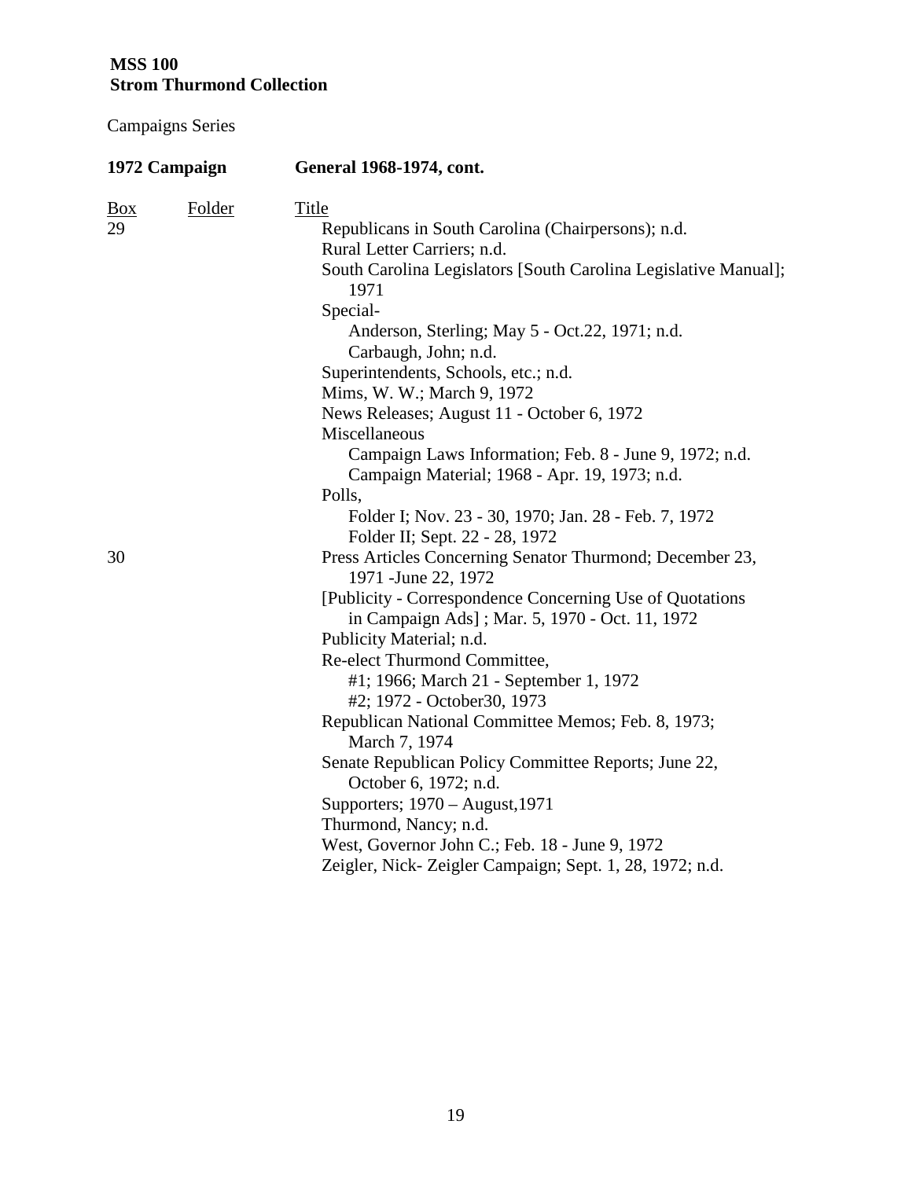**MSS 100**
**Strom Thurmond Collection**

Campaigns Series

**1972 Campaign** **General 1968-1974, cont.**

| Box | Folder | Title |
|---|---|---|
| 29 | | Republicans in South Carolina (Chairpersons); n.d. |
| | | Rural Letter Carriers; n.d. |
| | | South Carolina Legislators [South Carolina Legislative Manual]; 1971 |
| | | Special- |
| | | Anderson, Sterling; May 5 - Oct.22, 1971; n.d. |
| | | Carbaugh, John; n.d. |
| | | Superintendents, Schools, etc.; n.d. |
| | | Mims, W. W.; March 9, 1972 |
| | | News Releases; August 11 - October 6, 1972 |
| | | Miscellaneous |
| | | Campaign Laws Information; Feb. 8 - June 9, 1972; n.d. |
| | | Campaign Material; 1968 - Apr. 19, 1973; n.d. |
| | | Polls, |
| | | Folder I; Nov. 23 - 30, 1970; Jan. 28 - Feb. 7, 1972 |
| | | Folder II; Sept. 22 - 28, 1972 |
| 30 | | Press Articles Concerning Senator Thurmond; December 23, 1971 -June 22, 1972 |
| | | [Publicity - Correspondence Concerning Use of Quotations in Campaign Ads] ; Mar. 5, 1970 - Oct. 11, 1972 |
| | | Publicity Material; n.d. |
| | | Re-elect Thurmond Committee, |
| | | #1; 1966; March 21 - September 1, 1972 |
| | | #2; 1972 - October30, 1973 |
| | | Republican National Committee Memos; Feb. 8, 1973; March 7, 1974 |
| | | Senate Republican Policy Committee Reports; June 22, October 6, 1972; n.d. |
| | | Supporters; 1970 – August,1971 |
| | | Thurmond, Nancy; n.d. |
| | | West, Governor John C.; Feb. 18 - June 9, 1972 |
| | | Zeigler, Nick- Zeigler Campaign; Sept. 1, 28, 1972; n.d. |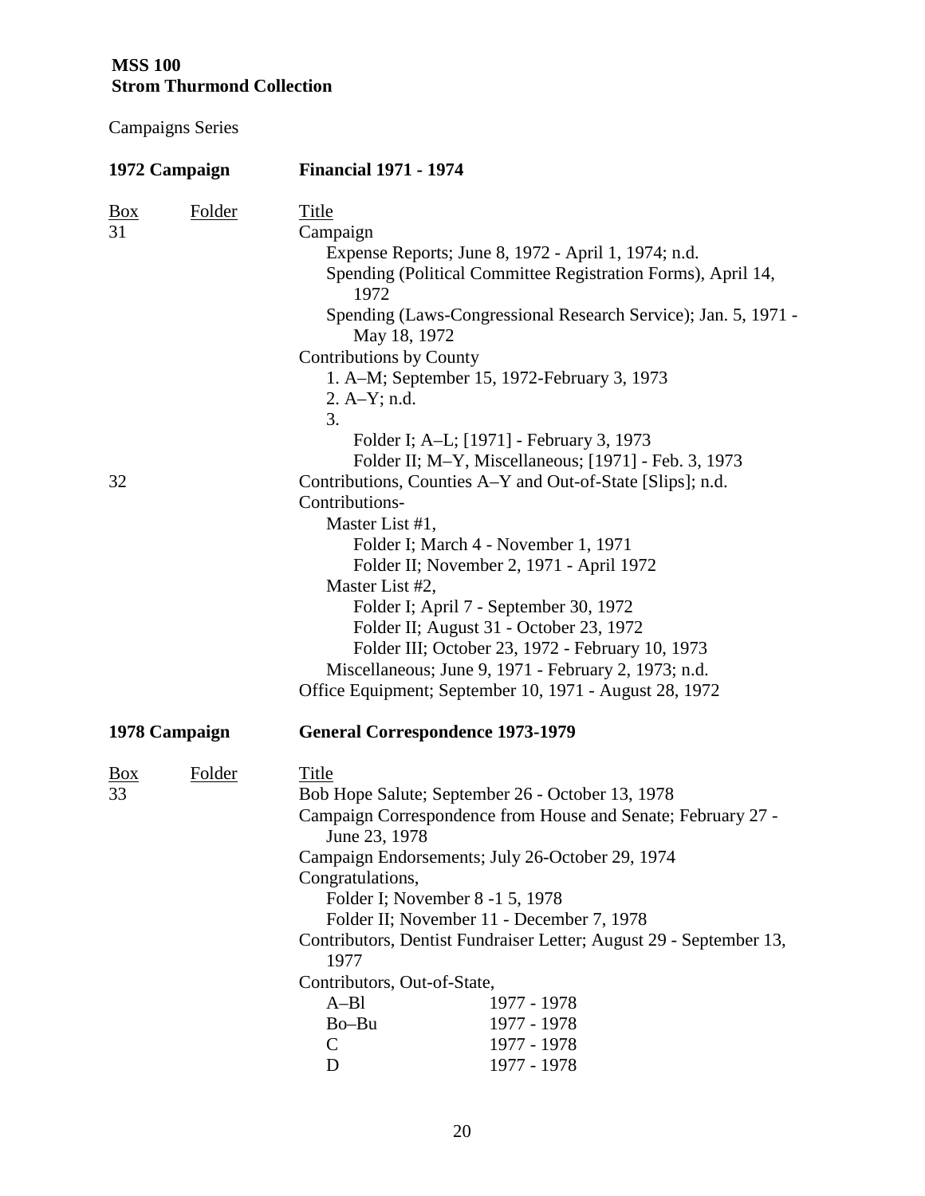**MSS 100**
**Strom Thurmond Collection**

Campaigns Series

**1972 Campaign** **Financial 1971 - 1974**

| Box | Folder | Title |
|---|---|---|
| 31 | | Campaign |
| | | Expense Reports; June 8, 1972 - April 1, 1974; n.d. |
| | | Spending (Political Committee Registration Forms), April 14, 1972 |
| | | Spending (Laws-Congressional Research Service); Jan. 5, 1971 - May 18, 1972 |
| | | Contributions by County |
| | | 1. A–M; September 15, 1972-February 3, 1973 |
| | | 2. A–Y; n.d. |
| | | 3. |
| | | Folder I; A–L; [1971] - February 3, 1973 |
| | | Folder II; M–Y, Miscellaneous; [1971] - Feb. 3, 1973 |
| 32 | | Contributions, Counties A–Y and Out-of-State [Slips]; n.d. |
| | | Contributions- |
| | | Master List #1, |
| | | Folder I; March 4 - November 1, 1971 |
| | | Folder II; November 2, 1971 - April 1972 |
| | | Master List #2, |
| | | Folder I; April 7 - September 30, 1972 |
| | | Folder II; August 31 - October 23, 1972 |
| | | Folder III; October 23, 1972 - February 10, 1973 |
| | | Miscellaneous; June 9, 1971 - February 2, 1973; n.d. |
| | | Office Equipment; September 10, 1971 - August 28, 1972 |

**1978 Campaign** **General Correspondence 1973-1979**

| Box | Folder | Title |
|---|---|---|
| 33 | | Bob Hope Salute; September 26 - October 13, 1978 |
| | | Campaign Correspondence from House and Senate; February 27 - June 23, 1978 |
| | | Campaign Endorsements; July 26-October 29, 1974 |
| | | Congratulations, |
| | | Folder I; November 8 -1 5, 1978 |
| | | Folder II; November 11 - December 7, 1978 |
| | | Contributors, Dentist Fundraiser Letter; August 29 - September 13, 1977 |
| | | Contributors, Out-of-State, |
| | | A–Bl 1977 - 1978 |
| | | Bo–Bu 1977 - 1978 |
| | | C 1977 - 1978 |
| | | D 1977 - 1978 |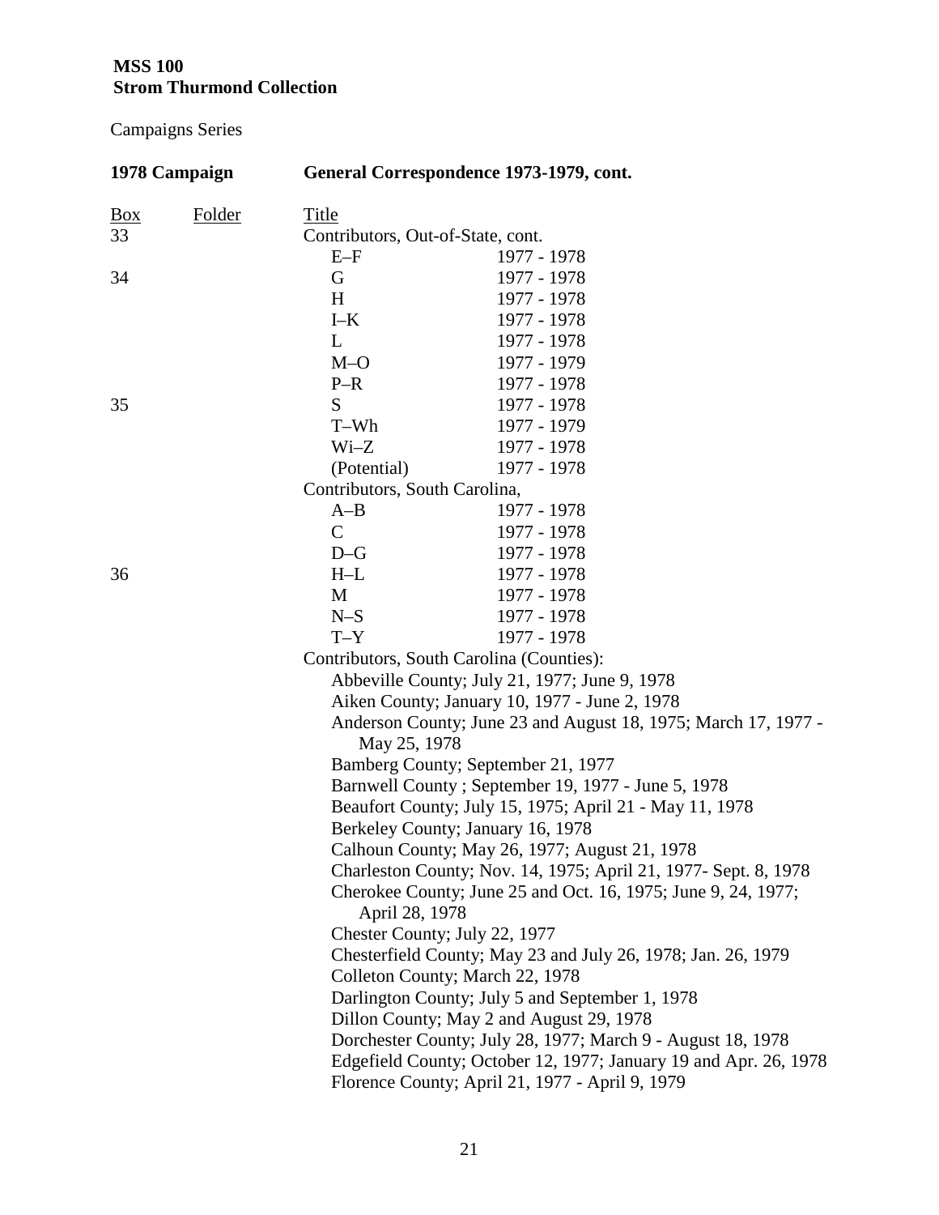**MSS 100**
**Strom Thurmond Collection**

Campaigns Series

**1978 Campaign** **General Correspondence 1973-1979, cont.**

| Box | Folder | Title | |
|---|---|---|---|
| 33 | | Contributors, Out-of-State, cont. | |
| | | E–F | 1977 - 1978 |
| 34 | | G | 1977 - 1978 |
| | | H | 1977 - 1978 |
| | | I–K | 1977 - 1978 |
| | | L | 1977 - 1978 |
| | | M–O | 1977 - 1979 |
| | | P–R | 1977 - 1978 |
| 35 | | S | 1977 - 1978 |
| | | T–Wh | 1977 - 1979 |
| | | Wi–Z | 1977 - 1978 |
| | | (Potential) | 1977 - 1978 |
| | | Contributors, South Carolina, | |
| | | A–B | 1977 - 1978 |
| | | C | 1977 - 1978 |
| | | D–G | 1977 - 1978 |
| 36 | | H–L | 1977 - 1978 |
| | | M | 1977 - 1978 |
| | | N–S | 1977 - 1978 |
| | | T–Y | 1977 - 1978 |
| | | Contributors, South Carolina (Counties): | |
| | | Abbeville County; July 21, 1977; June 9, 1978 | |
| | | Aiken County; January 10, 1977 - June 2, 1978 | |
| | | Anderson County; June 23 and August 18, 1975; March 17, 1977 - May 25, 1978 | |
| | | Bamberg County; September 21, 1977 | |
| | | Barnwell County ; September 19, 1977 - June 5, 1978 | |
| | | Beaufort County; July 15, 1975; April 21 - May 11, 1978 | |
| | | Berkeley County; January 16, 1978 | |
| | | Calhoun County; May 26, 1977; August 21, 1978 | |
| | | Charleston County; Nov. 14, 1975; April 21, 1977- Sept. 8, 1978 | |
| | | Cherokee County; June 25 and Oct. 16, 1975; June 9, 24, 1977; April 28, 1978 | |
| | | Chester County; July 22, 1977 | |
| | | Chesterfield County; May 23 and July 26, 1978; Jan. 26, 1979 | |
| | | Colleton County; March 22, 1978 | |
| | | Darlington County; July 5 and September 1, 1978 | |
| | | Dillon County; May 2 and August 29, 1978 | |
| | | Dorchester County; July 28, 1977; March 9 - August 18, 1978 | |
| | | Edgefield County; October 12, 1977; January 19 and Apr. 26, 1978 | |
| | | Florence County; April 21, 1977 - April 9, 1979 | |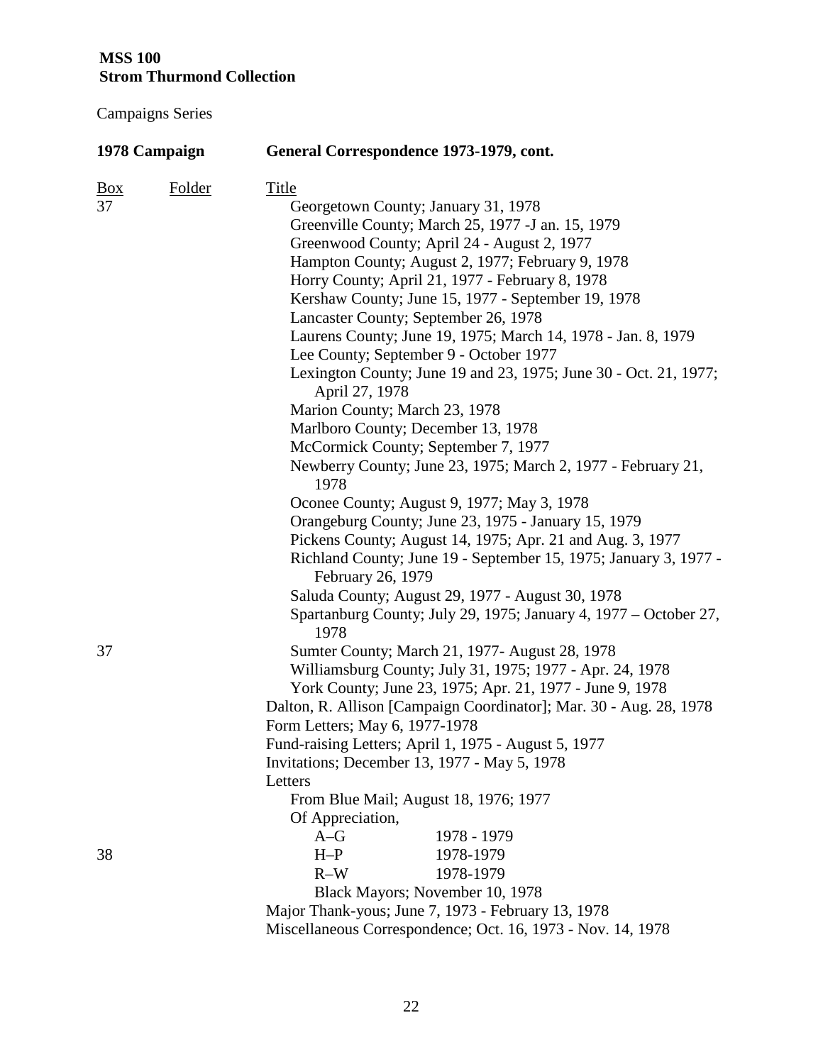**MSS 100**
**Strom Thurmond Collection**

Campaigns Series

**1978 Campaign** **General Correspondence 1973-1979, cont.**

| Box | Folder | Title |
|---|---|---|
| 37 | | Georgetown County; January 31, 1978 |
| | | Greenville County; March 25, 1977 -J an. 15, 1979 |
| | | Greenwood County; April 24 - August 2, 1977 |
| | | Hampton County; August 2, 1977; February 9, 1978 |
| | | Horry County; April 21, 1977 - February 8, 1978 |
| | | Kershaw County; June 15, 1977 - September 19, 1978 |
| | | Lancaster County; September 26, 1978 |
| | | Laurens County; June 19, 1975; March 14, 1978 - Jan. 8, 1979 |
| | | Lee County; September 9 - October 1977 |
| | | Lexington County; June 19 and 23, 1975; June 30 - Oct. 21, 1977; April 27, 1978 |
| | | Marion County; March 23, 1978 |
| | | Marlboro County; December 13, 1978 |
| | | McCormick County; September 7, 1977 |
| | | Newberry County; June 23, 1975; March 2, 1977 - February 21, 1978 |
| | | Oconee County; August 9, 1977; May 3, 1978 |
| | | Orangeburg County; June 23, 1975 - January 15, 1979 |
| | | Pickens County; August 14, 1975; Apr. 21 and Aug. 3, 1977 |
| | | Richland County; June 19 - September 15, 1975; January 3, 1977 - February 26, 1979 |
| | | Saluda County; August 29, 1977 - August 30, 1978 |
| | | Spartanburg County; July 29, 1975; January 4, 1977 – October 27, 1978 |
| 37 | | Sumter County; March 21, 1977- August 28, 1978 |
| | | Williamsburg County; July 31, 1975; 1977 - Apr. 24, 1978 |
| | | York County; June 23, 1975; Apr. 21, 1977 - June 9, 1978 |
| | | Dalton, R. Allison [Campaign Coordinator]; Mar. 30 - Aug. 28, 1978 |
| | | Form Letters; May 6, 1977-1978 |
| | | Fund-raising Letters; April 1, 1975 - August 5, 1977 |
| | | Invitations; December 13, 1977 - May 5, 1978 |
| | | Letters |
| | | From Blue Mail; August 18, 1976; 1977 |
| | | Of Appreciation, |
| | | A–G 1978 - 1979 |
| 38 | | H–P 1978-1979 |
| | | R–W 1978-1979 |
| | | Black Mayors; November 10, 1978 |
| | | Major Thank-yous; June 7, 1973 - February 13, 1978 |
| | | Miscellaneous Correspondence; Oct. 16, 1973 - Nov. 14, 1978 |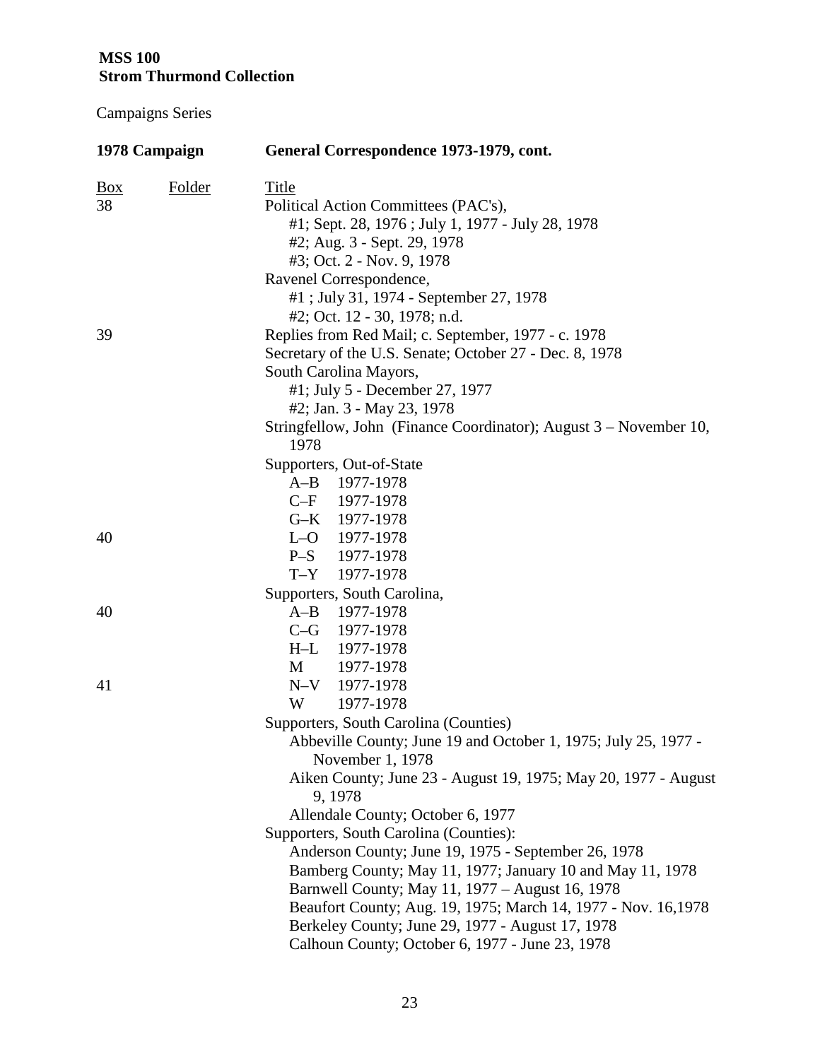**MSS 100**
**Strom Thurmond Collection**

Campaigns Series

| **1978 Campaign** | | **General Correspondence 1973-1979, cont.** |
|---|---|---|
| Box | Folder | Title |
| 38 | | Political Action Committees (PAC's), |
| | | #1; Sept. 28, 1976 ; July 1, 1977 - July 28, 1978 |
| | | #2; Aug. 3 - Sept. 29, 1978 |
| | | #3; Oct. 2 - Nov. 9, 1978 |
| | | Ravenel Correspondence, |
| | | #1 ; July 31, 1974 - September 27, 1978 |
| | | #2; Oct. 12 - 30, 1978; n.d. |
| 39 | | Replies from Red Mail; c. September, 1977 - c. 1978 |
| | | Secretary of the U.S. Senate; October 27 - Dec. 8, 1978 |
| | | South Carolina Mayors, |
| | | #1; July 5 - December 27, 1977 |
| | | #2; Jan. 3 - May 23, 1978 |
| | | Stringfellow, John (Finance Coordinator); August 3 – November 10, 1978 |
| | | Supporters, Out-of-State |
| | | A–B 1977-1978 |
| | | C–F 1977-1978 |
| | | G–K 1977-1978 |
| 40 | | L–O 1977-1978 |
| | | P–S 1977-1978 |
| | | T–Y 1977-1978 |
| | | Supporters, South Carolina, |
| 40 | | A–B 1977-1978 |
| | | C–G 1977-1978 |
| | | H–L 1977-1978 |
| | | M 1977-1978 |
| 41 | | N–V 1977-1978 |
| | | W 1977-1978 |
| | | Supporters, South Carolina (Counties) |
| | | Abbeville County; June 19 and October 1, 1975; July 25, 1977 - November 1, 1978 |
| | | Aiken County; June 23 - August 19, 1975; May 20, 1977 - August 9, 1978 |
| | | Allendale County; October 6, 1977 |
| | | Supporters, South Carolina (Counties): |
| | | Anderson County; June 19, 1975 - September 26, 1978 |
| | | Bamberg County; May 11, 1977; January 10 and May 11, 1978 |
| | | Barnwell County; May 11, 1977 – August 16, 1978 |
| | | Beaufort County; Aug. 19, 1975; March 14, 1977 - Nov. 16,1978 |
| | | Berkeley County; June 29, 1977 - August 17, 1978 |
| | | Calhoun County; October 6, 1977 - June 23, 1978 |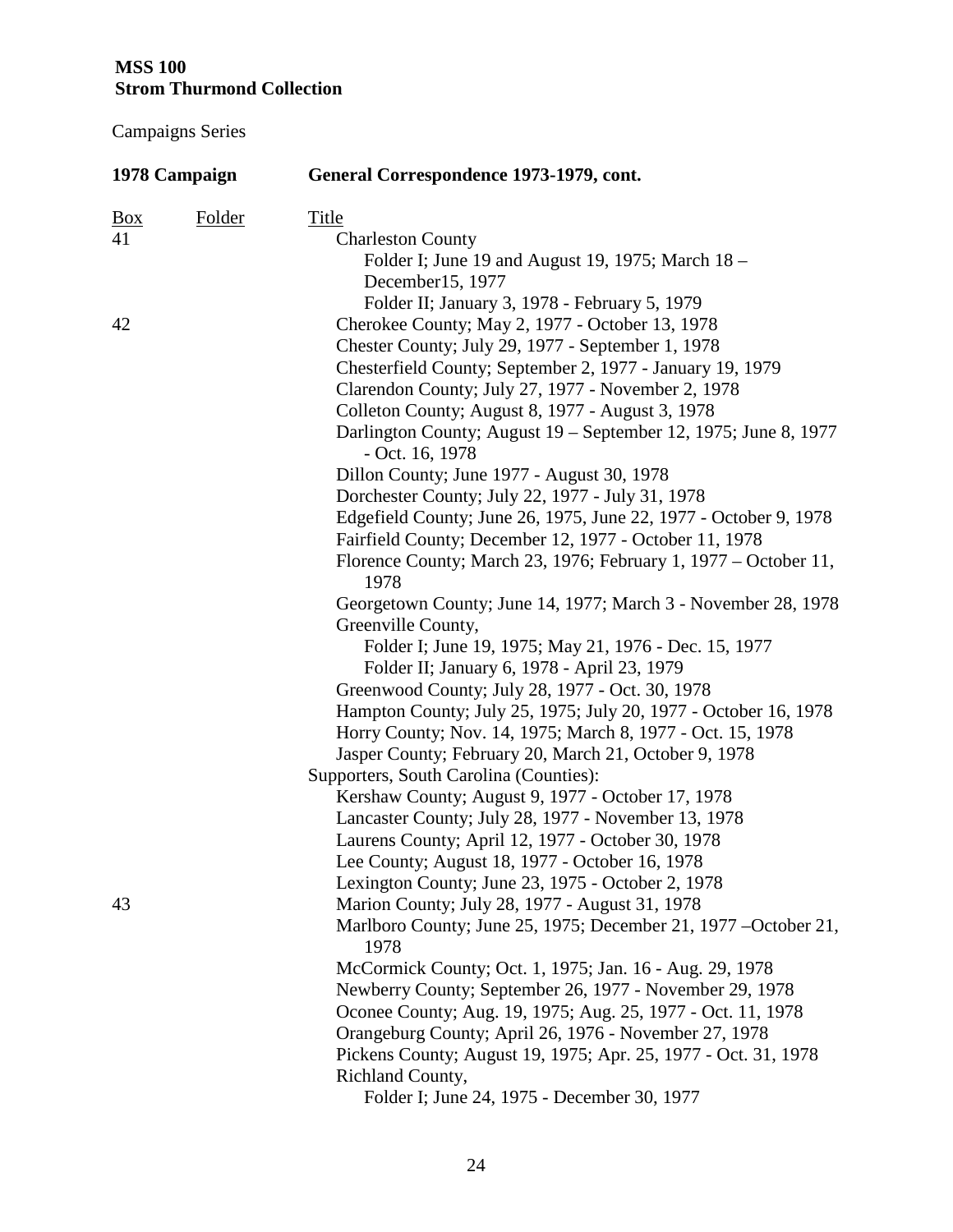**MSS 100**
**Strom Thurmond Collection**

Campaigns Series

| 1978 Campaign | | General Correspondence 1973-1979, cont. |
|---|---|---|
| Box | Folder | Title |
| 41 | | Charleston County |
| | | Folder I; June 19 and August 19, 1975; March 18 – December15, 1977 |
| | | Folder II; January 3, 1978 - February 5, 1979 |
| 42 | | Cherokee County; May 2, 1977 - October 13, 1978 |
| | | Chester County; July 29, 1977 - September 1, 1978 |
| | | Chesterfield County; September 2, 1977 - January 19, 1979 |
| | | Clarendon County; July 27, 1977 - November 2, 1978 |
| | | Colleton County; August 8, 1977 - August 3, 1978 |
| | | Darlington County; August 19 – September 12, 1975; June 8, 1977 - Oct. 16, 1978 |
| | | Dillon County; June 1977 - August 30, 1978 |
| | | Dorchester County; July 22, 1977 - July 31, 1978 |
| | | Edgefield County; June 26, 1975, June 22, 1977 - October 9, 1978 |
| | | Fairfield County; December 12, 1977 - October 11, 1978 |
| | | Florence County; March 23, 1976; February 1, 1977 – October 11, 1978 |
| | | Georgetown County; June 14, 1977; March 3 - November 28, 1978 |
| | | Greenville County, |
| | | Folder I; June 19, 1975; May 21, 1976 - Dec. 15, 1977 |
| | | Folder II; January 6, 1978 - April 23, 1979 |
| | | Greenwood County; July 28, 1977 - Oct. 30, 1978 |
| | | Hampton County; July 25, 1975; July 20, 1977 - October 16, 1978 |
| | | Horry County; Nov. 14, 1975; March 8, 1977 - Oct. 15, 1978 |
| | | Jasper County; February 20, March 21, October 9, 1978 |
| | | Supporters, South Carolina (Counties): |
| | | Kershaw County; August 9, 1977 - October 17, 1978 |
| | | Lancaster County; July 28, 1977 - November 13, 1978 |
| | | Laurens County; April 12, 1977 - October 30, 1978 |
| | | Lee County; August 18, 1977 - October 16, 1978 |
| | | Lexington County; June 23, 1975 - October 2, 1978 |
| 43 | | Marion County; July 28, 1977 - August 31, 1978 |
| | | Marlboro County; June 25, 1975; December 21, 1977 –October 21, 1978 |
| | | McCormick County; Oct. 1, 1975; Jan. 16 - Aug. 29, 1978 |
| | | Newberry County; September 26, 1977 - November 29, 1978 |
| | | Oconee County; Aug. 19, 1975; Aug. 25, 1977 - Oct. 11, 1978 |
| | | Orangeburg County; April 26, 1976 - November 27, 1978 |
| | | Pickens County; August 19, 1975; Apr. 25, 1977 - Oct. 31, 1978 |
| | | Richland County, |
| | | Folder I; June 24, 1975 - December 30, 1977 |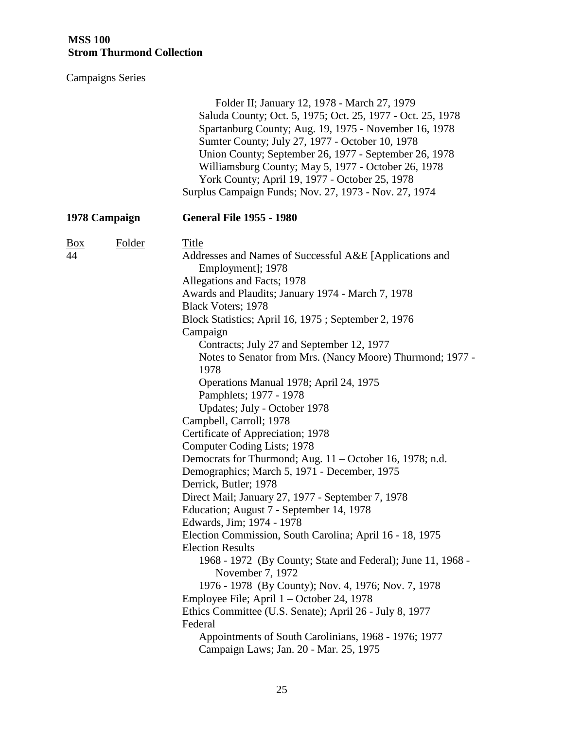**MSS 100**
**Strom Thurmond Collection**

Campaigns Series

- Folder II; January 12, 1978 - March 27, 1979
- Saluda County; Oct. 5, 1975; Oct. 25, 1977 - Oct. 25, 1978
- Spartanburg County; Aug. 19, 1975 - November 16, 1978
- Sumter County; July 27, 1977 - October 10, 1978
- Union County; September 26, 1977 - September 26, 1978
- Williamsburg County; May 5, 1977 - October 26, 1978
- York County; April 19, 1977 - October 25, 1978

Surplus Campaign Funds; Nov. 27, 1973 - Nov. 27, 1974

**1978 Campaign** **General File 1955 - 1980**

| Box | Folder | Title |
|---|---|---|
| 44 | | Addresses and Names of Successful A&E [Applications and Employment]; 1978 |
| | | Allegations and Facts; 1978 |
| | | Awards and Plaudits; January 1974 - March 7, 1978 |
| | | Black Voters; 1978 |
| | | Block Statistics; April 16, 1975 ; September 2, 1976 |
| | | Campaign |
| | | Contracts; July 27 and September 12, 1977 |
| | | Notes to Senator from Mrs. (Nancy Moore) Thurmond; 1977 - 1978 |
| | | Operations Manual 1978; April 24, 1975 |
| | | Pamphlets; 1977 - 1978 |
| | | Updates; July - October 1978 |
| | | Campbell, Carroll; 1978 |
| | | Certificate of Appreciation; 1978 |
| | | Computer Coding Lists; 1978 |
| | | Democrats for Thurmond; Aug. 11 – October 16, 1978; n.d. |
| | | Demographics; March 5, 1971 - December, 1975 |
| | | Derrick, Butler; 1978 |
| | | Direct Mail; January 27, 1977 - September 7, 1978 |
| | | Education; August 7 - September 14, 1978 |
| | | Edwards, Jim; 1974 - 1978 |
| | | Election Commission, South Carolina; April 16 - 18, 1975 |
| | | Election Results |
| | | 1968 - 1972 (By County; State and Federal); June 11, 1968 - November 7, 1972 |
| | | 1976 - 1978 (By County); Nov. 4, 1976; Nov. 7, 1978 |
| | | Employee File; April 1 – October 24, 1978 |
| | | Ethics Committee (U.S. Senate); April 26 - July 8, 1977 |
| | | Federal |
| | | Appointments of South Carolinians, 1968 - 1976; 1977 |
| | | Campaign Laws; Jan. 20 - Mar. 25, 1975 |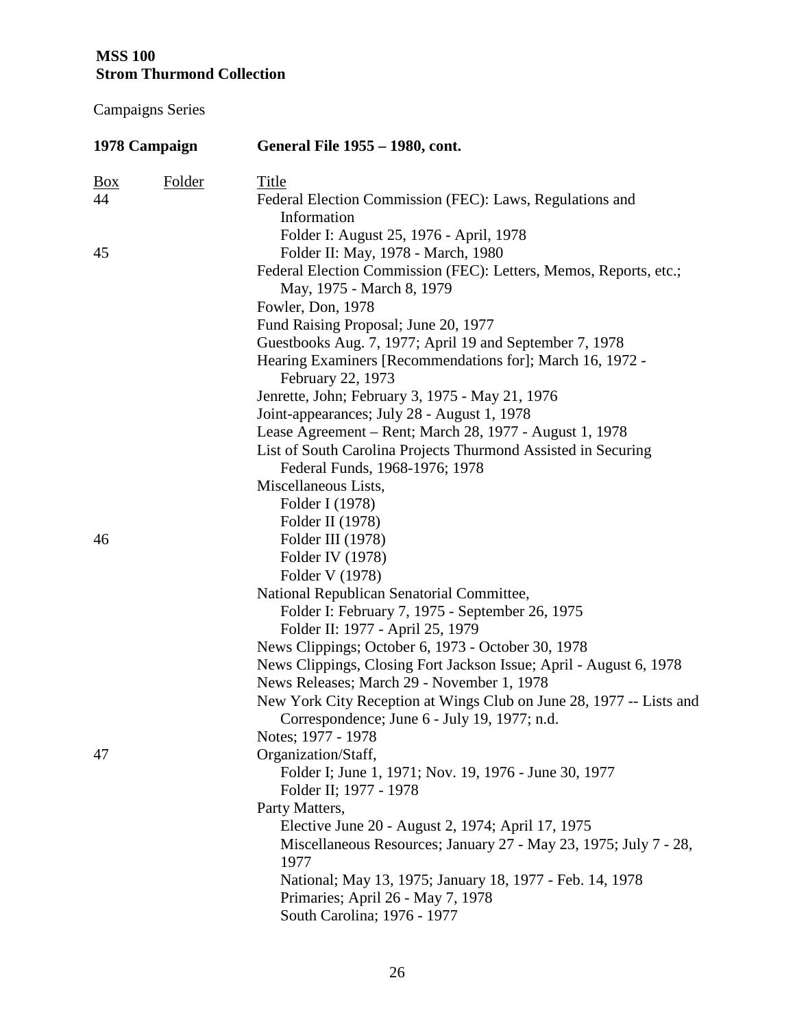**MSS 100**
**Strom Thurmond Collection**

Campaigns Series

| 1978 Campaign | | General File 1955 – 1980, cont. |
|---|---|---|
| Box | Folder | Title |
| 44 | | Federal Election Commission (FEC): Laws, Regulations and Information |
| | | Folder I: August 25, 1976 - April, 1978 |
| 45 | | Folder II: May, 1978 - March, 1980 |
| | | Federal Election Commission (FEC): Letters, Memos, Reports, etc.; May, 1975 - March 8, 1979 |
| | | Fowler, Don, 1978 |
| | | Fund Raising Proposal; June 20, 1977 |
| | | Guestbooks Aug. 7, 1977; April 19 and September 7, 1978 |
| | | Hearing Examiners [Recommendations for]; March 16, 1972 - February 22, 1973 |
| | | Jenrette, John; February 3, 1975 - May 21, 1976 |
| | | Joint-appearances; July 28 - August 1, 1978 |
| | | Lease Agreement – Rent; March 28, 1977 - August 1, 1978 |
| | | List of South Carolina Projects Thurmond Assisted in Securing Federal Funds, 1968-1976; 1978 |
| | | Miscellaneous Lists, |
| | | Folder I (1978) |
| | | Folder II (1978) |
| 46 | | Folder III (1978) |
| | | Folder IV (1978) |
| | | Folder V (1978) |
| | | National Republican Senatorial Committee, |
| | | Folder I: February 7, 1975 - September 26, 1975 |
| | | Folder II: 1977 - April 25, 1979 |
| | | News Clippings; October 6, 1973 - October 30, 1978 |
| | | News Clippings, Closing Fort Jackson Issue; April - August 6, 1978 |
| | | News Releases; March 29 - November 1, 1978 |
| | | New York City Reception at Wings Club on June 28, 1977 -- Lists and Correspondence; June 6 - July 19, 1977; n.d. |
| | | Notes; 1977 - 1978 |
| 47 | | Organization/Staff, |
| | | Folder I; June 1, 1971; Nov. 19, 1976 - June 30, 1977 |
| | | Folder II; 1977 - 1978 |
| | | Party Matters, |
| | | Elective June 20 - August 2, 1974; April 17, 1975 |
| | | Miscellaneous Resources; January 27 - May 23, 1975; July 7 - 28, 1977 |
| | | National; May 13, 1975; January 18, 1977 - Feb. 14, 1978 |
| | | Primaries; April 26 - May 7, 1978 |
| | | South Carolina; 1976 - 1977 |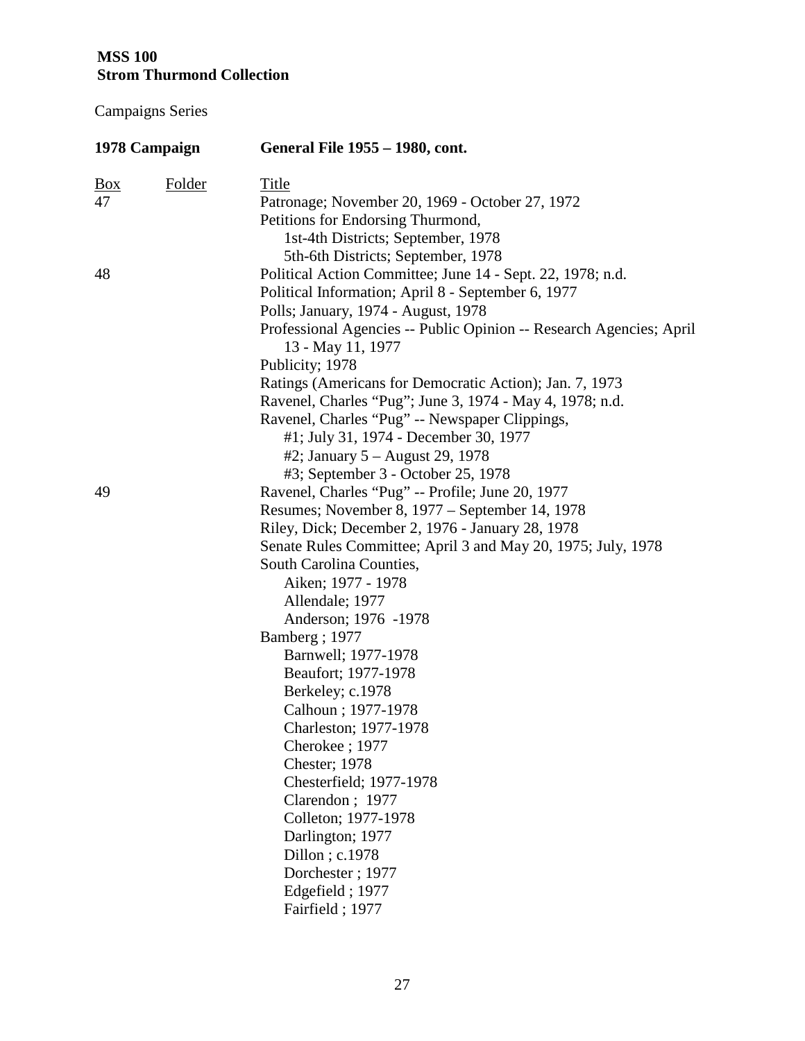**MSS 100**
**Strom Thurmond Collection**

Campaigns Series

| **1978 Campaign** | | **General File 1955 – 1980, cont.** |
|---|---|---|
| Box | Folder | Title |
| 47 | | Patronage; November 20, 1969 - October 27, 1972 |
| | | Petitions for Endorsing Thurmond, |
| | | 1st-4th Districts; September, 1978 |
| | | 5th-6th Districts; September, 1978 |
| 48 | | Political Action Committee; June 14 - Sept. 22, 1978; n.d. |
| | | Political Information; April 8 - September 6, 1977 |
| | | Polls; January, 1974 - August, 1978 |
| | | Professional Agencies -- Public Opinion -- Research Agencies; April 13 - May 11, 1977 |
| | | Publicity; 1978 |
| | | Ratings (Americans for Democratic Action); Jan. 7, 1973 |
| | | Ravenel, Charles "Pug"; June 3, 1974 - May 4, 1978; n.d. |
| | | Ravenel, Charles "Pug" -- Newspaper Clippings, |
| | | #1; July 31, 1974 - December 30, 1977 |
| | | #2; January 5 – August 29, 1978 |
| | | #3; September 3 - October 25, 1978 |
| 49 | | Ravenel, Charles "Pug" -- Profile; June 20, 1977 |
| | | Resumes; November 8, 1977 – September 14, 1978 |
| | | Riley, Dick; December 2, 1976 - January 28, 1978 |
| | | Senate Rules Committee; April 3 and May 20, 1975; July, 1978 |
| | | South Carolina Counties, |
| | | Aiken; 1977 - 1978 |
| | | Allendale; 1977 |
| | | Anderson; 1976 -1978 |
| | | Bamberg ; 1977 |
| | | Barnwell; 1977-1978 |
| | | Beaufort; 1977-1978 |
| | | Berkeley; c.1978 |
| | | Calhoun ; 1977-1978 |
| | | Charleston; 1977-1978 |
| | | Cherokee ; 1977 |
| | | Chester; 1978 |
| | | Chesterfield; 1977-1978 |
| | | Clarendon ; 1977 |
| | | Colleton; 1977-1978 |
| | | Darlington; 1977 |
| | | Dillon ; c.1978 |
| | | Dorchester ; 1977 |
| | | Edgefield ; 1977 |
| | | Fairfield ; 1977 |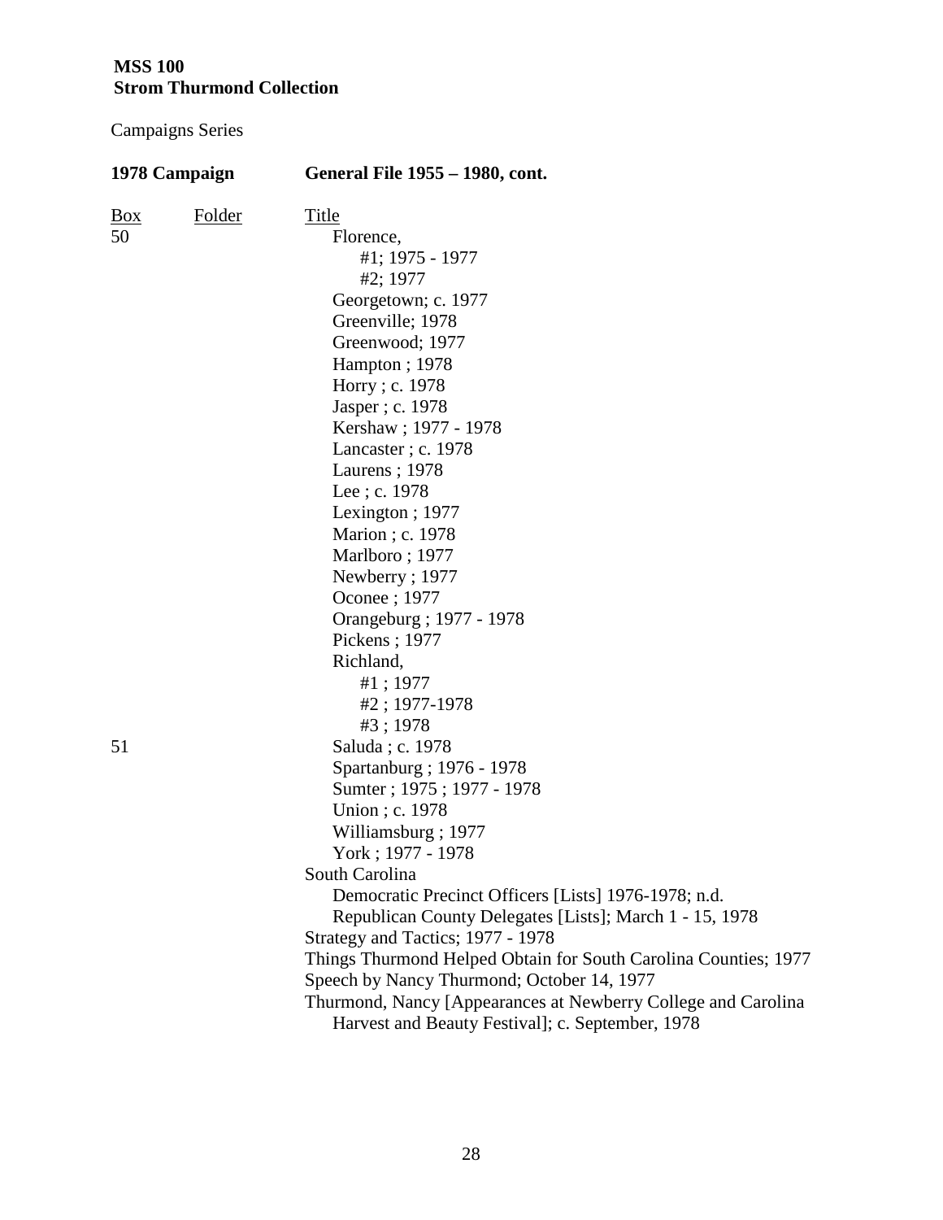**MSS 100**
**Strom Thurmond Collection**

Campaigns Series

| **1978 Campaign** | | **General File 1955 – 1980, cont.** |
|---|---|---|
| Box | Folder | Title |
| 50 | | Florence, |
| | | #1; 1975 - 1977 |
| | | #2; 1977 |
| | | Georgetown; c. 1977 |
| | | Greenville; 1978 |
| | | Greenwood; 1977 |
| | | Hampton ; 1978 |
| | | Horry ; c. 1978 |
| | | Jasper ; c. 1978 |
| | | Kershaw ; 1977 - 1978 |
| | | Lancaster ; c. 1978 |
| | | Laurens ; 1978 |
| | | Lee ; c. 1978 |
| | | Lexington ; 1977 |
| | | Marion ; c. 1978 |
| | | Marlboro ; 1977 |
| | | Newberry ; 1977 |
| | | Oconee ; 1977 |
| | | Orangeburg ; 1977 - 1978 |
| | | Pickens ; 1977 |
| | | Richland, |
| | | #1 ; 1977 |
| | | #2 ; 1977-1978 |
| | | #3 ; 1978 |
| 51 | | Saluda ; c. 1978 |
| | | Spartanburg ; 1976 - 1978 |
| | | Sumter ; 1975 ; 1977 - 1978 |
| | | Union ; c. 1978 |
| | | Williamsburg ; 1977 |
| | | York ; 1977 - 1978 |
| | | South Carolina |
| | | Democratic Precinct Officers [Lists] 1976-1978; n.d. |
| | | Republican County Delegates [Lists]; March 1 - 15, 1978 |
| | | Strategy and Tactics; 1977 - 1978 |
| | | Things Thurmond Helped Obtain for South Carolina Counties; 1977 |
| | | Speech by Nancy Thurmond; October 14, 1977 |
| | | Thurmond, Nancy [Appearances at Newberry College and Carolina Harvest and Beauty Festival]; c. September, 1978 |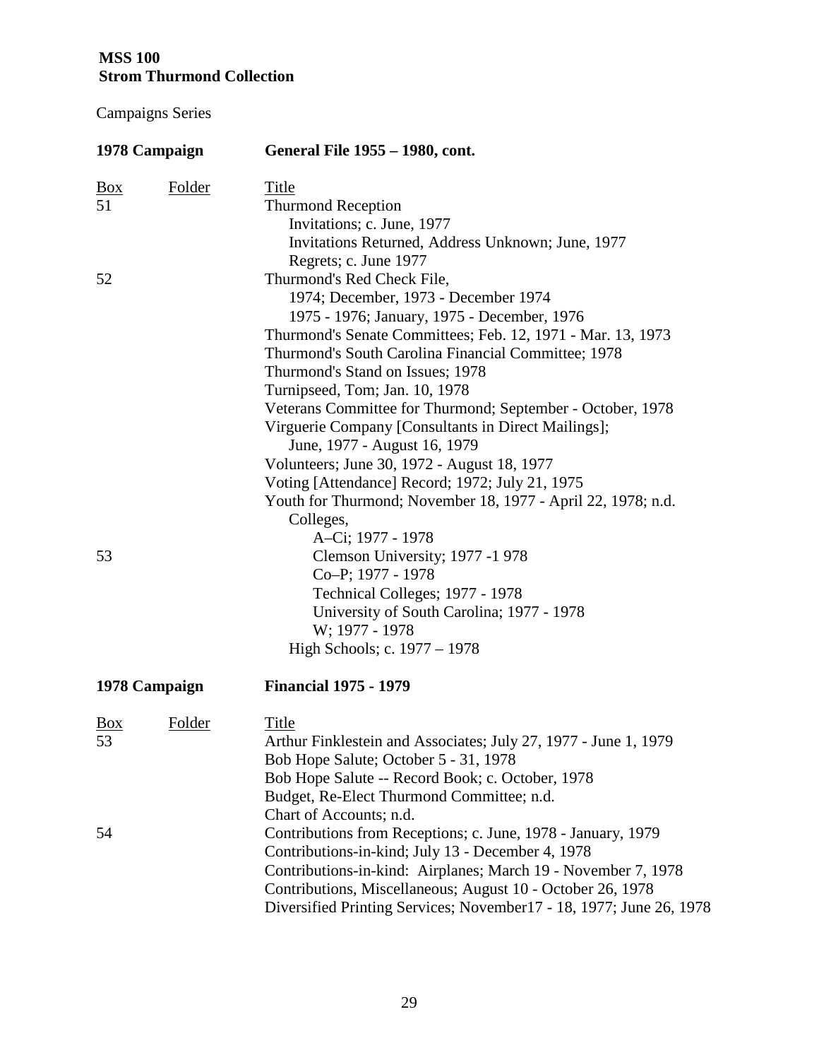**MSS 100**
**Strom Thurmond Collection**

Campaigns Series

| **1978 Campaign** | | **General File 1955 – 1980, cont.** |
|---|---|---|
| Box | Folder | Title |
| 51 | | Thurmond Reception |
| | | Invitations; c. June, 1977 |
| | | Invitations Returned, Address Unknown; June, 1977 |
| | | Regrets; c. June 1977 |
| 52 | | Thurmond's Red Check File, |
| | | 1974; December, 1973 - December 1974 |
| | | 1975 - 1976; January, 1975 - December, 1976 |
| | | Thurmond's Senate Committees; Feb. 12, 1971 - Mar. 13, 1973 |
| | | Thurmond's South Carolina Financial Committee; 1978 |
| | | Thurmond's Stand on Issues; 1978 |
| | | Turnipseed, Tom; Jan. 10, 1978 |
| | | Veterans Committee for Thurmond; September - October, 1978 |
| | | Virguerie Company [Consultants in Direct Mailings]; June, 1977 - August 16, 1979 |
| | | Volunteers; June 30, 1972 - August 18, 1977 |
| | | Voting [Attendance] Record; 1972; July 21, 1975 |
| | | Youth for Thurmond; November 18, 1977 - April 22, 1978; n.d. |
| | | Colleges, |
| | | A–Ci; 1977 - 1978 |
| 53 | | Clemson University; 1977 -1 978 |
| | | Co–P; 1977 - 1978 |
| | | Technical Colleges; 1977 - 1978 |
| | | University of South Carolina; 1977 - 1978 |
| | | W; 1977 - 1978 |
| | | High Schools; c. 1977 – 1978 |

| **1978 Campaign** | | **Financial 1975 - 1979** |
|---|---|---|
| Box | Folder | Title |
| 53 | | Arthur Finklestein and Associates; July 27, 1977 - June 1, 1979 |
| | | Bob Hope Salute; October 5 - 31, 1978 |
| | | Bob Hope Salute -- Record Book; c. October, 1978 |
| | | Budget, Re-Elect Thurmond Committee; n.d. |
| | | Chart of Accounts; n.d. |
| 54 | | Contributions from Receptions; c. June, 1978 - January, 1979 |
| | | Contributions-in-kind; July 13 - December 4, 1978 |
| | | Contributions-in-kind: Airplanes; March 19 - November 7, 1978 |
| | | Contributions, Miscellaneous; August 10 - October 26, 1978 |
| | | Diversified Printing Services; November17 - 18, 1977; June 26, 1978 |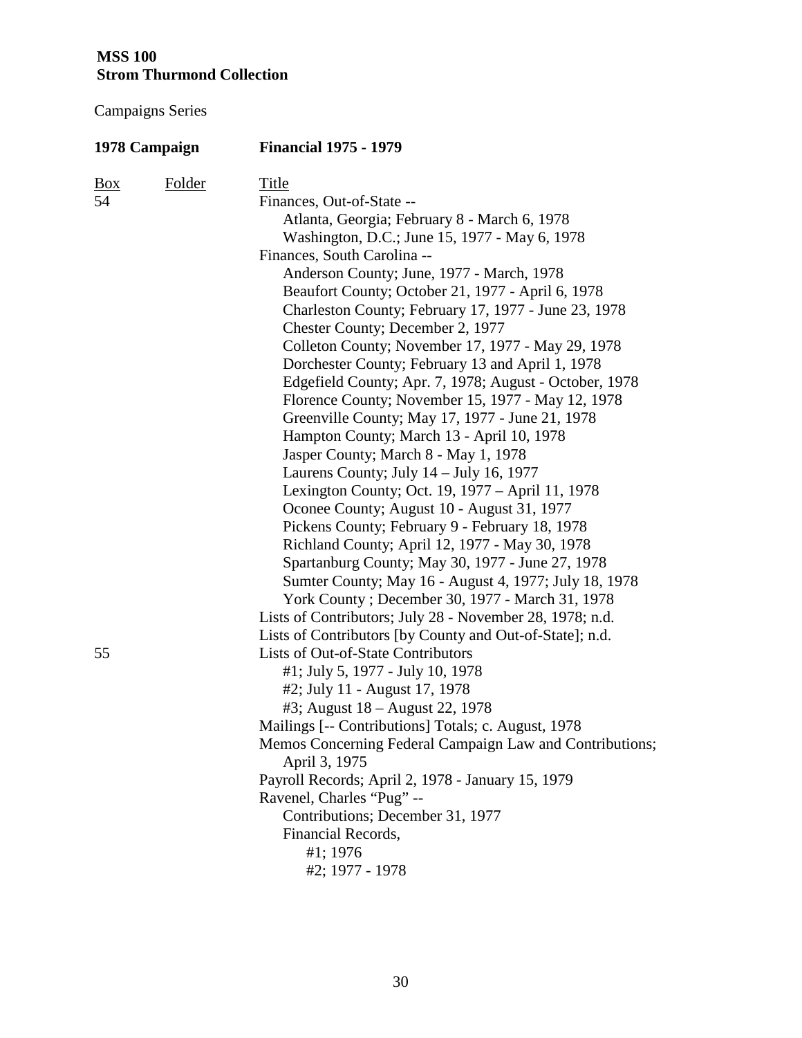**MSS 100**
**Strom Thurmond Collection**

Campaigns Series

**1978 Campaign** **Financial 1975 - 1979**

| Box | Folder | Title |
|---|---|---|
| 54 | | Finances, Out-of-State -- |
| | | Atlanta, Georgia; February 8 - March 6, 1978 |
| | | Washington, D.C.; June 15, 1977 - May 6, 1978 |
| | | Finances, South Carolina -- |
| | | Anderson County; June, 1977 - March, 1978 |
| | | Beaufort County; October 21, 1977 - April 6, 1978 |
| | | Charleston County; February 17, 1977 - June 23, 1978 |
| | | Chester County; December 2, 1977 |
| | | Colleton County; November 17, 1977 - May 29, 1978 |
| | | Dorchester County; February 13 and April 1, 1978 |
| | | Edgefield County; Apr. 7, 1978; August - October, 1978 |
| | | Florence County; November 15, 1977 - May 12, 1978 |
| | | Greenville County; May 17, 1977 - June 21, 1978 |
| | | Hampton County; March 13 - April 10, 1978 |
| | | Jasper County; March 8 - May 1, 1978 |
| | | Laurens County; July 14 – July 16, 1977 |
| | | Lexington County; Oct. 19, 1977 – April 11, 1978 |
| | | Oconee County; August 10 - August 31, 1977 |
| | | Pickens County; February 9 - February 18, 1978 |
| | | Richland County; April 12, 1977 - May 30, 1978 |
| | | Spartanburg County; May 30, 1977 - June 27, 1978 |
| | | Sumter County; May 16 - August 4, 1977; July 18, 1978 |
| | | York County ; December 30, 1977 - March 31, 1978 |
| | | Lists of Contributors; July 28 - November 28, 1978; n.d. |
| | | Lists of Contributors [by County and Out-of-State]; n.d. |
| 55 | | Lists of Out-of-State Contributors |
| | | #1; July 5, 1977 - July 10, 1978 |
| | | #2; July 11 - August 17, 1978 |
| | | #3; August 18 – August 22, 1978 |
| | | Mailings [-- Contributions] Totals; c. August, 1978 |
| | | Memos Concerning Federal Campaign Law and Contributions; April 3, 1975 |
| | | Payroll Records; April 2, 1978 - January 15, 1979 |
| | | Ravenel, Charles "Pug" -- |
| | | Contributions; December 31, 1977 |
| | | Financial Records, |
| | | #1; 1976 |
| | | #2; 1977 - 1978 |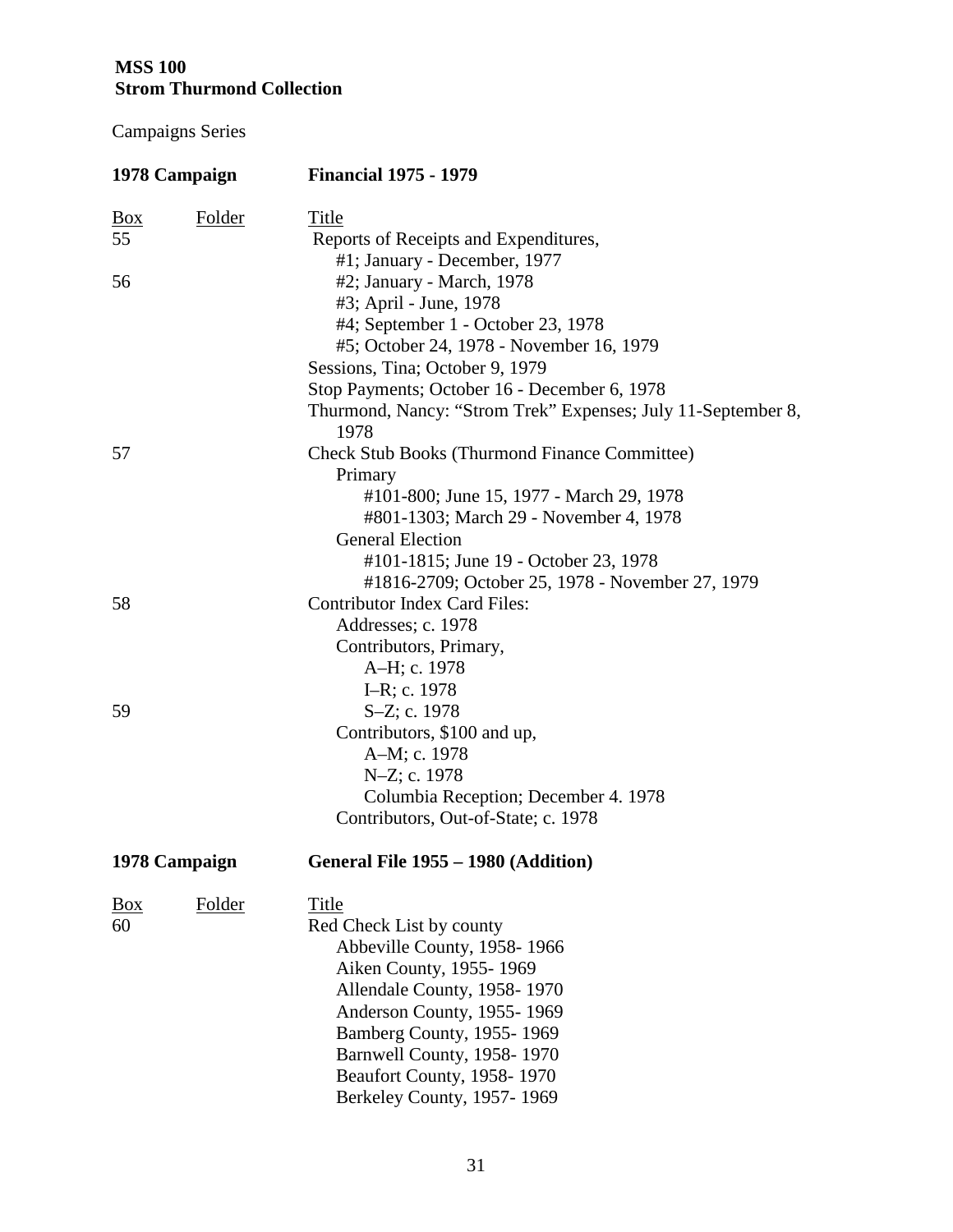**MSS 100**
**Strom Thurmond Collection**

Campaigns Series

**1978 Campaign** **Financial 1975 - 1979**

| Box | Folder | Title |
|---|---|---|
| 55 | | Reports of Receipts and Expenditures, |
| | | #1; January - December, 1977 |
| 56 | | #2; January - March, 1978 |
| | | #3; April - June, 1978 |
| | | #4; September 1 - October 23, 1978 |
| | | #5; October 24, 1978 - November 16, 1979 |
| | | Sessions, Tina; October 9, 1979 |
| | | Stop Payments; October 16 - December 6, 1978 |
| | | Thurmond, Nancy: "Strom Trek" Expenses; July 11-September 8, 1978 |
| 57 | | Check Stub Books (Thurmond Finance Committee) |
| | | Primary |
| | | #101-800; June 15, 1977 - March 29, 1978 |
| | | #801-1303; March 29 - November 4, 1978 |
| | | General Election |
| | | #101-1815; June 19 - October 23, 1978 |
| | | #1816-2709; October 25, 1978 - November 27, 1979 |
| 58 | | Contributor Index Card Files: |
| | | Addresses; c. 1978 |
| | | Contributors, Primary, |
| | | A–H; c. 1978 |
| | | I–R; c. 1978 |
| 59 | | S–Z; c. 1978 |
| | | Contributors, $100 and up, |
| | | A–M; c. 1978 |
| | | N–Z; c. 1978 |
| | | Columbia Reception; December 4. 1978 |
| | | Contributors, Out-of-State; c. 1978 |

**1978 Campaign** **General File 1955 – 1980 (Addition)**

| Box | Folder | Title |
|---|---|---|
| 60 | | Red Check List by county |
| | | Abbeville County, 1958- 1966 |
| | | Aiken County, 1955- 1969 |
| | | Allendale County, 1958- 1970 |
| | | Anderson County, 1955- 1969 |
| | | Bamberg County, 1955- 1969 |
| | | Barnwell County, 1958- 1970 |
| | | Beaufort County, 1958- 1970 |
| | | Berkeley County, 1957- 1969 |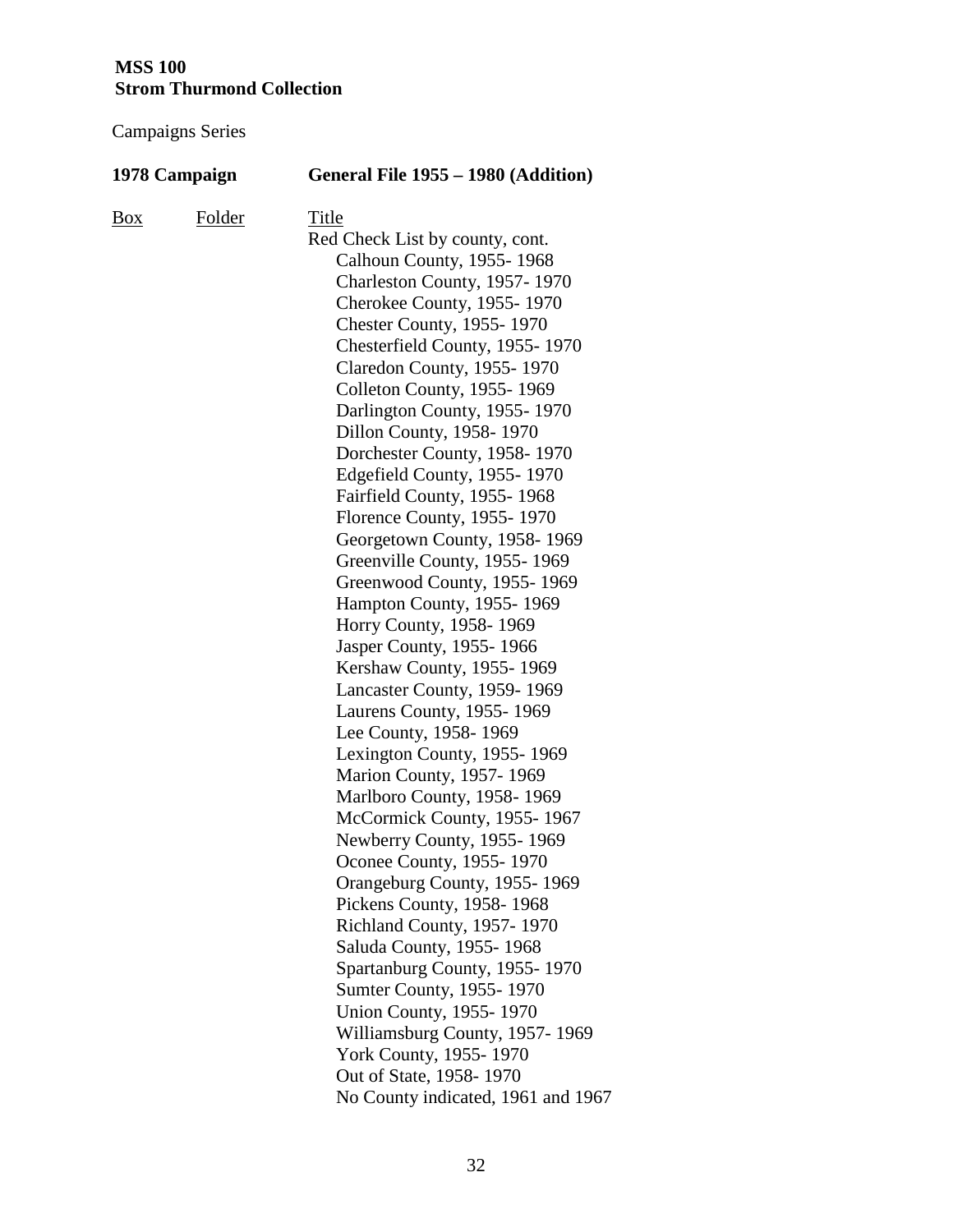**MSS 100**
**Strom Thurmond Collection**

Campaigns Series

**1978 Campaign General File 1955 – 1980 (Addition)**

| Box | Folder | Title |
|---|---|---|
| | | Red Check List by county, cont. |
| | | Calhoun County, 1955- 1968 |
| | | Charleston County, 1957- 1970 |
| | | Cherokee County, 1955- 1970 |
| | | Chester County, 1955- 1970 |
| | | Chesterfield County, 1955- 1970 |
| | | Claredon County, 1955- 1970 |
| | | Colleton County, 1955- 1969 |
| | | Darlington County, 1955- 1970 |
| | | Dillon County, 1958- 1970 |
| | | Dorchester County, 1958- 1970 |
| | | Edgefield County, 1955- 1970 |
| | | Fairfield County, 1955- 1968 |
| | | Florence County, 1955- 1970 |
| | | Georgetown County, 1958- 1969 |
| | | Greenville County, 1955- 1969 |
| | | Greenwood County, 1955- 1969 |
| | | Hampton County, 1955- 1969 |
| | | Horry County, 1958- 1969 |
| | | Jasper County, 1955- 1966 |
| | | Kershaw County, 1955- 1969 |
| | | Lancaster County, 1959- 1969 |
| | | Laurens County, 1955- 1969 |
| | | Lee County, 1958- 1969 |
| | | Lexington County, 1955- 1969 |
| | | Marion County, 1957- 1969 |
| | | Marlboro County, 1958- 1969 |
| | | McCormick County, 1955- 1967 |
| | | Newberry County, 1955- 1969 |
| | | Oconee County, 1955- 1970 |
| | | Orangeburg County, 1955- 1969 |
| | | Pickens County, 1958- 1968 |
| | | Richland County, 1957- 1970 |
| | | Saluda County, 1955- 1968 |
| | | Spartanburg County, 1955- 1970 |
| | | Sumter County, 1955- 1970 |
| | | Union County, 1955- 1970 |
| | | Williamsburg County, 1957- 1969 |
| | | York County, 1955- 1970 |
| | | Out of State, 1958- 1970 |
| | | No County indicated, 1961 and 1967 |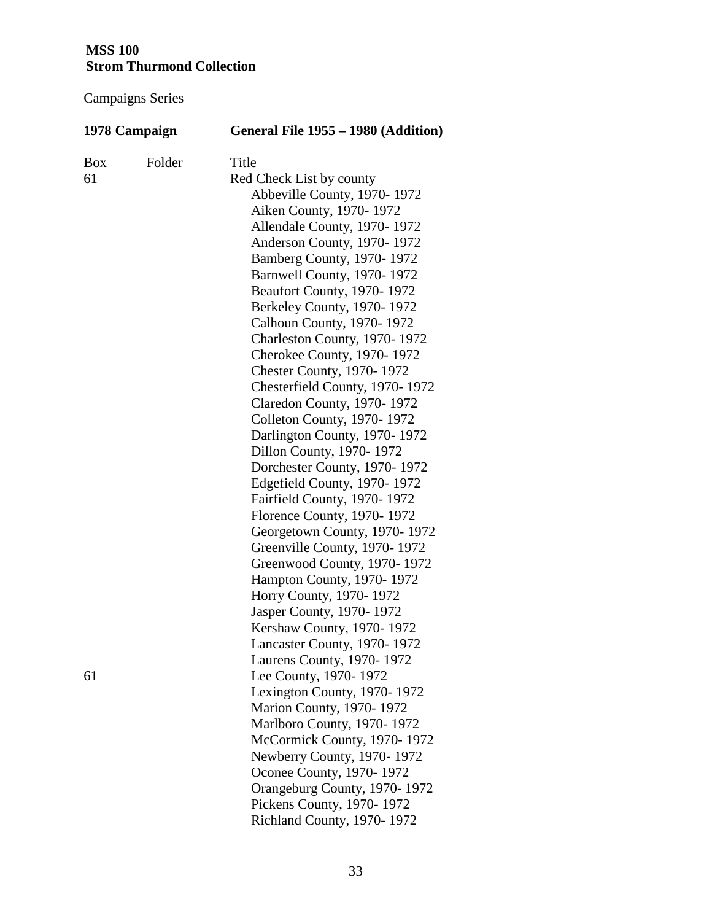**MSS 100**
**Strom Thurmond Collection**

Campaigns Series

| **1978 Campaign** | | **General File 1955 – 1980 (Addition)** |
|---|---|---|
| Box | Folder | Title |
| 61 | | Red Check List by county |
| | | Abbeville County, 1970- 1972 |
| | | Aiken County, 1970- 1972 |
| | | Allendale County, 1970- 1972 |
| | | Anderson County, 1970- 1972 |
| | | Bamberg County, 1970- 1972 |
| | | Barnwell County, 1970- 1972 |
| | | Beaufort County, 1970- 1972 |
| | | Berkeley County, 1970- 1972 |
| | | Calhoun County, 1970- 1972 |
| | | Charleston County, 1970- 1972 |
| | | Cherokee County, 1970- 1972 |
| | | Chester County, 1970- 1972 |
| | | Chesterfield County, 1970- 1972 |
| | | Claredon County, 1970- 1972 |
| | | Colleton County, 1970- 1972 |
| | | Darlington County, 1970- 1972 |
| | | Dillon County, 1970- 1972 |
| | | Dorchester County, 1970- 1972 |
| | | Edgefield County, 1970- 1972 |
| | | Fairfield County, 1970- 1972 |
| | | Florence County, 1970- 1972 |
| | | Georgetown County, 1970- 1972 |
| | | Greenville County, 1970- 1972 |
| | | Greenwood County, 1970- 1972 |
| | | Hampton County, 1970- 1972 |
| | | Horry County, 1970- 1972 |
| | | Jasper County, 1970- 1972 |
| | | Kershaw County, 1970- 1972 |
| | | Lancaster County, 1970- 1972 |
| | | Laurens County, 1970- 1972 |
| 61 | | Lee County, 1970- 1972 |
| | | Lexington County, 1970- 1972 |
| | | Marion County, 1970- 1972 |
| | | Marlboro County, 1970- 1972 |
| | | McCormick County, 1970- 1972 |
| | | Newberry County, 1970- 1972 |
| | | Oconee County, 1970- 1972 |
| | | Orangeburg County, 1970- 1972 |
| | | Pickens County, 1970- 1972 |
| | | Richland County, 1970- 1972 |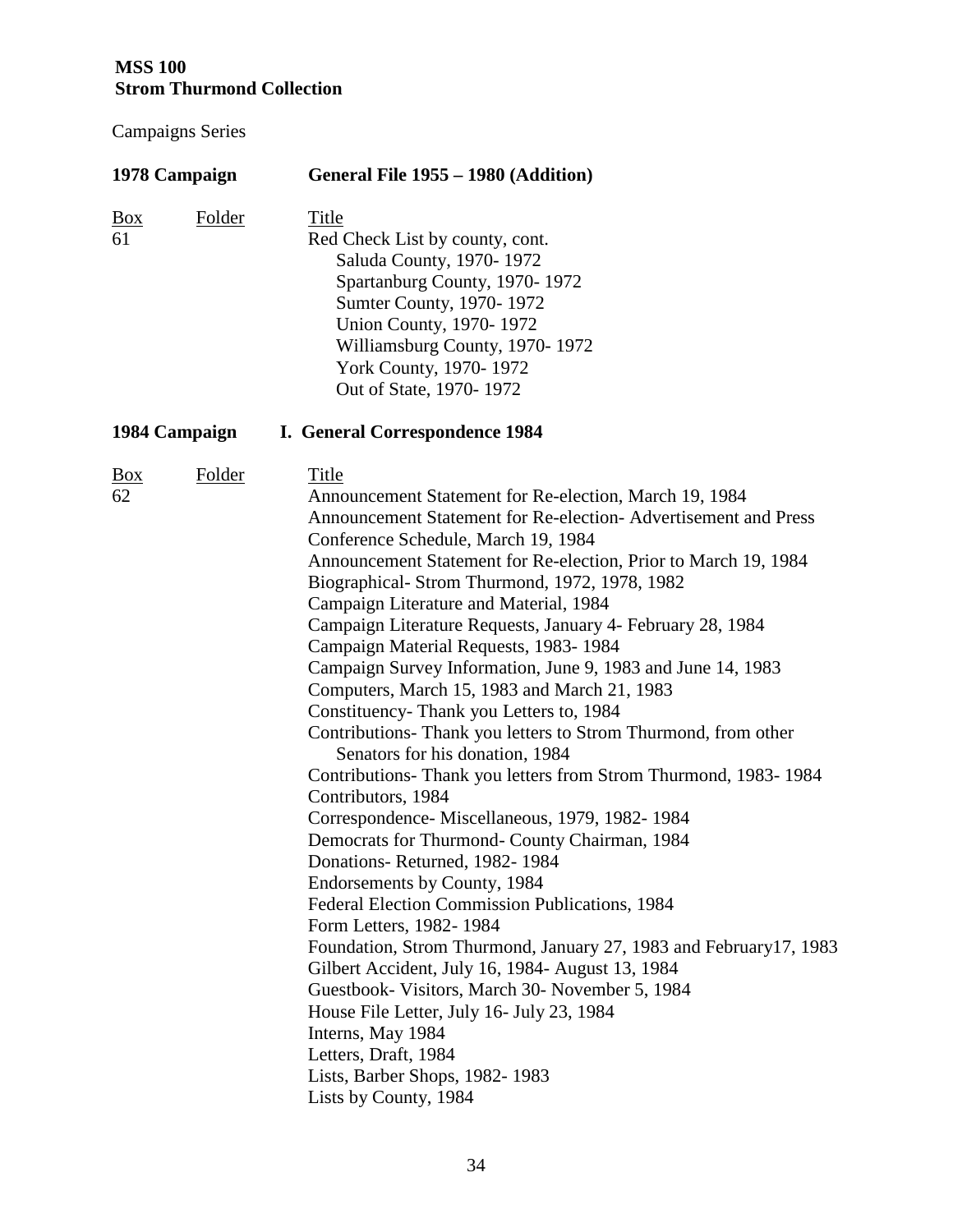**MSS 100**
**Strom Thurmond Collection**

Campaigns Series

**1978 Campaign** **General File 1955 – 1980 (Addition)**

| Box | Folder | Title |
|---|---|---|
| 61 | | Red Check List by county, cont. |
| | | Saluda County, 1970- 1972 |
| | | Spartanburg County, 1970- 1972 |
| | | Sumter County, 1970- 1972 |
| | | Union County, 1970- 1972 |
| | | Williamsburg County, 1970- 1972 |
| | | York County, 1970- 1972 |
| | | Out of State, 1970- 1972 |

**1984 Campaign** **I. General Correspondence 1984**

| Box | Folder | Title |
|---|---|---|
| 62 | | Announcement Statement for Re-election, March 19, 1984 |
| | | Announcement Statement for Re-election- Advertisement and Press Conference Schedule, March 19, 1984 |
| | | Announcement Statement for Re-election, Prior to March 19, 1984 |
| | | Biographical- Strom Thurmond, 1972, 1978, 1982 |
| | | Campaign Literature and Material, 1984 |
| | | Campaign Literature Requests, January 4- February 28, 1984 |
| | | Campaign Material Requests, 1983- 1984 |
| | | Campaign Survey Information, June 9, 1983 and June 14, 1983 |
| | | Computers, March 15, 1983 and March 21, 1983 |
| | | Constituency- Thank you Letters to, 1984 |
| | | Contributions- Thank you letters to Strom Thurmond, from other Senators for his donation, 1984 |
| | | Contributions- Thank you letters from Strom Thurmond, 1983- 1984 |
| | | Contributors, 1984 |
| | | Correspondence- Miscellaneous, 1979, 1982- 1984 |
| | | Democrats for Thurmond- County Chairman, 1984 |
| | | Donations- Returned, 1982- 1984 |
| | | Endorsements by County, 1984 |
| | | Federal Election Commission Publications, 1984 |
| | | Form Letters, 1982- 1984 |
| | | Foundation, Strom Thurmond, January 27, 1983 and February17, 1983 |
| | | Gilbert Accident, July 16, 1984- August 13, 1984 |
| | | Guestbook- Visitors, March 30- November 5, 1984 |
| | | House File Letter, July 16- July 23, 1984 |
| | | Interns, May 1984 |
| | | Letters, Draft, 1984 |
| | | Lists, Barber Shops, 1982- 1983 |
| | | Lists by County, 1984 |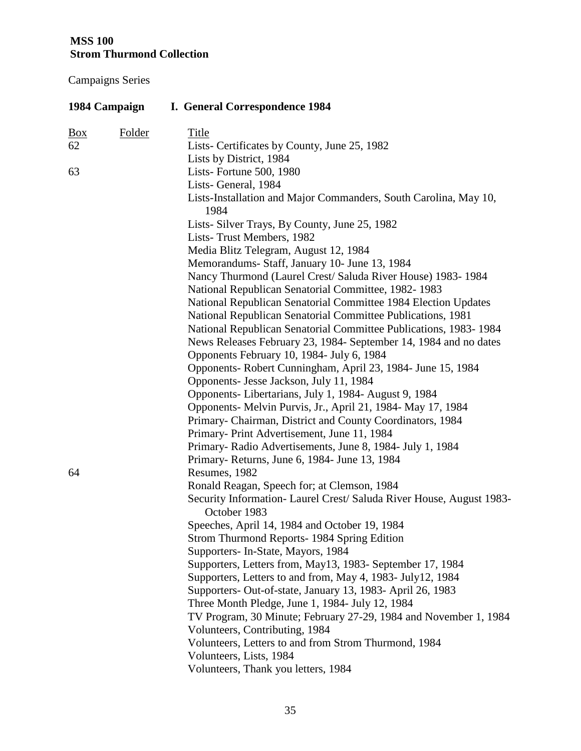**MSS 100**
**Strom Thurmond Collection**

Campaigns Series

**1984 Campaign** **I. General Correspondence 1984**

| Box | Folder | Title |
|---|---|---|
| 62 | | Lists- Certificates by County, June 25, 1982 |
| | | Lists by District, 1984 |
| 63 | | Lists- Fortune 500, 1980 |
| | | Lists- General, 1984 |
| | | Lists-Installation and Major Commanders, South Carolina, May 10, 1984 |
| | | Lists- Silver Trays, By County, June 25, 1982 |
| | | Lists- Trust Members, 1982 |
| | | Media Blitz Telegram, August 12, 1984 |
| | | Memorandums- Staff, January 10- June 13, 1984 |
| | | Nancy Thurmond (Laurel Crest/ Saluda River House) 1983- 1984 |
| | | National Republican Senatorial Committee, 1982- 1983 |
| | | National Republican Senatorial Committee 1984 Election Updates |
| | | National Republican Senatorial Committee Publications, 1981 |
| | | National Republican Senatorial Committee Publications, 1983- 1984 |
| | | News Releases February 23, 1984- September 14, 1984 and no dates |
| | | Opponents February 10, 1984- July 6, 1984 |
| | | Opponents- Robert Cunningham, April 23, 1984- June 15, 1984 |
| | | Opponents- Jesse Jackson, July 11, 1984 |
| | | Opponents- Libertarians, July 1, 1984- August 9, 1984 |
| | | Opponents- Melvin Purvis, Jr., April 21, 1984- May 17, 1984 |
| | | Primary- Chairman, District and County Coordinators, 1984 |
| | | Primary- Print Advertisement, June 11, 1984 |
| | | Primary- Radio Advertisements, June 8, 1984- July 1, 1984 |
| | | Primary- Returns, June 6, 1984- June 13, 1984 |
| 64 | | Resumes, 1982 |
| | | Ronald Reagan, Speech for; at Clemson, 1984 |
| | | Security Information- Laurel Crest/ Saluda River House, August 1983- October 1983 |
| | | Speeches, April 14, 1984 and October 19, 1984 |
| | | Strom Thurmond Reports- 1984 Spring Edition |
| | | Supporters- In-State, Mayors, 1984 |
| | | Supporters, Letters from, May13, 1983- September 17, 1984 |
| | | Supporters, Letters to and from, May 4, 1983- July12, 1984 |
| | | Supporters- Out-of-state, January 13, 1983- April 26, 1983 |
| | | Three Month Pledge, June 1, 1984- July 12, 1984 |
| | | TV Program, 30 Minute; February 27-29, 1984 and November 1, 1984 |
| | | Volunteers, Contributing, 1984 |
| | | Volunteers, Letters to and from Strom Thurmond, 1984 |
| | | Volunteers, Lists, 1984 |
| | | Volunteers, Thank you letters, 1984 |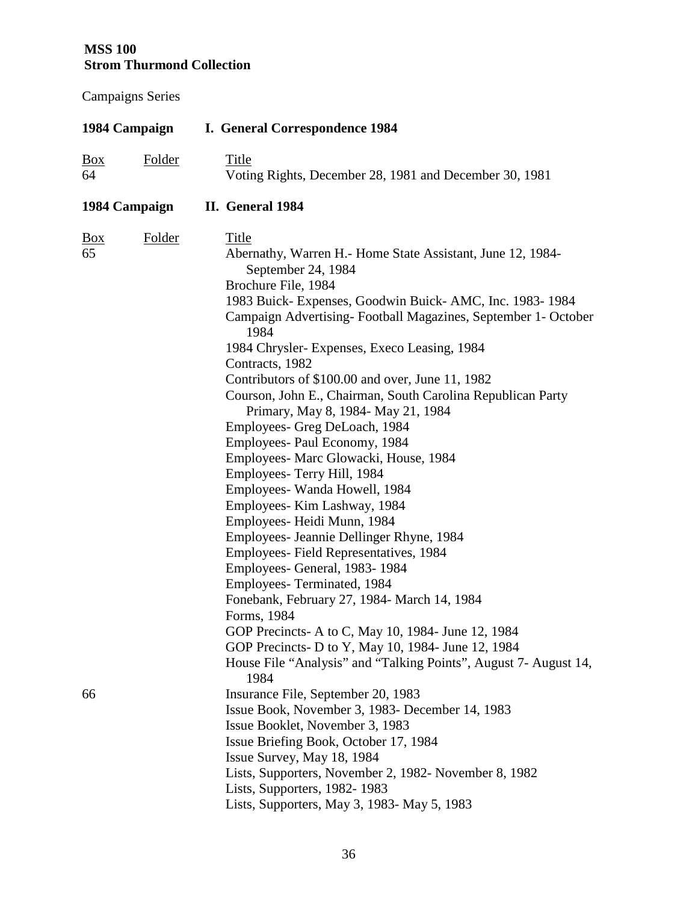**MSS 100**
**Strom Thurmond Collection**

Campaigns Series

**1984 Campaign I. General Correspondence 1984**

| Box | Folder | Title |
|---|---|---|
| 64 | | Voting Rights, December 28, 1981 and December 30, 1981 |

**1984 Campaign II. General 1984**

| Box | Folder | Title |
|---|---|---|
| 65 | | Abernathy, Warren H.- Home State Assistant, June 12, 1984- September 24, 1984 |
| | | Brochure File, 1984 |
| | | 1983 Buick- Expenses, Goodwin Buick- AMC, Inc. 1983- 1984 |
| | | Campaign Advertising- Football Magazines, September 1- October 1984 |
| | | 1984 Chrysler- Expenses, Execo Leasing, 1984 |
| | | Contracts, 1982 |
| | | Contributors of $100.00 and over, June 11, 1982 |
| | | Courson, John E., Chairman, South Carolina Republican Party Primary, May 8, 1984- May 21, 1984 |
| | | Employees- Greg DeLoach, 1984 |
| | | Employees- Paul Economy, 1984 |
| | | Employees- Marc Glowacki, House, 1984 |
| | | Employees- Terry Hill, 1984 |
| | | Employees- Wanda Howell, 1984 |
| | | Employees- Kim Lashway, 1984 |
| | | Employees- Heidi Munn, 1984 |
| | | Employees- Jeannie Dellinger Rhyne, 1984 |
| | | Employees- Field Representatives, 1984 |
| | | Employees- General, 1983- 1984 |
| | | Employees- Terminated, 1984 |
| | | Fonebank, February 27, 1984- March 14, 1984 |
| | | Forms, 1984 |
| | | GOP Precincts- A to C, May 10, 1984- June 12, 1984 |
| | | GOP Precincts- D to Y, May 10, 1984- June 12, 1984 |
| | | House File "Analysis" and "Talking Points", August 7- August 14, 1984 |
| 66 | | Insurance File, September 20, 1983 |
| | | Issue Book, November 3, 1983- December 14, 1983 |
| | | Issue Booklet, November 3, 1983 |
| | | Issue Briefing Book, October 17, 1984 |
| | | Issue Survey, May 18, 1984 |
| | | Lists, Supporters, November 2, 1982- November 8, 1982 |
| | | Lists, Supporters, 1982- 1983 |
| | | Lists, Supporters, May 3, 1983- May 5, 1983 |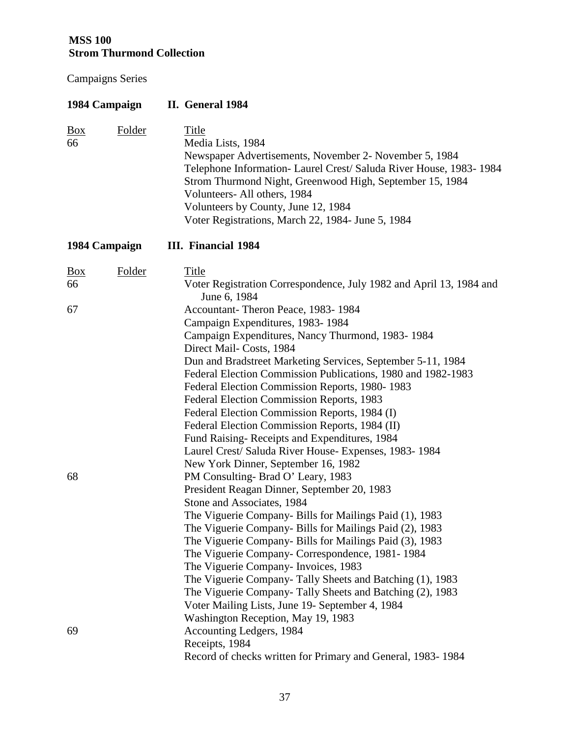**MSS 100**
**Strom Thurmond Collection**

Campaigns Series

**1984 Campaign II. General 1984**

| Box | Folder | Title |
|---|---|---|
| 66 | | Media Lists, 1984 |
| | | Newspaper Advertisements, November 2- November 5, 1984 |
| | | Telephone Information- Laurel Crest/ Saluda River House, 1983- 1984 |
| | | Strom Thurmond Night, Greenwood High, September 15, 1984 |
| | | Volunteers- All others, 1984 |
| | | Volunteers by County, June 12, 1984 |
| | | Voter Registrations, March 22, 1984- June 5, 1984 |

**1984 Campaign III. Financial 1984**

| Box | Folder | Title |
|---|---|---|
| 66 | | Voter Registration Correspondence, July 1982 and April 13, 1984 and June 6, 1984 |
| 67 | | Accountant- Theron Peace, 1983- 1984 |
| | | Campaign Expenditures, 1983- 1984 |
| | | Campaign Expenditures, Nancy Thurmond, 1983- 1984 |
| | | Direct Mail- Costs, 1984 |
| | | Dun and Bradstreet Marketing Services, September 5-11, 1984 |
| | | Federal Election Commission Publications, 1980 and 1982-1983 |
| | | Federal Election Commission Reports, 1980- 1983 |
| | | Federal Election Commission Reports, 1983 |
| | | Federal Election Commission Reports, 1984 (I) |
| | | Federal Election Commission Reports, 1984 (II) |
| | | Fund Raising- Receipts and Expenditures, 1984 |
| | | Laurel Crest/ Saluda River House- Expenses, 1983- 1984 |
| | | New York Dinner, September 16, 1982 |
| 68 | | PM Consulting- Brad O' Leary, 1983 |
| | | President Reagan Dinner, September 20, 1983 |
| | | Stone and Associates, 1984 |
| | | The Viguerie Company- Bills for Mailings Paid (1), 1983 |
| | | The Viguerie Company- Bills for Mailings Paid (2), 1983 |
| | | The Viguerie Company- Bills for Mailings Paid (3), 1983 |
| | | The Viguerie Company- Correspondence, 1981- 1984 |
| | | The Viguerie Company- Invoices, 1983 |
| | | The Viguerie Company- Tally Sheets and Batching (1), 1983 |
| | | The Viguerie Company- Tally Sheets and Batching (2), 1983 |
| | | Voter Mailing Lists, June 19- September 4, 1984 |
| | | Washington Reception, May 19, 1983 |
| 69 | | Accounting Ledgers, 1984 |
| | | Receipts, 1984 |
| | | Record of checks written for Primary and General, 1983- 1984 |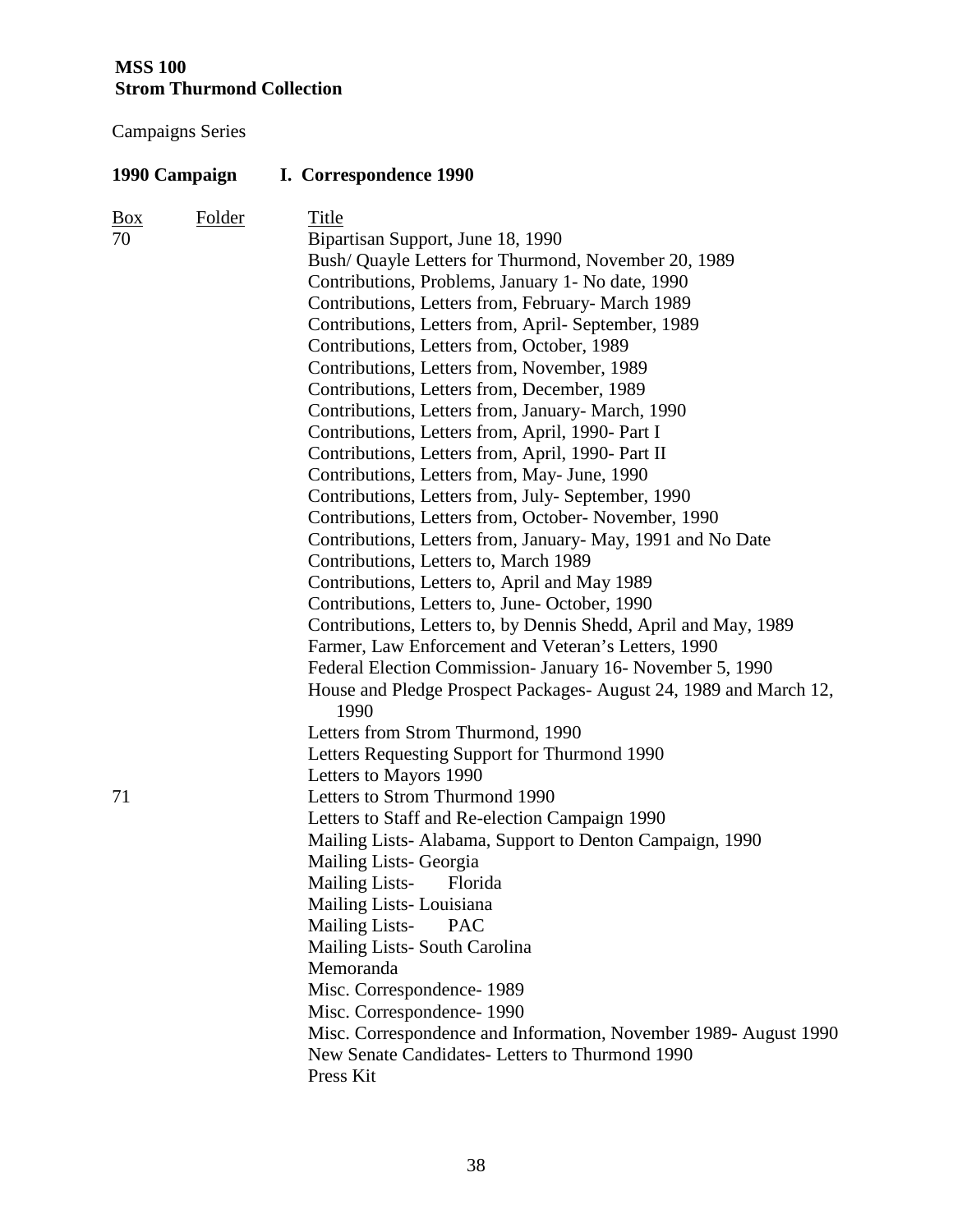**MSS 100**
**Strom Thurmond Collection**

Campaigns Series

**1990 Campaign I. Correspondence 1990**

| Box | Folder | Title |
|---|---|---|
| 70 | | Bipartisan Support, June 18, 1990 |
| | | Bush/ Quayle Letters for Thurmond, November 20, 1989 |
| | | Contributions, Problems, January 1- No date, 1990 |
| | | Contributions, Letters from, February- March 1989 |
| | | Contributions, Letters from, April- September, 1989 |
| | | Contributions, Letters from, October, 1989 |
| | | Contributions, Letters from, November, 1989 |
| | | Contributions, Letters from, December, 1989 |
| | | Contributions, Letters from, January- March, 1990 |
| | | Contributions, Letters from, April, 1990- Part I |
| | | Contributions, Letters from, April, 1990- Part II |
| | | Contributions, Letters from, May- June, 1990 |
| | | Contributions, Letters from, July- September, 1990 |
| | | Contributions, Letters from, October- November, 1990 |
| | | Contributions, Letters from, January- May, 1991 and No Date |
| | | Contributions, Letters to, March 1989 |
| | | Contributions, Letters to, April and May 1989 |
| | | Contributions, Letters to, June- October, 1990 |
| | | Contributions, Letters to, by Dennis Shedd, April and May, 1989 |
| | | Farmer, Law Enforcement and Veteran's Letters, 1990 |
| | | Federal Election Commission- January 16- November 5, 1990 |
| | | House and Pledge Prospect Packages- August 24, 1989 and March 12, 1990 |
| | | Letters from Strom Thurmond, 1990 |
| | | Letters Requesting Support for Thurmond 1990 |
| | | Letters to Mayors 1990 |
| 71 | | Letters to Strom Thurmond 1990 |
| | | Letters to Staff and Re-election Campaign 1990 |
| | | Mailing Lists- Alabama, Support to Denton Campaign, 1990 |
| | | Mailing Lists- Georgia |
| | | Mailing Lists- Florida |
| | | Mailing Lists- Louisiana |
| | | Mailing Lists- PAC |
| | | Mailing Lists- South Carolina |
| | | Memoranda |
| | | Misc. Correspondence- 1989 |
| | | Misc. Correspondence- 1990 |
| | | Misc. Correspondence and Information, November 1989- August 1990 |
| | | New Senate Candidates- Letters to Thurmond 1990 |
| | | Press Kit |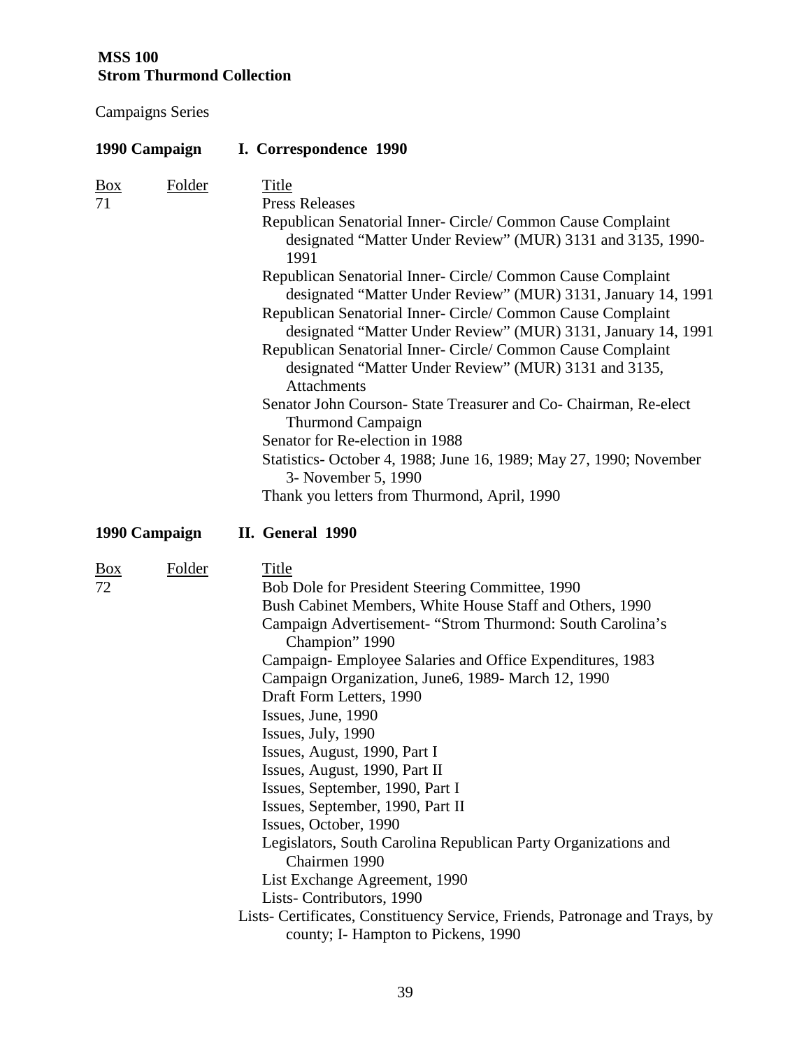**MSS 100**
**Strom Thurmond Collection**

Campaigns Series

**1990 Campaign I. Correspondence 1990**

| Box | Folder | Title |
|---|---|---|
| 71 | | Press Releases |
| | | Republican Senatorial Inner- Circle/ Common Cause Complaint designated "Matter Under Review" (MUR) 3131 and 3135, 1990-1991 |
| | | Republican Senatorial Inner- Circle/ Common Cause Complaint designated "Matter Under Review" (MUR) 3131, January 14, 1991 |
| | | Republican Senatorial Inner- Circle/ Common Cause Complaint designated "Matter Under Review" (MUR) 3131, January 14, 1991 |
| | | Republican Senatorial Inner- Circle/ Common Cause Complaint designated "Matter Under Review" (MUR) 3131 and 3135, Attachments |
| | | Senator John Courson- State Treasurer and Co- Chairman, Re-elect Thurmond Campaign |
| | | Senator for Re-election in 1988 |
| | | Statistics- October 4, 1988; June 16, 1989; May 27, 1990; November 3- November 5, 1990 |
| | | Thank you letters from Thurmond, April, 1990 |

**1990 Campaign II. General 1990**

| Box | Folder | Title |
|---|---|---|
| 72 | | Bob Dole for President Steering Committee, 1990 |
| | | Bush Cabinet Members, White House Staff and Others, 1990 |
| | | Campaign Advertisement- "Strom Thurmond: South Carolina's Champion" 1990 |
| | | Campaign- Employee Salaries and Office Expenditures, 1983 |
| | | Campaign Organization, June6, 1989- March 12, 1990 |
| | | Draft Form Letters, 1990 |
| | | Issues, June, 1990 |
| | | Issues, July, 1990 |
| | | Issues, August, 1990, Part I |
| | | Issues, August, 1990, Part II |
| | | Issues, September, 1990, Part I |
| | | Issues, September, 1990, Part II |
| | | Issues, October, 1990 |
| | | Legislators, South Carolina Republican Party Organizations and Chairmen 1990 |
| | | List Exchange Agreement, 1990 |
| | | Lists- Contributors, 1990 |
| | | Lists- Certificates, Constituency Service, Friends, Patronage and Trays, by county; I- Hampton to Pickens, 1990 |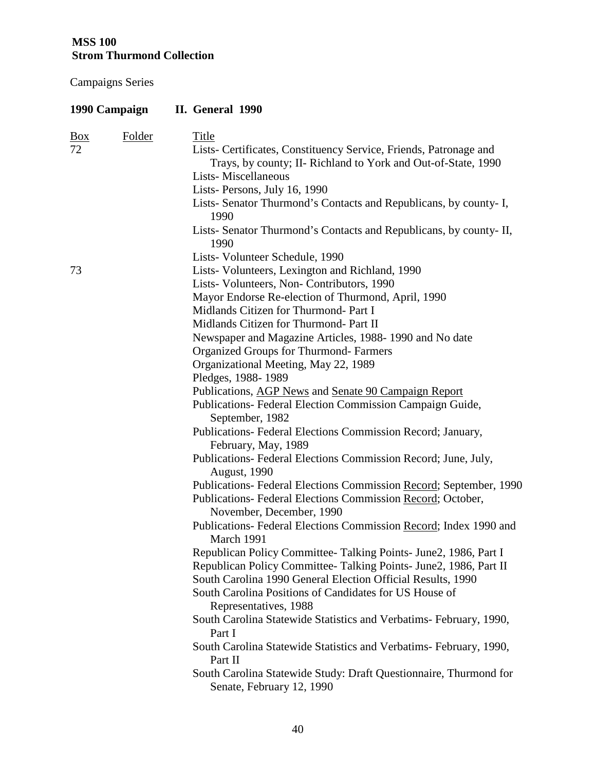**MSS 100**
**Strom Thurmond Collection**

Campaigns Series

**1990 Campaign II. General 1990**

| Box | Folder | Title |
|---|---|---|
| 72 | | Lists- Certificates, Constituency Service, Friends, Patronage and Trays, by county; II- Richland to York and Out-of-State, 1990 |
| | | Lists- Miscellaneous |
| | | Lists- Persons, July 16, 1990 |
| | | Lists- Senator Thurmond's Contacts and Republicans, by county- I, 1990 |
| | | Lists- Senator Thurmond's Contacts and Republicans, by county- II, 1990 |
| | | Lists- Volunteer Schedule, 1990 |
| 73 | | Lists- Volunteers, Lexington and Richland, 1990 |
| | | Lists- Volunteers, Non- Contributors, 1990 |
| | | Mayor Endorse Re-election of Thurmond, April, 1990 |
| | | Midlands Citizen for Thurmond- Part I |
| | | Midlands Citizen for Thurmond- Part II |
| | | Newspaper and Magazine Articles, 1988- 1990 and No date |
| | | Organized Groups for Thurmond- Farmers |
| | | Organizational Meeting, May 22, 1989 |
| | | Pledges, 1988- 1989 |
| | | Publications, AGP News and Senate 90 Campaign Report |
| | | Publications- Federal Election Commission Campaign Guide, September, 1982 |
| | | Publications- Federal Elections Commission Record; January, February, May, 1989 |
| | | Publications- Federal Elections Commission Record; June, July, August, 1990 |
| | | Publications- Federal Elections Commission Record; September, 1990 |
| | | Publications- Federal Elections Commission Record; October, November, December, 1990 |
| | | Publications- Federal Elections Commission Record; Index 1990 and March 1991 |
| | | Republican Policy Committee- Talking Points- June2, 1986, Part I |
| | | Republican Policy Committee- Talking Points- June2, 1986, Part II |
| | | South Carolina 1990 General Election Official Results, 1990 |
| | | South Carolina Positions of Candidates for US House of Representatives, 1988 |
| | | South Carolina Statewide Statistics and Verbatims- February, 1990, Part I |
| | | South Carolina Statewide Statistics and Verbatims- February, 1990, Part II |
| | | South Carolina Statewide Study: Draft Questionnaire, Thurmond for Senate, February 12, 1990 |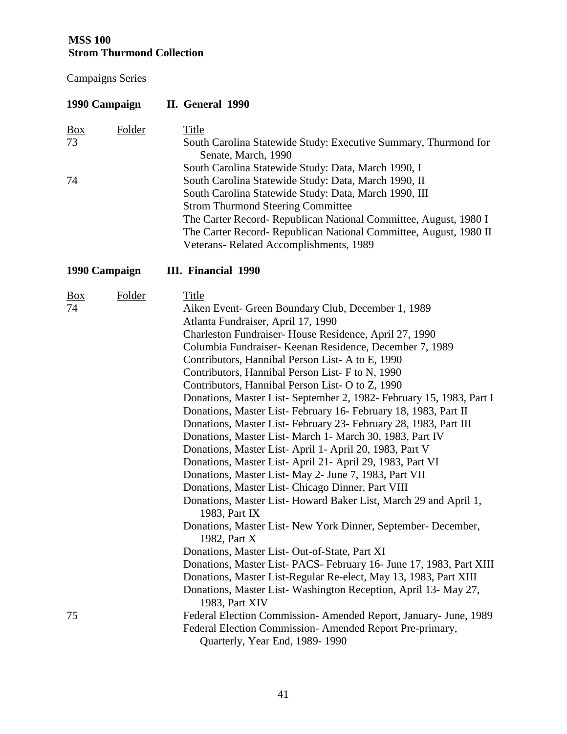**MSS 100**
**Strom Thurmond Collection**

Campaigns Series

**1990 Campaign II. General 1990**

| Box | Folder | Title |
|---|---|---|
| 73 | | South Carolina Statewide Study: Executive Summary, Thurmond for Senate, March, 1990 |
| | | South Carolina Statewide Study: Data, March 1990, I |
| 74 | | South Carolina Statewide Study: Data, March 1990, II |
| | | South Carolina Statewide Study: Data, March 1990, III |
| | | Strom Thurmond Steering Committee |
| | | The Carter Record- Republican National Committee, August, 1980 I |
| | | The Carter Record- Republican National Committee, August, 1980 II |
| | | Veterans- Related Accomplishments, 1989 |

**1990 Campaign III. Financial 1990**

| Box | Folder | Title |
|---|---|---|
| 74 | | Aiken Event- Green Boundary Club, December 1, 1989 |
| | | Atlanta Fundraiser, April 17, 1990 |
| | | Charleston Fundraiser- House Residence, April 27, 1990 |
| | | Columbia Fundraiser- Keenan Residence, December 7, 1989 |
| | | Contributors, Hannibal Person List- A to E, 1990 |
| | | Contributors, Hannibal Person List- F to N, 1990 |
| | | Contributors, Hannibal Person List- O to Z, 1990 |
| | | Donations, Master List- September 2, 1982- February 15, 1983, Part I |
| | | Donations, Master List- February 16- February 18, 1983, Part II |
| | | Donations, Master List- February 23- February 28, 1983, Part III |
| | | Donations, Master List- March 1- March 30, 1983, Part IV |
| | | Donations, Master List- April 1- April 20, 1983, Part V |
| | | Donations, Master List- April 21- April 29, 1983, Part VI |
| | | Donations, Master List- May 2- June 7, 1983, Part VII |
| | | Donations, Master List- Chicago Dinner, Part VIII |
| | | Donations, Master List- Howard Baker List, March 29 and April 1, 1983, Part IX |
| | | Donations, Master List- New York Dinner, September- December, 1982, Part X |
| | | Donations, Master List- Out-of-State, Part XI |
| | | Donations, Master List- PACS- February 16- June 17, 1983, Part XIII |
| | | Donations, Master List-Regular Re-elect, May 13, 1983, Part XIII |
| | | Donations, Master List- Washington Reception, April 13- May 27, 1983, Part XIV |
| 75 | | Federal Election Commission- Amended Report, January- June, 1989 |
| | | Federal Election Commission- Amended Report Pre-primary, Quarterly, Year End, 1989- 1990 |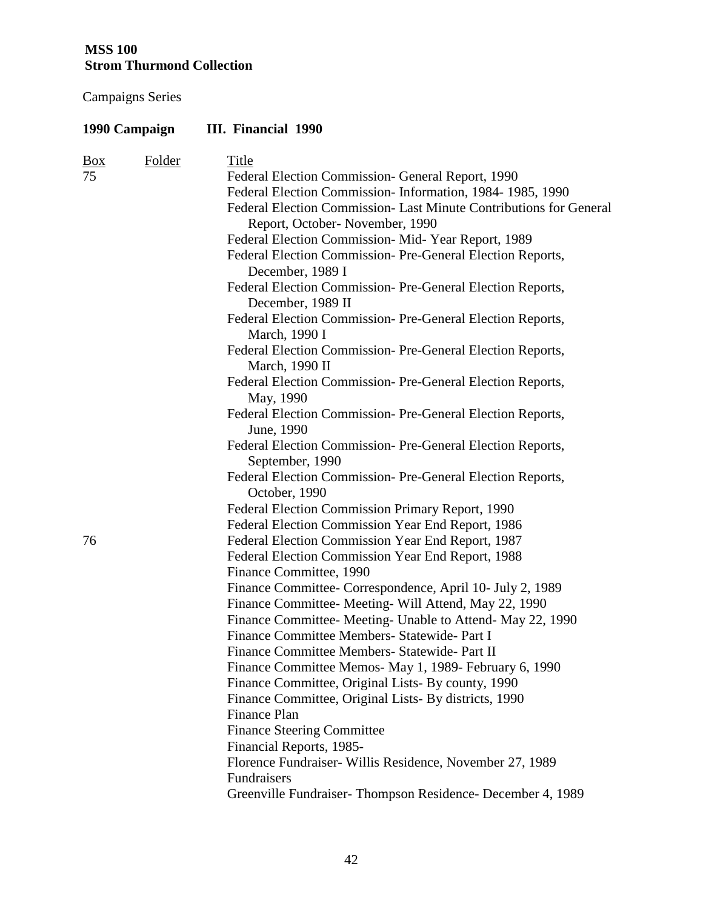**MSS 100**
**Strom Thurmond Collection**

Campaigns Series

**1990 Campaign III. Financial 1990**

| Box | Folder | Title |
|---|---|---|
| 75 | | Federal Election Commission- General Report, 1990 |
| | | Federal Election Commission- Information, 1984- 1985, 1990 |
| | | Federal Election Commission- Last Minute Contributions for General Report, October- November, 1990 |
| | | Federal Election Commission- Mid- Year Report, 1989 |
| | | Federal Election Commission- Pre-General Election Reports, December, 1989 I |
| | | Federal Election Commission- Pre-General Election Reports, December, 1989 II |
| | | Federal Election Commission- Pre-General Election Reports, March, 1990 I |
| | | Federal Election Commission- Pre-General Election Reports, March, 1990 II |
| | | Federal Election Commission- Pre-General Election Reports, May, 1990 |
| | | Federal Election Commission- Pre-General Election Reports, June, 1990 |
| | | Federal Election Commission- Pre-General Election Reports, September, 1990 |
| | | Federal Election Commission- Pre-General Election Reports, October, 1990 |
| | | Federal Election Commission Primary Report, 1990 |
| | | Federal Election Commission Year End Report, 1986 |
| 76 | | Federal Election Commission Year End Report, 1987 |
| | | Federal Election Commission Year End Report, 1988 |
| | | Finance Committee, 1990 |
| | | Finance Committee- Correspondence, April 10- July 2, 1989 |
| | | Finance Committee- Meeting- Will Attend, May 22, 1990 |
| | | Finance Committee- Meeting- Unable to Attend- May 22, 1990 |
| | | Finance Committee Members- Statewide- Part I |
| | | Finance Committee Members- Statewide- Part II |
| | | Finance Committee Memos- May 1, 1989- February 6, 1990 |
| | | Finance Committee, Original Lists- By county, 1990 |
| | | Finance Committee, Original Lists- By districts, 1990 |
| | | Finance Plan |
| | | Finance Steering Committee |
| | | Financial Reports, 1985- |
| | | Florence Fundraiser- Willis Residence, November 27, 1989 |
| | | Fundraisers |
| | | Greenville Fundraiser- Thompson Residence- December 4, 1989 |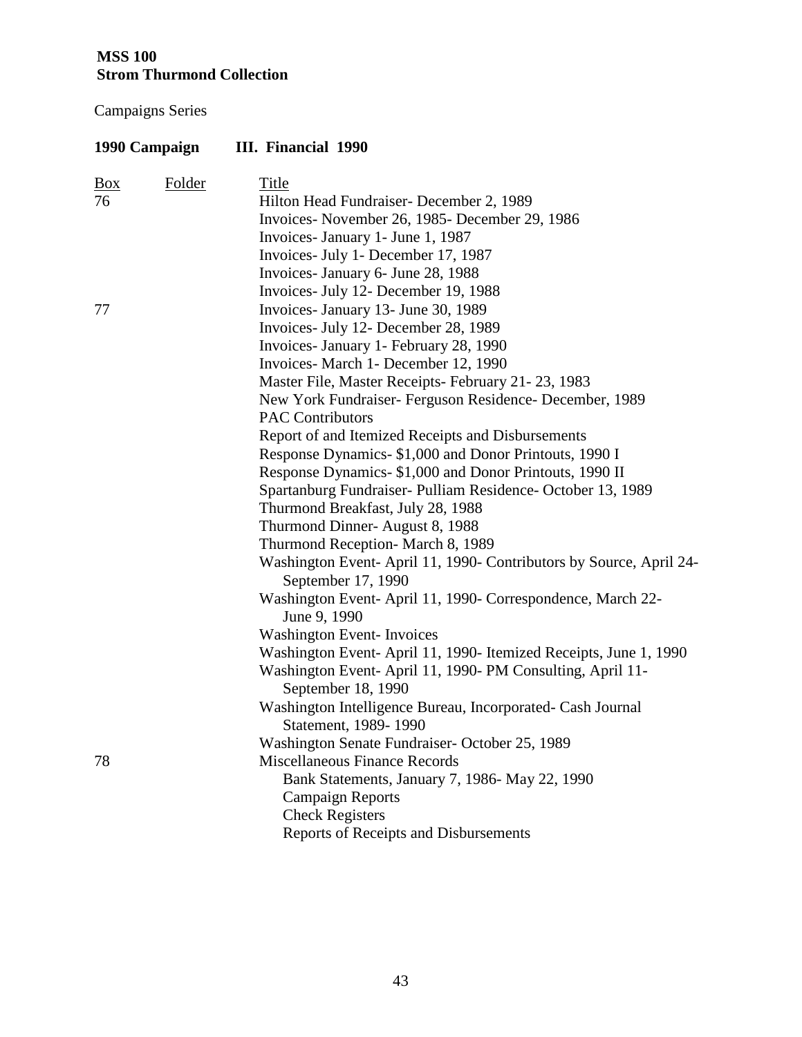**MSS 100**
**Strom Thurmond Collection**

Campaigns Series

**1990 Campaign III. Financial 1990**

| Box | Folder | Title |
|---|---|---|
| 76 | | Hilton Head Fundraiser- December 2, 1989 |
| | | Invoices- November 26, 1985- December 29, 1986 |
| | | Invoices- January 1- June 1, 1987 |
| | | Invoices- July 1- December 17, 1987 |
| | | Invoices- January 6- June 28, 1988 |
| | | Invoices- July 12- December 19, 1988 |
| 77 | | Invoices- January 13- June 30, 1989 |
| | | Invoices- July 12- December 28, 1989 |
| | | Invoices- January 1- February 28, 1990 |
| | | Invoices- March 1- December 12, 1990 |
| | | Master File, Master Receipts- February 21- 23, 1983 |
| | | New York Fundraiser- Ferguson Residence- December, 1989 |
| | | PAC Contributors |
| | | Report of and Itemized Receipts and Disbursements |
| | | Response Dynamics- $1,000 and Donor Printouts, 1990 I |
| | | Response Dynamics- $1,000 and Donor Printouts, 1990 II |
| | | Spartanburg Fundraiser- Pulliam Residence- October 13, 1989 |
| | | Thurmond Breakfast, July 28, 1988 |
| | | Thurmond Dinner- August 8, 1988 |
| | | Thurmond Reception- March 8, 1989 |
| | | Washington Event- April 11, 1990- Contributors by Source, April 24- September 17, 1990 |
| | | Washington Event- April 11, 1990- Correspondence, March 22- June 9, 1990 |
| | | Washington Event- Invoices |
| | | Washington Event- April 11, 1990- Itemized Receipts, June 1, 1990 |
| | | Washington Event- April 11, 1990- PM Consulting, April 11- September 18, 1990 |
| | | Washington Intelligence Bureau, Incorporated- Cash Journal Statement, 1989- 1990 |
| | | Washington Senate Fundraiser- October 25, 1989 |
| 78 | | Miscellaneous Finance Records |
| | | Bank Statements, January 7, 1986- May 22, 1990 |
| | | Campaign Reports |
| | | Check Registers |
| | | Reports of Receipts and Disbursements |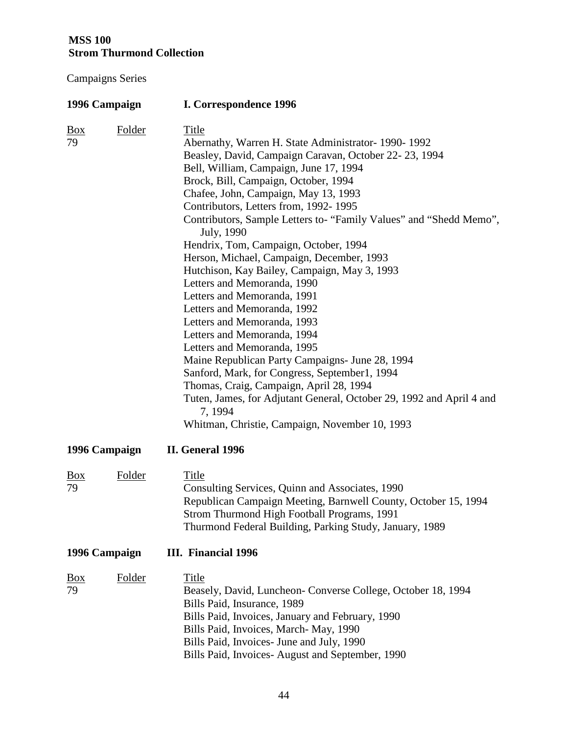**MSS 100**
**Strom Thurmond Collection**

Campaigns Series

**1996 Campaign** **I. Correspondence 1996**

| Box | Folder | Title |
|---|---|---|
| 79 | | Abernathy, Warren H. State Administrator- 1990- 1992 |
| | | Beasley, David, Campaign Caravan, October 22- 23, 1994 |
| | | Bell, William, Campaign, June 17, 1994 |
| | | Brock, Bill, Campaign, October, 1994 |
| | | Chafee, John, Campaign, May 13, 1993 |
| | | Contributors, Letters from, 1992- 1995 |
| | | Contributors, Sample Letters to- "Family Values" and "Shedd Memo", July, 1990 |
| | | Hendrix, Tom, Campaign, October, 1994 |
| | | Herson, Michael, Campaign, December, 1993 |
| | | Hutchison, Kay Bailey, Campaign, May 3, 1993 |
| | | Letters and Memoranda, 1990 |
| | | Letters and Memoranda, 1991 |
| | | Letters and Memoranda, 1992 |
| | | Letters and Memoranda, 1993 |
| | | Letters and Memoranda, 1994 |
| | | Letters and Memoranda, 1995 |
| | | Maine Republican Party Campaigns- June 28, 1994 |
| | | Sanford, Mark, for Congress, September1, 1994 |
| | | Thomas, Craig, Campaign, April 28, 1994 |
| | | Tuten, James, for Adjutant General, October 29, 1992 and April 4 and 7, 1994 |
| | | Whitman, Christie, Campaign, November 10, 1993 |

**1996 Campaign** **II. General 1996**

| Box | Folder | Title |
|---|---|---|
| 79 | | Consulting Services, Quinn and Associates, 1990 |
| | | Republican Campaign Meeting, Barnwell County, October 15, 1994 |
| | | Strom Thurmond High Football Programs, 1991 |
| | | Thurmond Federal Building, Parking Study, January, 1989 |

**1996 Campaign** **III. Financial 1996**

| Box | Folder | Title |
|---|---|---|
| 79 | | Beasely, David, Luncheon- Converse College, October 18, 1994 |
| | | Bills Paid, Insurance, 1989 |
| | | Bills Paid, Invoices, January and February, 1990 |
| | | Bills Paid, Invoices, March- May, 1990 |
| | | Bills Paid, Invoices- June and July, 1990 |
| | | Bills Paid, Invoices- August and September, 1990 |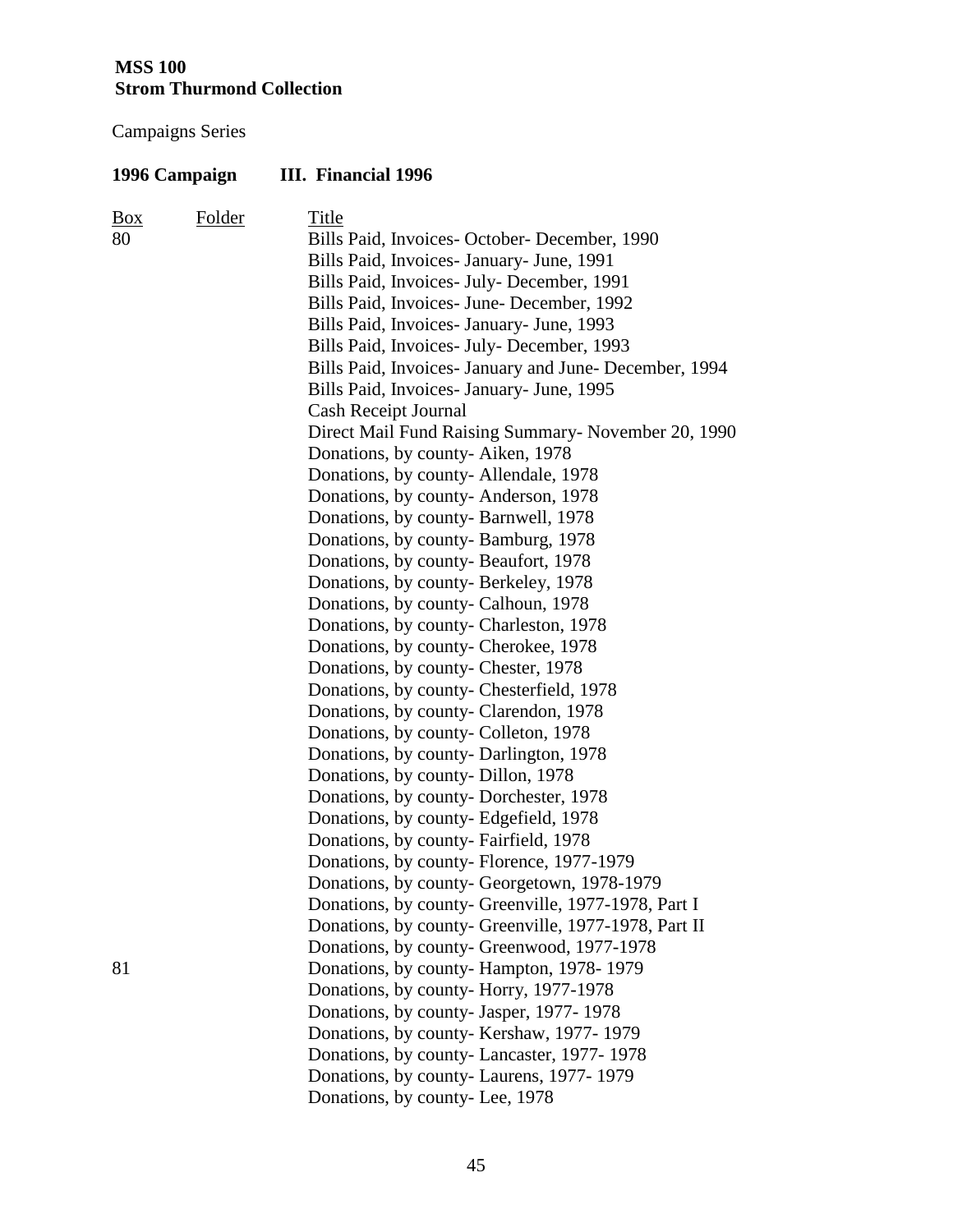**MSS 100**
**Strom Thurmond Collection**

Campaigns Series

**1996 Campaign III. Financial 1996**

| Box | Folder | Title |
|---|---|---|
| 80 | | Bills Paid, Invoices- October- December, 1990 |
| | | Bills Paid, Invoices- January- June, 1991 |
| | | Bills Paid, Invoices- July- December, 1991 |
| | | Bills Paid, Invoices- June- December, 1992 |
| | | Bills Paid, Invoices- January- June, 1993 |
| | | Bills Paid, Invoices- July- December, 1993 |
| | | Bills Paid, Invoices- January and June- December, 1994 |
| | | Bills Paid, Invoices- January- June, 1995 |
| | | Cash Receipt Journal |
| | | Direct Mail Fund Raising Summary- November 20, 1990 |
| | | Donations, by county- Aiken, 1978 |
| | | Donations, by county- Allendale, 1978 |
| | | Donations, by county- Anderson, 1978 |
| | | Donations, by county- Barnwell, 1978 |
| | | Donations, by county- Bamburg, 1978 |
| | | Donations, by county- Beaufort, 1978 |
| | | Donations, by county- Berkeley, 1978 |
| | | Donations, by county- Calhoun, 1978 |
| | | Donations, by county- Charleston, 1978 |
| | | Donations, by county- Cherokee, 1978 |
| | | Donations, by county- Chester, 1978 |
| | | Donations, by county- Chesterfield, 1978 |
| | | Donations, by county- Clarendon, 1978 |
| | | Donations, by county- Colleton, 1978 |
| | | Donations, by county- Darlington, 1978 |
| | | Donations, by county- Dillon, 1978 |
| | | Donations, by county- Dorchester, 1978 |
| | | Donations, by county- Edgefield, 1978 |
| | | Donations, by county- Fairfield, 1978 |
| | | Donations, by county- Florence, 1977-1979 |
| | | Donations, by county- Georgetown, 1978-1979 |
| | | Donations, by county- Greenville, 1977-1978, Part I |
| | | Donations, by county- Greenville, 1977-1978, Part II |
| | | Donations, by county- Greenwood, 1977-1978 |
| 81 | | Donations, by county- Hampton, 1978- 1979 |
| | | Donations, by county- Horry, 1977-1978 |
| | | Donations, by county- Jasper, 1977- 1978 |
| | | Donations, by county- Kershaw, 1977- 1979 |
| | | Donations, by county- Lancaster, 1977- 1978 |
| | | Donations, by county- Laurens, 1977- 1979 |
| | | Donations, by county- Lee, 1978 |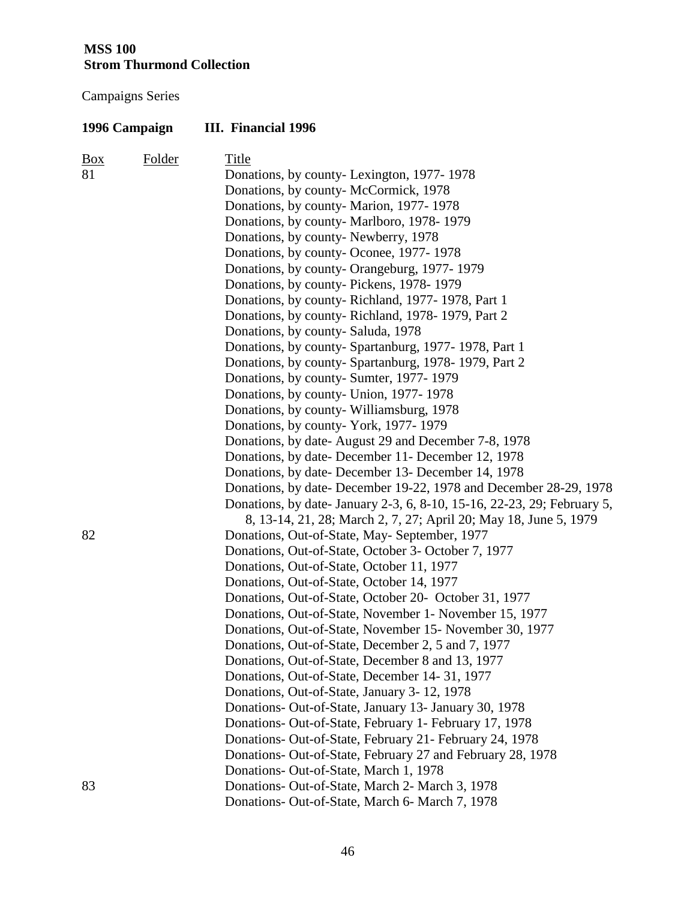**MSS 100**
**Strom Thurmond Collection**

Campaigns Series

**1996 Campaign III. Financial 1996**

| Box | Folder | Title |
|---|---|---|
| 81 | | Donations, by county- Lexington, 1977- 1978 |
| | | Donations, by county- McCormick, 1978 |
| | | Donations, by county- Marion, 1977- 1978 |
| | | Donations, by county- Marlboro, 1978- 1979 |
| | | Donations, by county- Newberry, 1978 |
| | | Donations, by county- Oconee, 1977- 1978 |
| | | Donations, by county- Orangeburg, 1977- 1979 |
| | | Donations, by county- Pickens, 1978- 1979 |
| | | Donations, by county- Richland, 1977- 1978, Part 1 |
| | | Donations, by county- Richland, 1978- 1979, Part 2 |
| | | Donations, by county- Saluda, 1978 |
| | | Donations, by county- Spartanburg, 1977- 1978, Part 1 |
| | | Donations, by county- Spartanburg, 1978- 1979, Part 2 |
| | | Donations, by county- Sumter, 1977- 1979 |
| | | Donations, by county- Union, 1977- 1978 |
| | | Donations, by county- Williamsburg, 1978 |
| | | Donations, by county- York, 1977- 1979 |
| | | Donations, by date- August 29 and December 7-8, 1978 |
| | | Donations, by date- December 11- December 12, 1978 |
| | | Donations, by date- December 13- December 14, 1978 |
| | | Donations, by date- December 19-22, 1978 and December 28-29, 1978 |
| | | Donations, by date- January 2-3, 6, 8-10, 15-16, 22-23, 29; February 5, 8, 13-14, 21, 28; March 2, 7, 27; April 20; May 18, June 5, 1979 |
| 82 | | Donations, Out-of-State, May- September, 1977 |
| | | Donations, Out-of-State, October 3- October 7, 1977 |
| | | Donations, Out-of-State, October 11, 1977 |
| | | Donations, Out-of-State, October 14, 1977 |
| | | Donations, Out-of-State, October 20- October 31, 1977 |
| | | Donations, Out-of-State, November 1- November 15, 1977 |
| | | Donations, Out-of-State, November 15- November 30, 1977 |
| | | Donations, Out-of-State, December 2, 5 and 7, 1977 |
| | | Donations, Out-of-State, December 8 and 13, 1977 |
| | | Donations, Out-of-State, December 14- 31, 1977 |
| | | Donations, Out-of-State, January 3- 12, 1978 |
| | | Donations- Out-of-State, January 13- January 30, 1978 |
| | | Donations- Out-of-State, February 1- February 17, 1978 |
| | | Donations- Out-of-State, February 21- February 24, 1978 |
| | | Donations- Out-of-State, February 27 and February 28, 1978 |
| | | Donations- Out-of-State, March 1, 1978 |
| 83 | | Donations- Out-of-State, March 2- March 3, 1978 |
| | | Donations- Out-of-State, March 6- March 7, 1978 |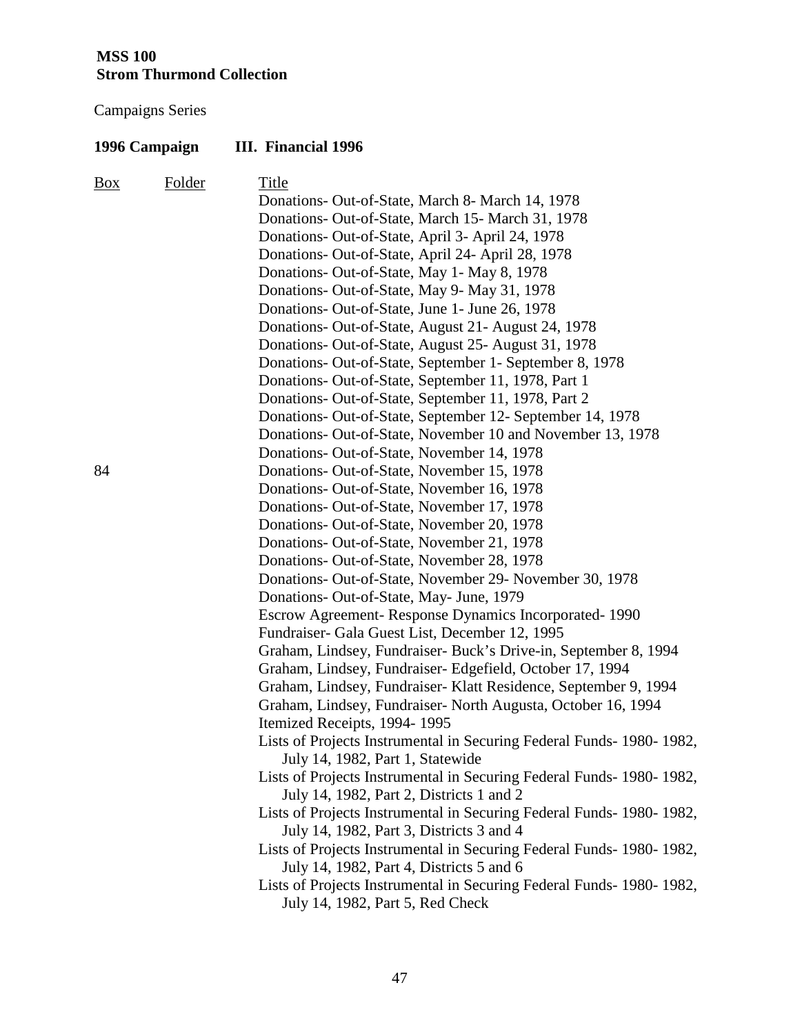**MSS 100**
**Strom Thurmond Collection**

Campaigns Series

**1996 Campaign III. Financial 1996**

| Box | Folder | Title |
|---|---|---|
| | | Donations- Out-of-State, March 8- March 14, 1978 |
| | | Donations- Out-of-State, March 15- March 31, 1978 |
| | | Donations- Out-of-State, April 3- April 24, 1978 |
| | | Donations- Out-of-State, April 24- April 28, 1978 |
| | | Donations- Out-of-State, May 1- May 8, 1978 |
| | | Donations- Out-of-State, May 9- May 31, 1978 |
| | | Donations- Out-of-State, June 1- June 26, 1978 |
| | | Donations- Out-of-State, August 21- August 24, 1978 |
| | | Donations- Out-of-State, August 25- August 31, 1978 |
| | | Donations- Out-of-State, September 1- September 8, 1978 |
| | | Donations- Out-of-State, September 11, 1978, Part 1 |
| | | Donations- Out-of-State, September 11, 1978, Part 2 |
| | | Donations- Out-of-State, September 12- September 14, 1978 |
| | | Donations- Out-of-State, November 10 and November 13, 1978 |
| | | Donations- Out-of-State, November 14, 1978 |
| 84 | | Donations- Out-of-State, November 15, 1978 |
| | | Donations- Out-of-State, November 16, 1978 |
| | | Donations- Out-of-State, November 17, 1978 |
| | | Donations- Out-of-State, November 20, 1978 |
| | | Donations- Out-of-State, November 21, 1978 |
| | | Donations- Out-of-State, November 28, 1978 |
| | | Donations- Out-of-State, November 29- November 30, 1978 |
| | | Donations- Out-of-State, May- June, 1979 |
| | | Escrow Agreement- Response Dynamics Incorporated- 1990 |
| | | Fundraiser- Gala Guest List, December 12, 1995 |
| | | Graham, Lindsey, Fundraiser- Buck's Drive-in, September 8, 1994 |
| | | Graham, Lindsey, Fundraiser- Edgefield, October 17, 1994 |
| | | Graham, Lindsey, Fundraiser- Klatt Residence, September 9, 1994 |
| | | Graham, Lindsey, Fundraiser- North Augusta, October 16, 1994 |
| | | Itemized Receipts, 1994- 1995 |
| | | Lists of Projects Instrumental in Securing Federal Funds- 1980- 1982, July 14, 1982, Part 1, Statewide |
| | | Lists of Projects Instrumental in Securing Federal Funds- 1980- 1982, July 14, 1982, Part 2, Districts 1 and 2 |
| | | Lists of Projects Instrumental in Securing Federal Funds- 1980- 1982, July 14, 1982, Part 3, Districts 3 and 4 |
| | | Lists of Projects Instrumental in Securing Federal Funds- 1980- 1982, July 14, 1982, Part 4, Districts 5 and 6 |
| | | Lists of Projects Instrumental in Securing Federal Funds- 1980- 1982, July 14, 1982, Part 5, Red Check |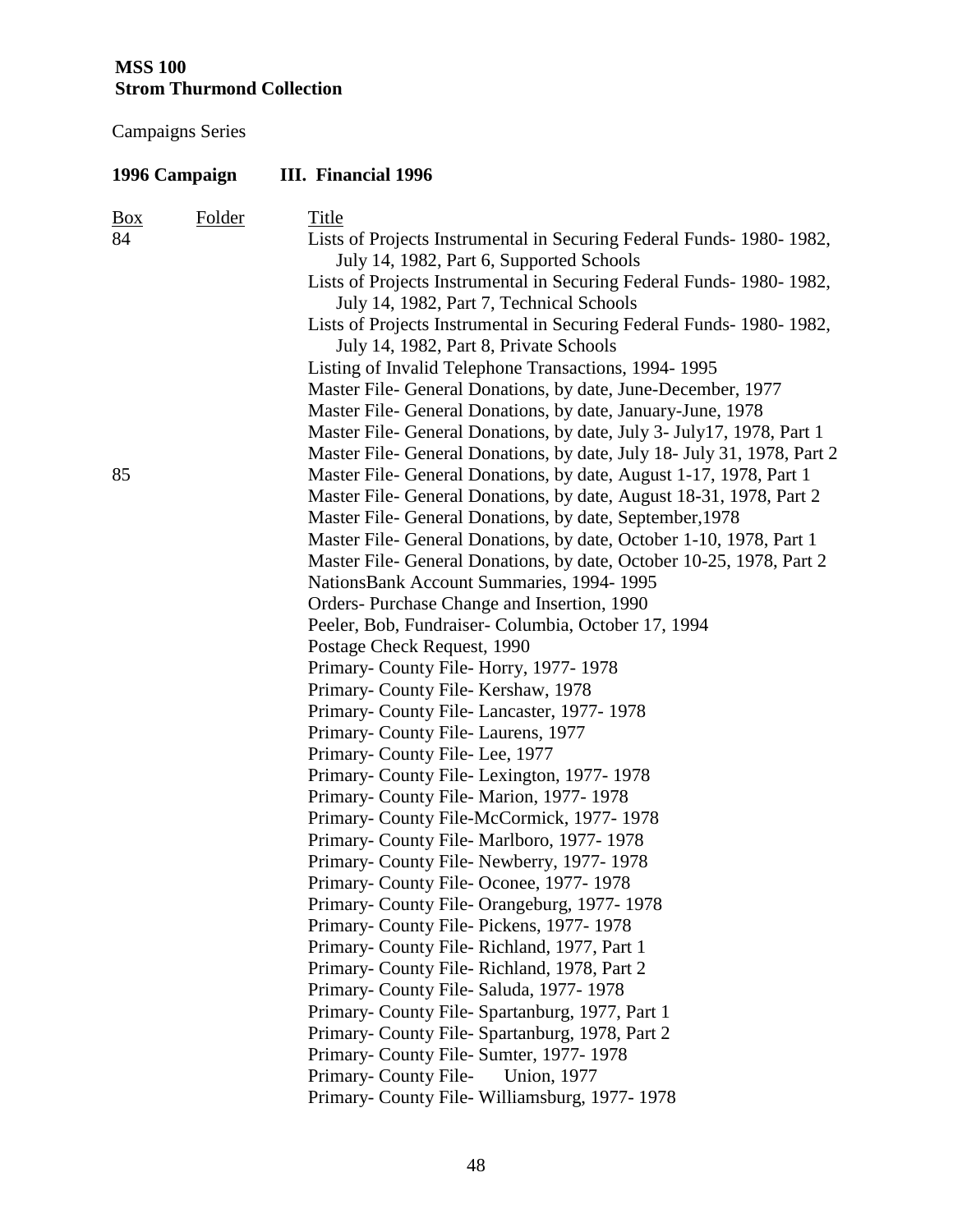**MSS 100**
**Strom Thurmond Collection**

Campaigns Series

**1996 Campaign III. Financial 1996**

| Box | Folder | Title |
|---|---|---|
| 84 | | Lists of Projects Instrumental in Securing Federal Funds- 1980- 1982, July 14, 1982, Part 6, Supported Schools |
| | | Lists of Projects Instrumental in Securing Federal Funds- 1980- 1982, July 14, 1982, Part 7, Technical Schools |
| | | Lists of Projects Instrumental in Securing Federal Funds- 1980- 1982, July 14, 1982, Part 8, Private Schools |
| | | Listing of Invalid Telephone Transactions, 1994- 1995 |
| | | Master File- General Donations, by date, June-December, 1977 |
| | | Master File- General Donations, by date, January-June, 1978 |
| | | Master File- General Donations, by date, July 3- July17, 1978, Part 1 |
| | | Master File- General Donations, by date, July 18- July 31, 1978, Part 2 |
| 85 | | Master File- General Donations, by date, August 1-17, 1978, Part 1 |
| | | Master File- General Donations, by date, August 18-31, 1978, Part 2 |
| | | Master File- General Donations, by date, September,1978 |
| | | Master File- General Donations, by date, October 1-10, 1978, Part 1 |
| | | Master File- General Donations, by date, October 10-25, 1978, Part 2 |
| | | NationsBank Account Summaries, 1994- 1995 |
| | | Orders- Purchase Change and Insertion, 1990 |
| | | Peeler, Bob, Fundraiser- Columbia, October 17, 1994 |
| | | Postage Check Request, 1990 |
| | | Primary- County File- Horry, 1977- 1978 |
| | | Primary- County File- Kershaw, 1978 |
| | | Primary- County File- Lancaster, 1977- 1978 |
| | | Primary- County File- Laurens, 1977 |
| | | Primary- County File- Lee, 1977 |
| | | Primary- County File- Lexington, 1977- 1978 |
| | | Primary- County File- Marion, 1977- 1978 |
| | | Primary- County File-McCormick, 1977- 1978 |
| | | Primary- County File- Marlboro, 1977- 1978 |
| | | Primary- County File- Newberry, 1977- 1978 |
| | | Primary- County File- Oconee, 1977- 1978 |
| | | Primary- County File- Orangeburg, 1977- 1978 |
| | | Primary- County File- Pickens, 1977- 1978 |
| | | Primary- County File- Richland, 1977, Part 1 |
| | | Primary- County File- Richland, 1978, Part 2 |
| | | Primary- County File- Saluda, 1977- 1978 |
| | | Primary- County File- Spartanburg, 1977, Part 1 |
| | | Primary- County File- Spartanburg, 1978, Part 2 |
| | | Primary- County File- Sumter, 1977- 1978 |
| | | Primary- County File- Union, 1977 |
| | | Primary- County File- Williamsburg, 1977- 1978 |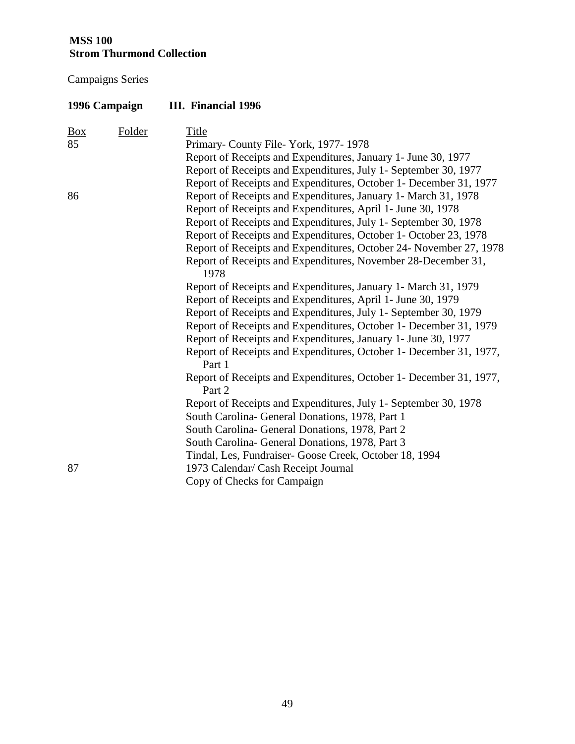**MSS 100**
**Strom Thurmond Collection**

Campaigns Series

**1996 Campaign III. Financial 1996**

| Box | Folder | Title |
|---|---|---|
| 85 | | Primary- County File- York, 1977- 1978 |
| | | Report of Receipts and Expenditures, January 1- June 30, 1977 |
| | | Report of Receipts and Expenditures, July 1- September 30, 1977 |
| | | Report of Receipts and Expenditures, October 1- December 31, 1977 |
| 86 | | Report of Receipts and Expenditures, January 1- March 31, 1978 |
| | | Report of Receipts and Expenditures, April 1- June 30, 1978 |
| | | Report of Receipts and Expenditures, July 1- September 30, 1978 |
| | | Report of Receipts and Expenditures, October 1- October 23, 1978 |
| | | Report of Receipts and Expenditures, October 24- November 27, 1978 |
| | | Report of Receipts and Expenditures, November 28-December 31, 1978 |
| | | Report of Receipts and Expenditures, January 1- March 31, 1979 |
| | | Report of Receipts and Expenditures, April 1- June 30, 1979 |
| | | Report of Receipts and Expenditures, July 1- September 30, 1979 |
| | | Report of Receipts and Expenditures, October 1- December 31, 1979 |
| | | Report of Receipts and Expenditures, January 1- June 30, 1977 |
| | | Report of Receipts and Expenditures, October 1- December 31, 1977, Part 1 |
| | | Report of Receipts and Expenditures, October 1- December 31, 1977, Part 2 |
| | | Report of Receipts and Expenditures, July 1- September 30, 1978 |
| | | South Carolina- General Donations, 1978, Part 1 |
| | | South Carolina- General Donations, 1978, Part 2 |
| | | South Carolina- General Donations, 1978, Part 3 |
| | | Tindal, Les, Fundraiser- Goose Creek, October 18, 1994 |
| 87 | | 1973 Calendar/ Cash Receipt Journal |
| | | Copy of Checks for Campaign |